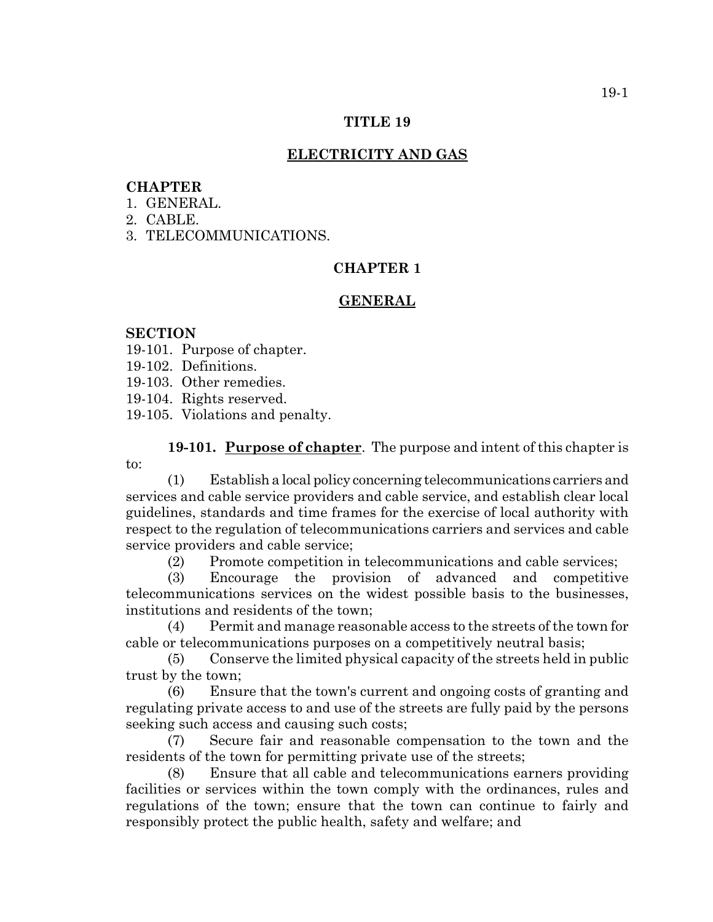# TITLE 19

## ELECTRICITY AND GAS

**CHAPTER**

1. GENERAL.
2. CABLE.
3. TELECOMMUNICATIONS.

## CHAPTER 1

## GENERAL

**SECTION**

19-101. Purpose of chapter.
19-102. Definitions.
19-103. Other remedies.
19-104. Rights reserved.
19-105. Violations and penalty.

**19-101. Purpose of chapter**. The purpose and intent of this chapter is to:

(1) Establish a local policy concerning telecommunications carriers and services and cable service providers and cable service, and establish clear local guidelines, standards and time frames for the exercise of local authority with respect to the regulation of telecommunications carriers and services and cable service providers and cable service;

(2) Promote competition in telecommunications and cable services;

(3) Encourage the provision of advanced and competitive telecommunications services on the widest possible basis to the businesses, institutions and residents of the town;

(4) Permit and manage reasonable access to the streets of the town for cable or telecommunications purposes on a competitively neutral basis;

(5) Conserve the limited physical capacity of the streets held in public trust by the town;

(6) Ensure that the town's current and ongoing costs of granting and regulating private access to and use of the streets are fully paid by the persons seeking such access and causing such costs;

(7) Secure fair and reasonable compensation to the town and the residents of the town for permitting private use of the streets;

(8) Ensure that all cable and telecommunications earners providing facilities or services within the town comply with the ordinances, rules and regulations of the town; ensure that the town can continue to fairly and responsibly protect the public health, safety and welfare; and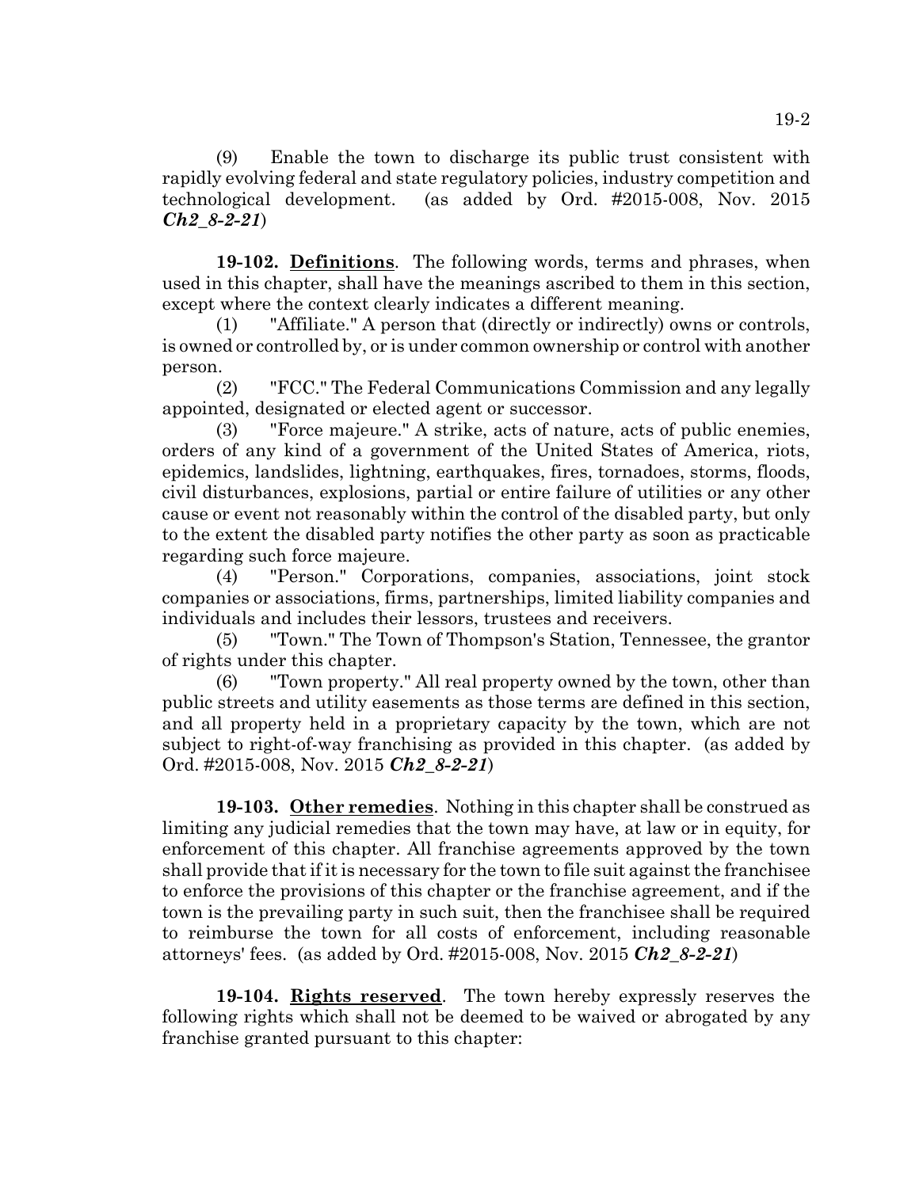(9) Enable the town to discharge its public trust consistent with rapidly evolving federal and state regulatory policies, industry competition and technological development. (as added by Ord. #2015-008, Nov. 2015 ***Ch2_8-2-21***)

**19-102. Definitions**. The following words, terms and phrases, when used in this chapter, shall have the meanings ascribed to them in this section, except where the context clearly indicates a different meaning.

(1) "Affiliate." A person that (directly or indirectly) owns or controls, is owned or controlled by, or is under common ownership or control with another person.

(2) "FCC." The Federal Communications Commission and any legally appointed, designated or elected agent or successor.

(3) "Force majeure." A strike, acts of nature, acts of public enemies, orders of any kind of a government of the United States of America, riots, epidemics, landslides, lightning, earthquakes, fires, tornadoes, storms, floods, civil disturbances, explosions, partial or entire failure of utilities or any other cause or event not reasonably within the control of the disabled party, but only to the extent the disabled party notifies the other party as soon as practicable regarding such force majeure.

(4) "Person." Corporations, companies, associations, joint stock companies or associations, firms, partnerships, limited liability companies and individuals and includes their lessors, trustees and receivers.

(5) "Town." The Town of Thompson's Station, Tennessee, the grantor of rights under this chapter.

(6) "Town property." All real property owned by the town, other than public streets and utility easements as those terms are defined in this section, and all property held in a proprietary capacity by the town, which are not subject to right-of-way franchising as provided in this chapter. (as added by Ord. #2015-008, Nov. 2015 ***Ch2_8-2-21***)

**19-103. Other remedies**. Nothing in this chapter shall be construed as limiting any judicial remedies that the town may have, at law or in equity, for enforcement of this chapter. All franchise agreements approved by the town shall provide that if it is necessary for the town to file suit against the franchisee to enforce the provisions of this chapter or the franchise agreement, and if the town is the prevailing party in such suit, then the franchisee shall be required to reimburse the town for all costs of enforcement, including reasonable attorneys' fees. (as added by Ord. #2015-008, Nov. 2015 ***Ch2_8-2-21***)

**19-104. Rights reserved**. The town hereby expressly reserves the following rights which shall not be deemed to be waived or abrogated by any franchise granted pursuant to this chapter: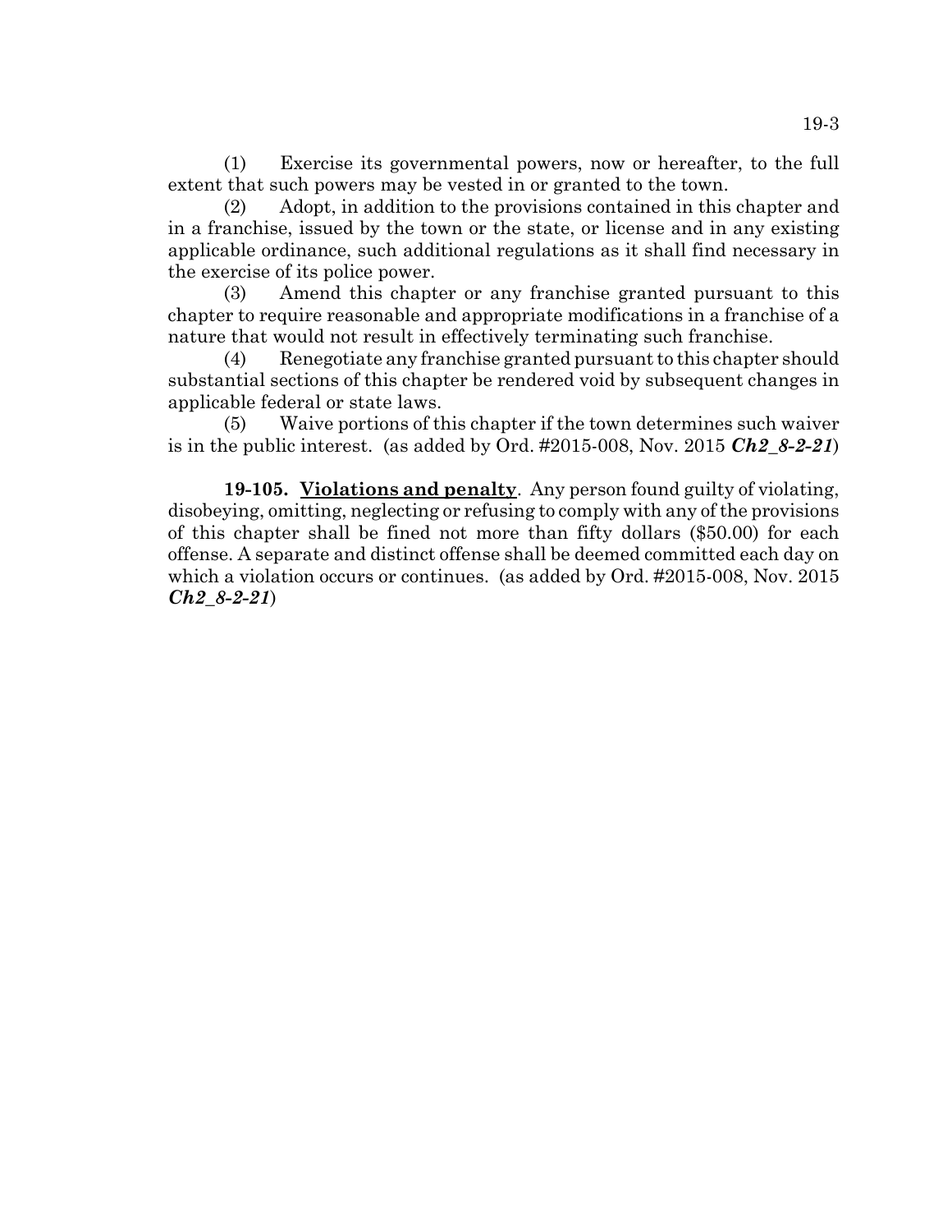(1) Exercise its governmental powers, now or hereafter, to the full extent that such powers may be vested in or granted to the town.

(2) Adopt, in addition to the provisions contained in this chapter and in a franchise, issued by the town or the state, or license and in any existing applicable ordinance, such additional regulations as it shall find necessary in the exercise of its police power.

(3) Amend this chapter or any franchise granted pursuant to this chapter to require reasonable and appropriate modifications in a franchise of a nature that would not result in effectively terminating such franchise.

(4) Renegotiate any franchise granted pursuant to this chapter should substantial sections of this chapter be rendered void by subsequent changes in applicable federal or state laws.

(5) Waive portions of this chapter if the town determines such waiver is in the public interest. (as added by Ord. #2015-008, Nov. 2015 ***Ch2_8-2-21***)

**19-105. Violations and penalty**. Any person found guilty of violating, disobeying, omitting, neglecting or refusing to comply with any of the provisions of this chapter shall be fined not more than fifty dollars ($50.00) for each offense. A separate and distinct offense shall be deemed committed each day on which a violation occurs or continues. (as added by Ord. #2015-008, Nov. 2015 ***Ch2_8-2-21***)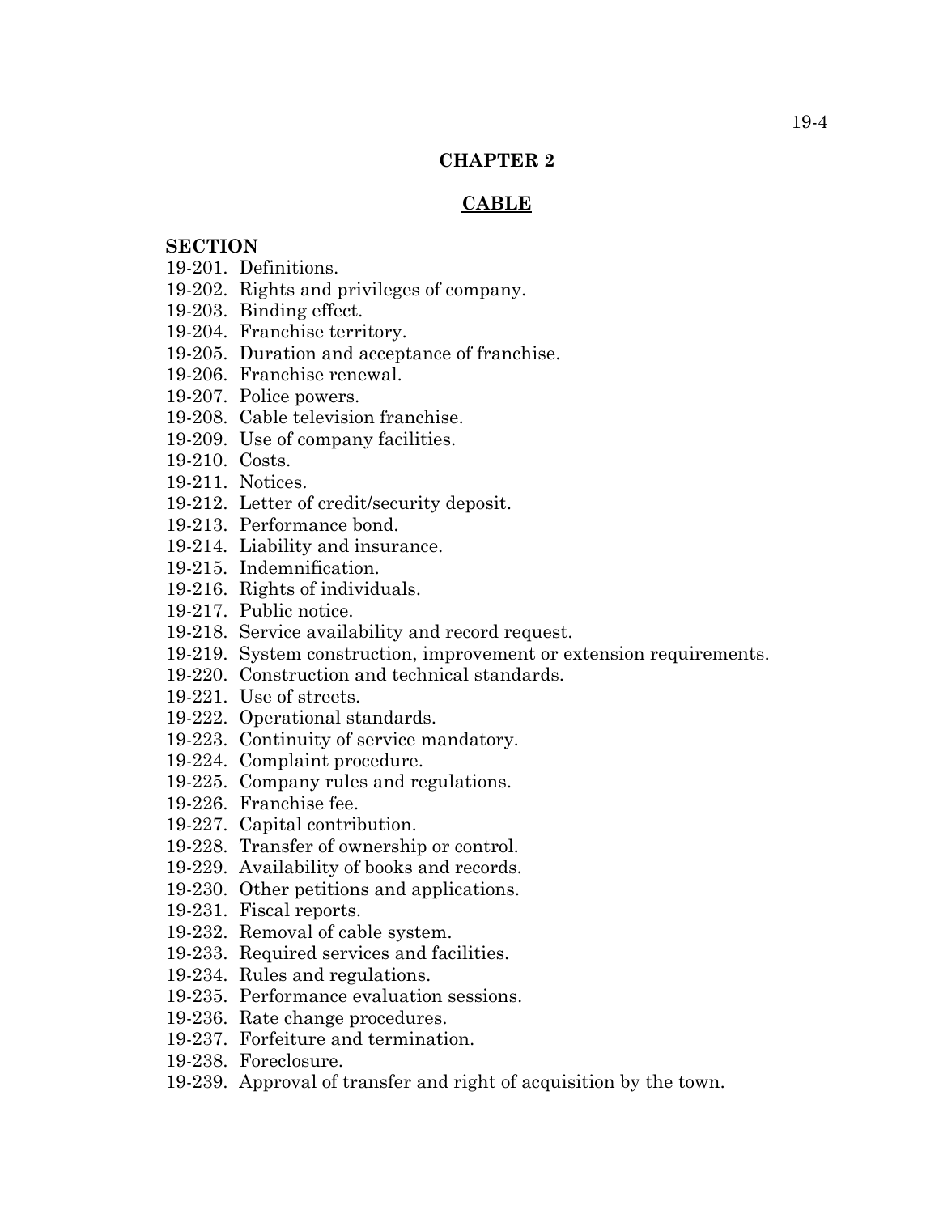# CHAPTER 2

## CABLE

**SECTION**

19-201. Definitions.
19-202. Rights and privileges of company.
19-203. Binding effect.
19-204. Franchise territory.
19-205. Duration and acceptance of franchise.
19-206. Franchise renewal.
19-207. Police powers.
19-208. Cable television franchise.
19-209. Use of company facilities.
19-210. Costs.
19-211. Notices.
19-212. Letter of credit/security deposit.
19-213. Performance bond.
19-214. Liability and insurance.
19-215. Indemnification.
19-216. Rights of individuals.
19-217. Public notice.
19-218. Service availability and record request.
19-219. System construction, improvement or extension requirements.
19-220. Construction and technical standards.
19-221. Use of streets.
19-222. Operational standards.
19-223. Continuity of service mandatory.
19-224. Complaint procedure.
19-225. Company rules and regulations.
19-226. Franchise fee.
19-227. Capital contribution.
19-228. Transfer of ownership or control.
19-229. Availability of books and records.
19-230. Other petitions and applications.
19-231. Fiscal reports.
19-232. Removal of cable system.
19-233. Required services and facilities.
19-234. Rules and regulations.
19-235. Performance evaluation sessions.
19-236. Rate change procedures.
19-237. Forfeiture and termination.
19-238. Foreclosure.
19-239. Approval of transfer and right of acquisition by the town.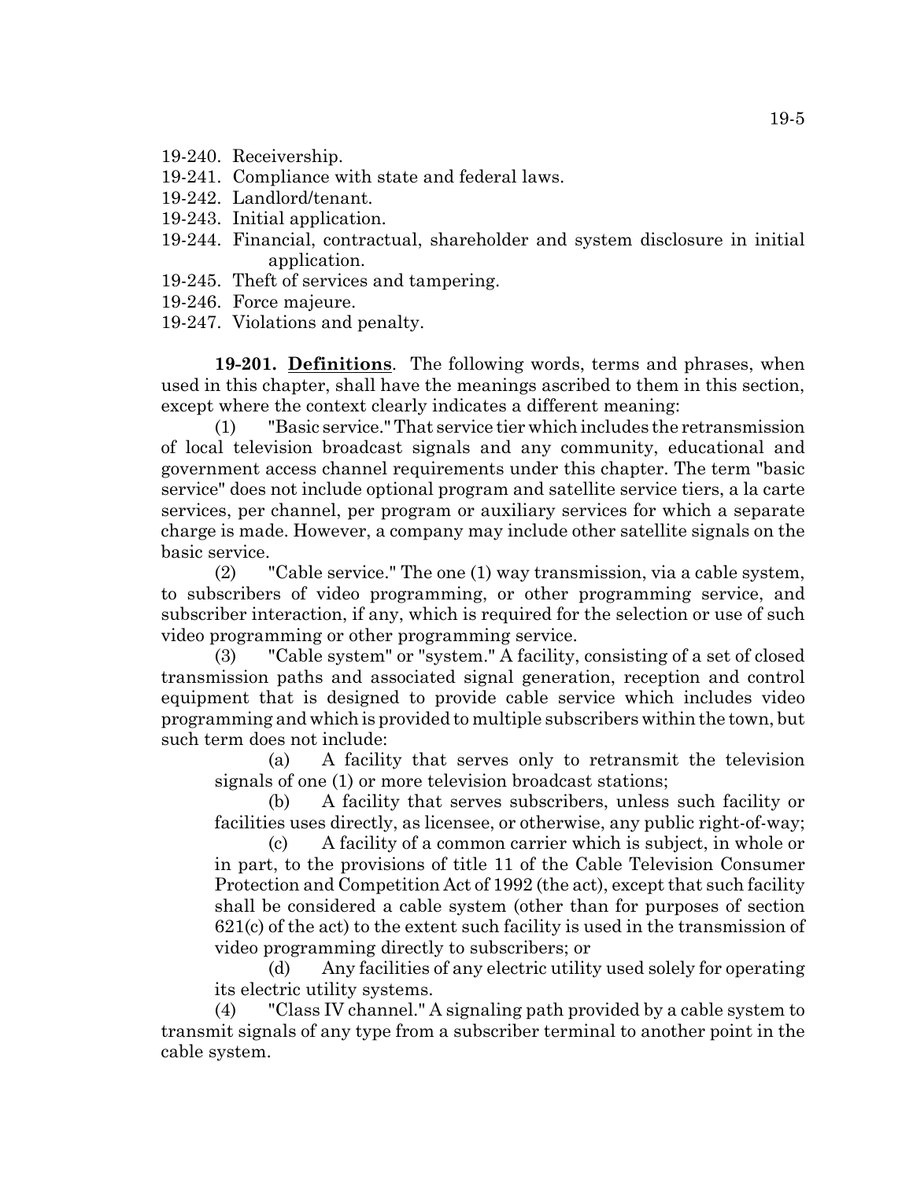19-240. Receivership.
19-241. Compliance with state and federal laws.
19-242. Landlord/tenant.
19-243. Initial application.
19-244. Financial, contractual, shareholder and system disclosure in initial application.
19-245. Theft of services and tampering.
19-246. Force majeure.
19-247. Violations and penalty.

**19-201. Definitions**. The following words, terms and phrases, when used in this chapter, shall have the meanings ascribed to them in this section, except where the context clearly indicates a different meaning:

(1) "Basic service." That service tier which includes the retransmission of local television broadcast signals and any community, educational and government access channel requirements under this chapter. The term "basic service" does not include optional program and satellite service tiers, a la carte services, per channel, per program or auxiliary services for which a separate charge is made. However, a company may include other satellite signals on the basic service.

(2) "Cable service." The one (1) way transmission, via a cable system, to subscribers of video programming, or other programming service, and subscriber interaction, if any, which is required for the selection or use of such video programming or other programming service.

(3) "Cable system" or "system." A facility, consisting of a set of closed transmission paths and associated signal generation, reception and control equipment that is designed to provide cable service which includes video programming and which is provided to multiple subscribers within the town, but such term does not include:

(a) A facility that serves only to retransmit the television signals of one (1) or more television broadcast stations;

(b) A facility that serves subscribers, unless such facility or facilities uses directly, as licensee, or otherwise, any public right-of-way;

(c) A facility of a common carrier which is subject, in whole or in part, to the provisions of title 11 of the Cable Television Consumer Protection and Competition Act of 1992 (the act), except that such facility shall be considered a cable system (other than for purposes of section 621(c) of the act) to the extent such facility is used in the transmission of video programming directly to subscribers; or

(d) Any facilities of any electric utility used solely for operating its electric utility systems.

(4) "Class IV channel." A signaling path provided by a cable system to transmit signals of any type from a subscriber terminal to another point in the cable system.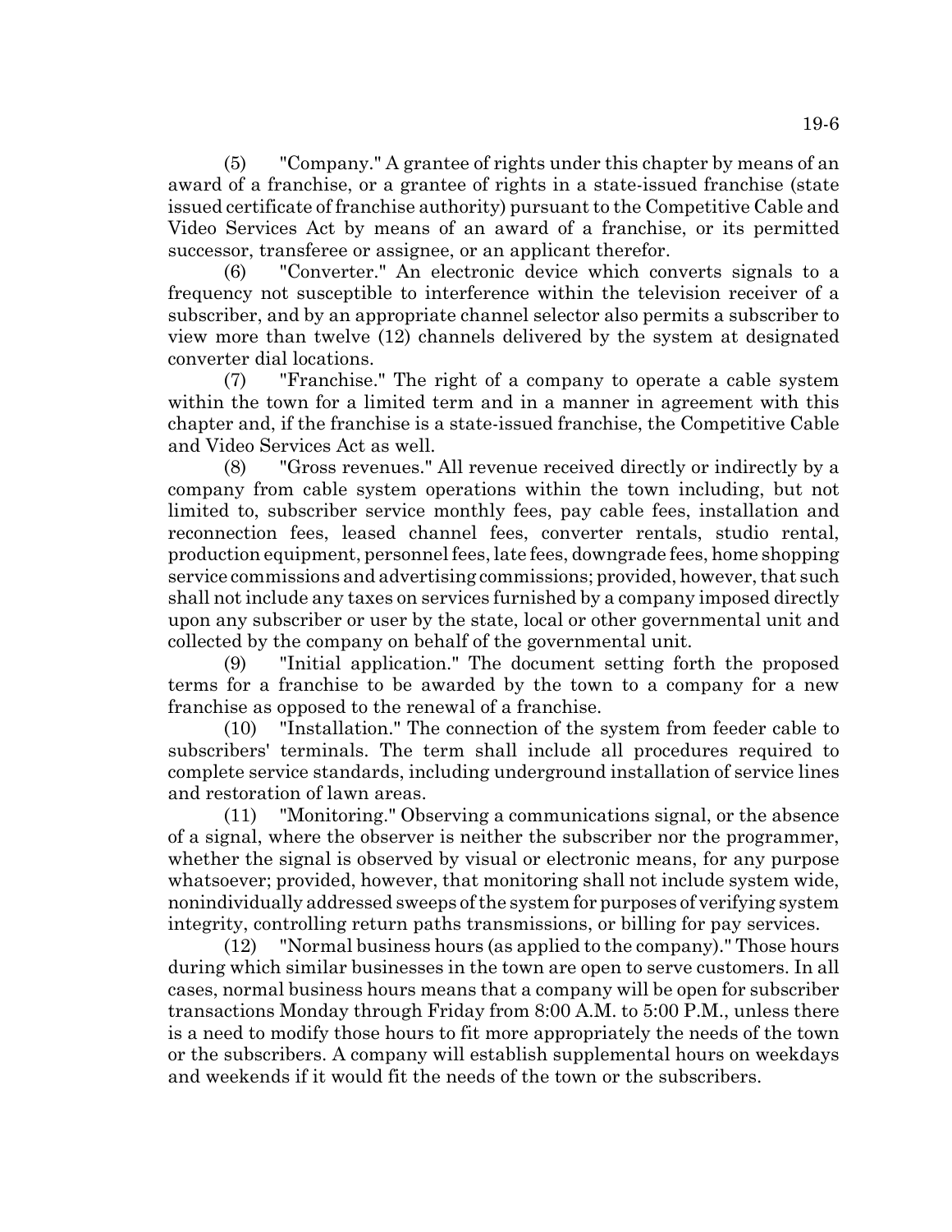(5) "Company." A grantee of rights under this chapter by means of an award of a franchise, or a grantee of rights in a state-issued franchise (state issued certificate of franchise authority) pursuant to the Competitive Cable and Video Services Act by means of an award of a franchise, or its permitted successor, transferee or assignee, or an applicant therefor.

(6) "Converter." An electronic device which converts signals to a frequency not susceptible to interference within the television receiver of a subscriber, and by an appropriate channel selector also permits a subscriber to view more than twelve (12) channels delivered by the system at designated converter dial locations.

(7) "Franchise." The right of a company to operate a cable system within the town for a limited term and in a manner in agreement with this chapter and, if the franchise is a state-issued franchise, the Competitive Cable and Video Services Act as well.

(8) "Gross revenues." All revenue received directly or indirectly by a company from cable system operations within the town including, but not limited to, subscriber service monthly fees, pay cable fees, installation and reconnection fees, leased channel fees, converter rentals, studio rental, production equipment, personnel fees, late fees, downgrade fees, home shopping service commissions and advertising commissions; provided, however, that such shall not include any taxes on services furnished by a company imposed directly upon any subscriber or user by the state, local or other governmental unit and collected by the company on behalf of the governmental unit.

(9) "Initial application." The document setting forth the proposed terms for a franchise to be awarded by the town to a company for a new franchise as opposed to the renewal of a franchise.

(10) "Installation." The connection of the system from feeder cable to subscribers' terminals. The term shall include all procedures required to complete service standards, including underground installation of service lines and restoration of lawn areas.

(11) "Monitoring." Observing a communications signal, or the absence of a signal, where the observer is neither the subscriber nor the programmer, whether the signal is observed by visual or electronic means, for any purpose whatsoever; provided, however, that monitoring shall not include system wide, nonindividually addressed sweeps of the system for purposes of verifying system integrity, controlling return paths transmissions, or billing for pay services.

(12) "Normal business hours (as applied to the company)." Those hours during which similar businesses in the town are open to serve customers. In all cases, normal business hours means that a company will be open for subscriber transactions Monday through Friday from 8:00 A.M. to 5:00 P.M., unless there is a need to modify those hours to fit more appropriately the needs of the town or the subscribers. A company will establish supplemental hours on weekdays and weekends if it would fit the needs of the town or the subscribers.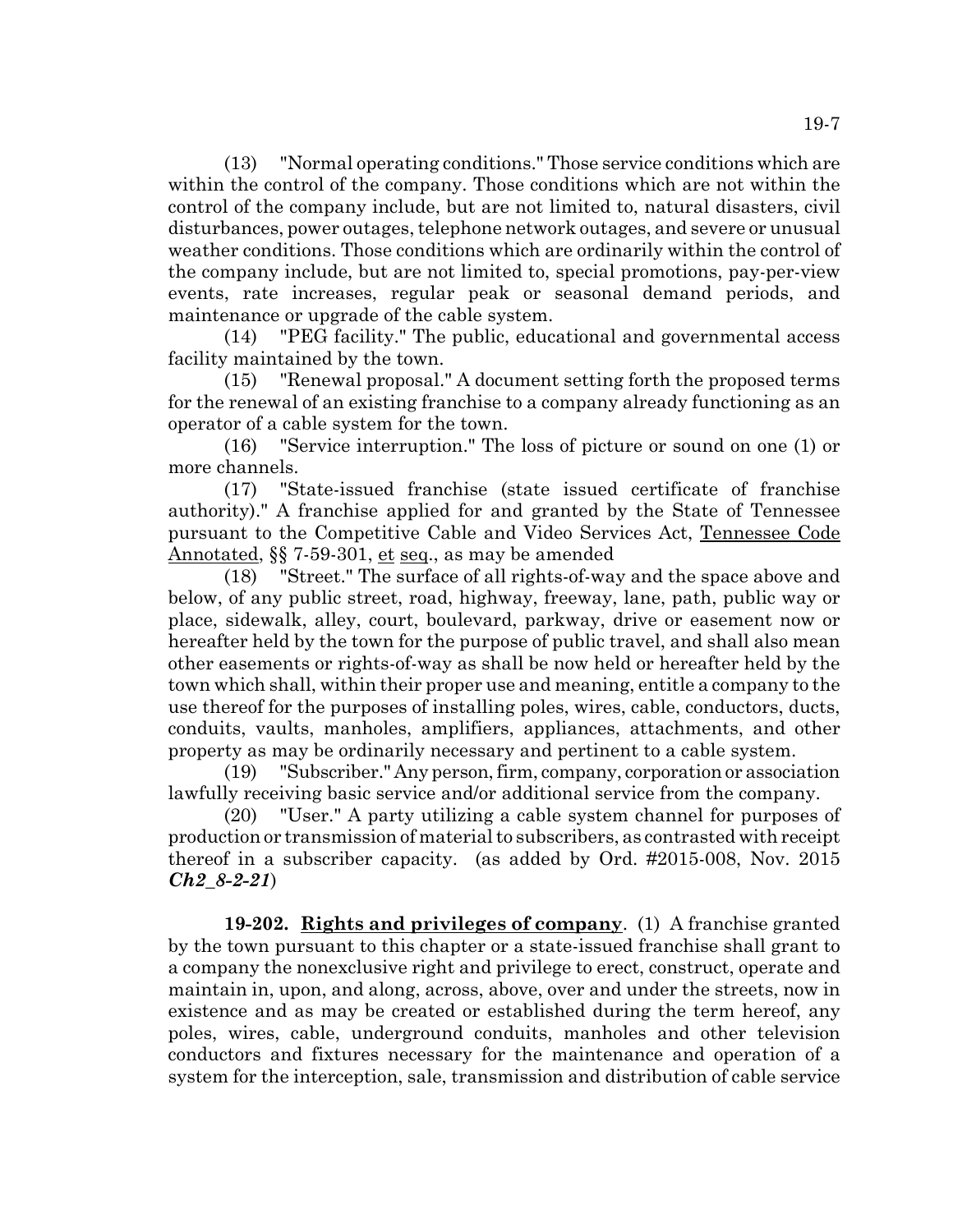(13) "Normal operating conditions." Those service conditions which are within the control of the company. Those conditions which are not within the control of the company include, but are not limited to, natural disasters, civil disturbances, power outages, telephone network outages, and severe or unusual weather conditions. Those conditions which are ordinarily within the control of the company include, but are not limited to, special promotions, pay-per-view events, rate increases, regular peak or seasonal demand periods, and maintenance or upgrade of the cable system.

(14) "PEG facility." The public, educational and governmental access facility maintained by the town.

(15) "Renewal proposal." A document setting forth the proposed terms for the renewal of an existing franchise to a company already functioning as an operator of a cable system for the town.

(16) "Service interruption." The loss of picture or sound on one (1) or more channels.

(17) "State-issued franchise (state issued certificate of franchise authority)." A franchise applied for and granted by the State of Tennessee pursuant to the Competitive Cable and Video Services Act, Tennessee Code Annotated, §§ 7-59-301, et seq., as may be amended

(18) "Street." The surface of all rights-of-way and the space above and below, of any public street, road, highway, freeway, lane, path, public way or place, sidewalk, alley, court, boulevard, parkway, drive or easement now or hereafter held by the town for the purpose of public travel, and shall also mean other easements or rights-of-way as shall be now held or hereafter held by the town which shall, within their proper use and meaning, entitle a company to the use thereof for the purposes of installing poles, wires, cable, conductors, ducts, conduits, vaults, manholes, amplifiers, appliances, attachments, and other property as may be ordinarily necessary and pertinent to a cable system.

(19) "Subscriber." Any person, firm, company, corporation or association lawfully receiving basic service and/or additional service from the company.

(20) "User." A party utilizing a cable system channel for purposes of production or transmission of material to subscribers, as contrasted with receipt thereof in a subscriber capacity. (as added by Ord. #2015-008, Nov. 2015 ***Ch2_8-2-21***)

**19-202. Rights and privileges of company**. (1) A franchise granted by the town pursuant to this chapter or a state-issued franchise shall grant to a company the nonexclusive right and privilege to erect, construct, operate and maintain in, upon, and along, across, above, over and under the streets, now in existence and as may be created or established during the term hereof, any poles, wires, cable, underground conduits, manholes and other television conductors and fixtures necessary for the maintenance and operation of a system for the interception, sale, transmission and distribution of cable service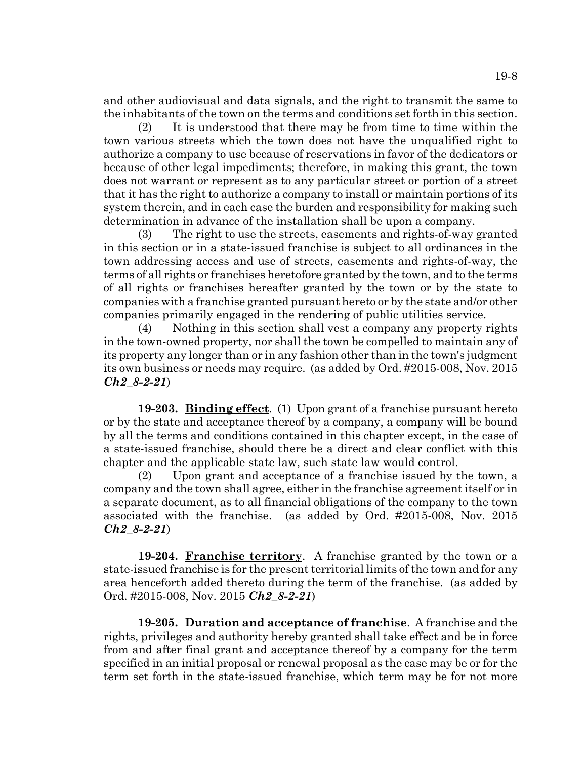and other audiovisual and data signals, and the right to transmit the same to the inhabitants of the town on the terms and conditions set forth in this section.

(2) It is understood that there may be from time to time within the town various streets which the town does not have the unqualified right to authorize a company to use because of reservations in favor of the dedicators or because of other legal impediments; therefore, in making this grant, the town does not warrant or represent as to any particular street or portion of a street that it has the right to authorize a company to install or maintain portions of its system therein, and in each case the burden and responsibility for making such determination in advance of the installation shall be upon a company.

(3) The right to use the streets, easements and rights-of-way granted in this section or in a state-issued franchise is subject to all ordinances in the town addressing access and use of streets, easements and rights-of-way, the terms of all rights or franchises heretofore granted by the town, and to the terms of all rights or franchises hereafter granted by the town or by the state to companies with a franchise granted pursuant hereto or by the state and/or other companies primarily engaged in the rendering of public utilities service.

(4) Nothing in this section shall vest a company any property rights in the town-owned property, nor shall the town be compelled to maintain any of its property any longer than or in any fashion other than in the town's judgment its own business or needs may require. (as added by Ord. #2015-008, Nov. 2015 ***Ch2_8-2-21***)

**19-203. Binding effect**. (1) Upon grant of a franchise pursuant hereto or by the state and acceptance thereof by a company, a company will be bound by all the terms and conditions contained in this chapter except, in the case of a state-issued franchise, should there be a direct and clear conflict with this chapter and the applicable state law, such state law would control.

(2) Upon grant and acceptance of a franchise issued by the town, a company and the town shall agree, either in the franchise agreement itself or in a separate document, as to all financial obligations of the company to the town associated with the franchise. (as added by Ord. #2015-008, Nov. 2015 ***Ch2_8-2-21***)

**19-204. Franchise territory**. A franchise granted by the town or a state-issued franchise is for the present territorial limits of the town and for any area henceforth added thereto during the term of the franchise. (as added by Ord. #2015-008, Nov. 2015 ***Ch2_8-2-21***)

**19-205. Duration and acceptance of franchise**. A franchise and the rights, privileges and authority hereby granted shall take effect and be in force from and after final grant and acceptance thereof by a company for the term specified in an initial proposal or renewal proposal as the case may be or for the term set forth in the state-issued franchise, which term may be for not more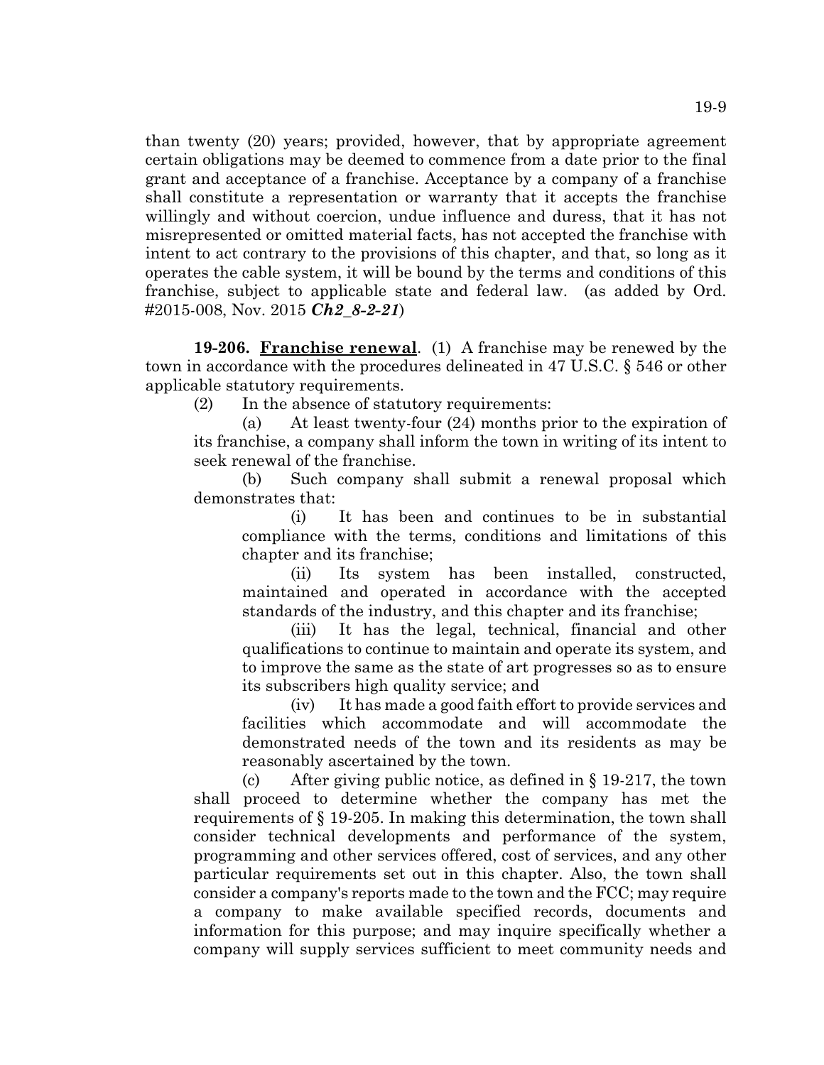than twenty (20) years; provided, however, that by appropriate agreement certain obligations may be deemed to commence from a date prior to the final grant and acceptance of a franchise. Acceptance by a company of a franchise shall constitute a representation or warranty that it accepts the franchise willingly and without coercion, undue influence and duress, that it has not misrepresented or omitted material facts, has not accepted the franchise with intent to act contrary to the provisions of this chapter, and that, so long as it operates the cable system, it will be bound by the terms and conditions of this franchise, subject to applicable state and federal law. (as added by Ord. #2015-008, Nov. 2015 ***Ch2_8-2-21***)

**19-206. Franchise renewal**. (1) A franchise may be renewed by the town in accordance with the procedures delineated in 47 U.S.C. § 546 or other applicable statutory requirements.

(2) In the absence of statutory requirements:

(a) At least twenty-four (24) months prior to the expiration of its franchise, a company shall inform the town in writing of its intent to seek renewal of the franchise.

(b) Such company shall submit a renewal proposal which demonstrates that:

(i) It has been and continues to be in substantial compliance with the terms, conditions and limitations of this chapter and its franchise;

(ii) Its system has been installed, constructed, maintained and operated in accordance with the accepted standards of the industry, and this chapter and its franchise;

(iii) It has the legal, technical, financial and other qualifications to continue to maintain and operate its system, and to improve the same as the state of art progresses so as to ensure its subscribers high quality service; and

(iv) It has made a good faith effort to provide services and facilities which accommodate and will accommodate the demonstrated needs of the town and its residents as may be reasonably ascertained by the town.

(c) After giving public notice, as defined in § 19-217, the town shall proceed to determine whether the company has met the requirements of § 19-205. In making this determination, the town shall consider technical developments and performance of the system, programming and other services offered, cost of services, and any other particular requirements set out in this chapter. Also, the town shall consider a company's reports made to the town and the FCC; may require a company to make available specified records, documents and information for this purpose; and may inquire specifically whether a company will supply services sufficient to meet community needs and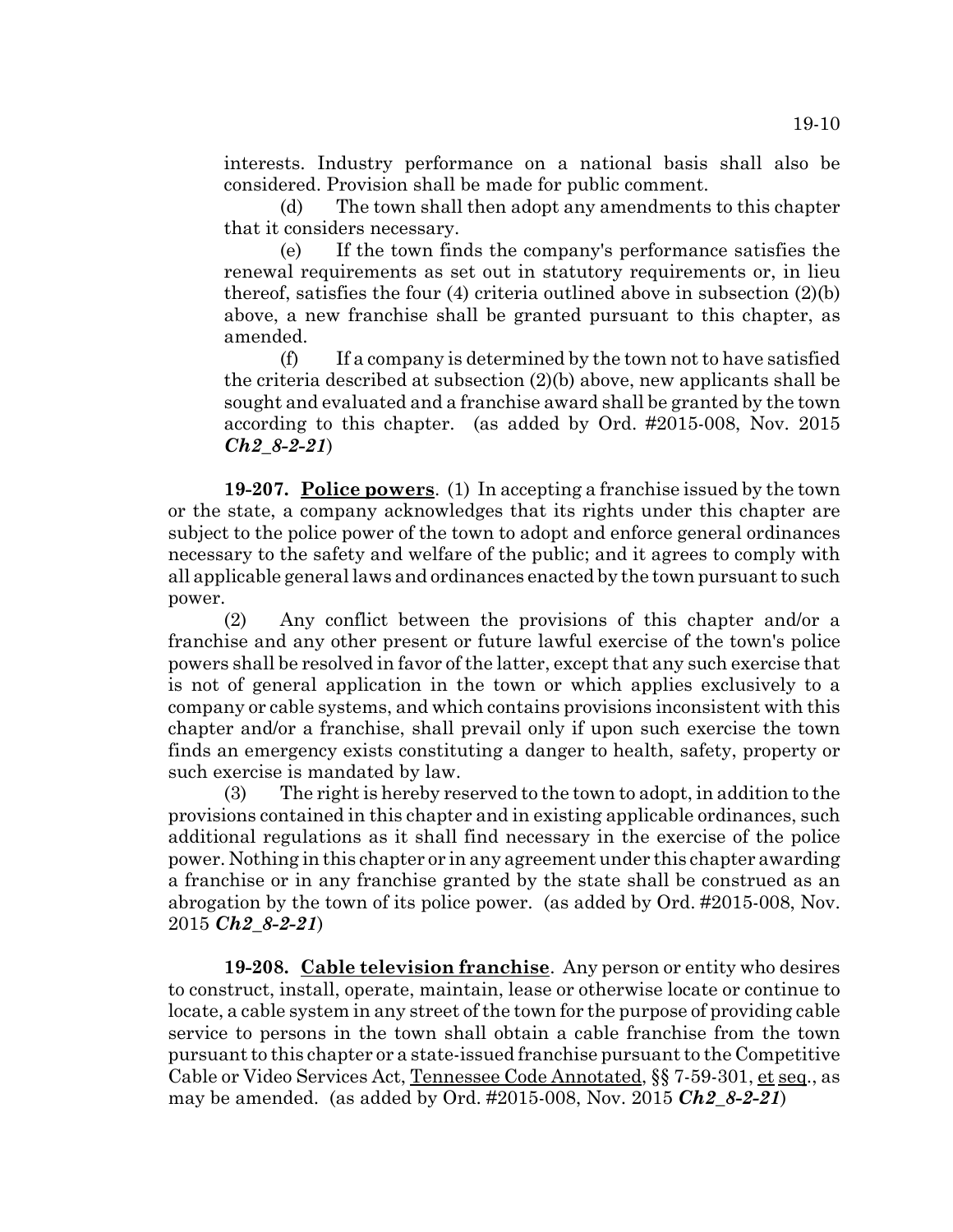interests. Industry performance on a national basis shall also be considered. Provision shall be made for public comment.

(d) The town shall then adopt any amendments to this chapter that it considers necessary.

(e) If the town finds the company's performance satisfies the renewal requirements as set out in statutory requirements or, in lieu thereof, satisfies the four (4) criteria outlined above in subsection (2)(b) above, a new franchise shall be granted pursuant to this chapter, as amended.

(f) If a company is determined by the town not to have satisfied the criteria described at subsection (2)(b) above, new applicants shall be sought and evaluated and a franchise award shall be granted by the town according to this chapter. (as added by Ord. #2015-008, Nov. 2015 ***Ch2_8-2-21***)

**19-207. Police powers**. (1) In accepting a franchise issued by the town or the state, a company acknowledges that its rights under this chapter are subject to the police power of the town to adopt and enforce general ordinances necessary to the safety and welfare of the public; and it agrees to comply with all applicable general laws and ordinances enacted by the town pursuant to such power.

(2) Any conflict between the provisions of this chapter and/or a franchise and any other present or future lawful exercise of the town's police powers shall be resolved in favor of the latter, except that any such exercise that is not of general application in the town or which applies exclusively to a company or cable systems, and which contains provisions inconsistent with this chapter and/or a franchise, shall prevail only if upon such exercise the town finds an emergency exists constituting a danger to health, safety, property or such exercise is mandated by law.

(3) The right is hereby reserved to the town to adopt, in addition to the provisions contained in this chapter and in existing applicable ordinances, such additional regulations as it shall find necessary in the exercise of the police power. Nothing in this chapter or in any agreement under this chapter awarding a franchise or in any franchise granted by the state shall be construed as an abrogation by the town of its police power. (as added by Ord. #2015-008, Nov. 2015 ***Ch2_8-2-21***)

**19-208. Cable television franchise**. Any person or entity who desires to construct, install, operate, maintain, lease or otherwise locate or continue to locate, a cable system in any street of the town for the purpose of providing cable service to persons in the town shall obtain a cable franchise from the town pursuant to this chapter or a state-issued franchise pursuant to the Competitive Cable or Video Services Act, Tennessee Code Annotated, §§ 7-59-301, et seq., as may be amended. (as added by Ord. #2015-008, Nov. 2015 ***Ch2_8-2-21***)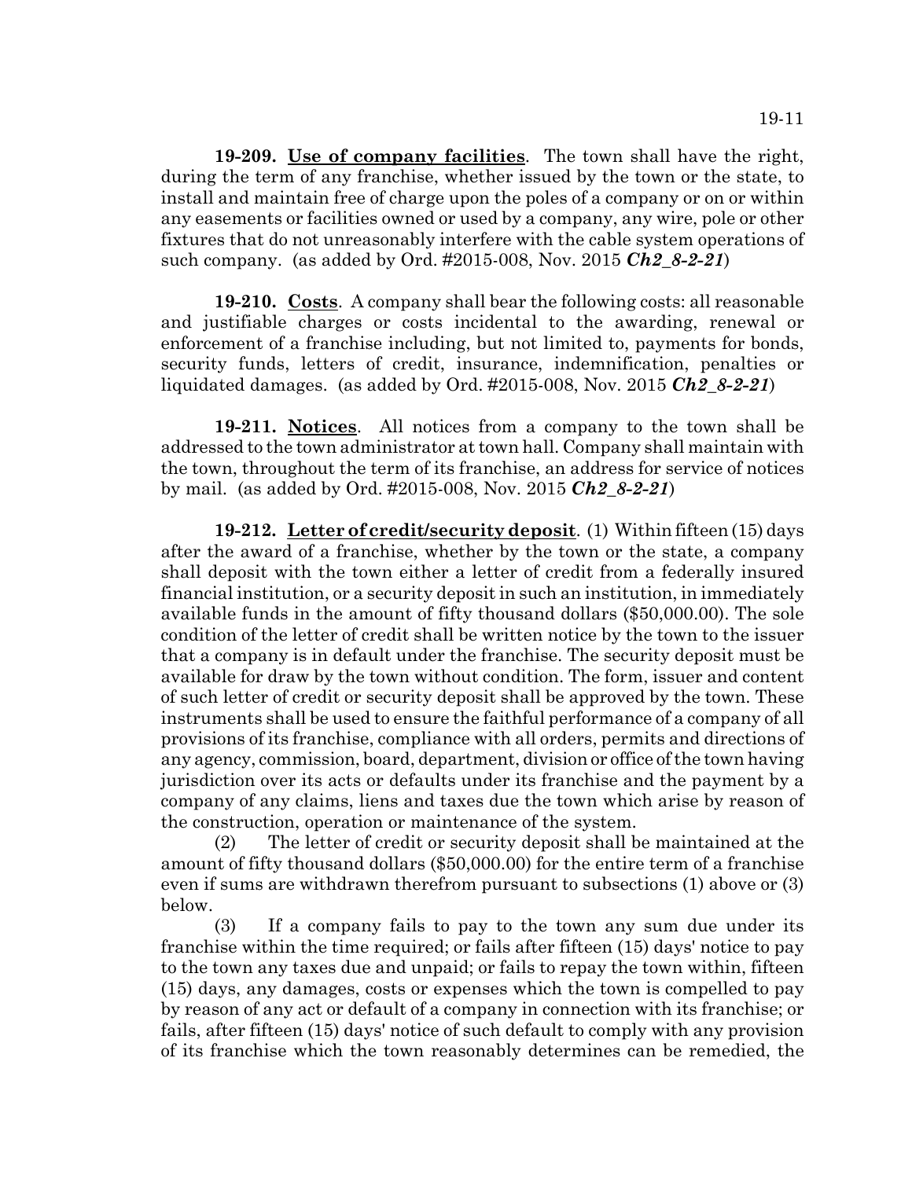**19-209. Use of company facilities**. The town shall have the right, during the term of any franchise, whether issued by the town or the state, to install and maintain free of charge upon the poles of a company or on or within any easements or facilities owned or used by a company, any wire, pole or other fixtures that do not unreasonably interfere with the cable system operations of such company. (as added by Ord. #2015-008, Nov. 2015 ***Ch2_8-2-21***)

**19-210. Costs**. A company shall bear the following costs: all reasonable and justifiable charges or costs incidental to the awarding, renewal or enforcement of a franchise including, but not limited to, payments for bonds, security funds, letters of credit, insurance, indemnification, penalties or liquidated damages. (as added by Ord. #2015-008, Nov. 2015 ***Ch2_8-2-21***)

**19-211. Notices**. All notices from a company to the town shall be addressed to the town administrator at town hall. Company shall maintain with the town, throughout the term of its franchise, an address for service of notices by mail. (as added by Ord. #2015-008, Nov. 2015 ***Ch2_8-2-21***)

**19-212. Letter of credit/security deposit**. (1) Within fifteen (15) days after the award of a franchise, whether by the town or the state, a company shall deposit with the town either a letter of credit from a federally insured financial institution, or a security deposit in such an institution, in immediately available funds in the amount of fifty thousand dollars ($50,000.00). The sole condition of the letter of credit shall be written notice by the town to the issuer that a company is in default under the franchise. The security deposit must be available for draw by the town without condition. The form, issuer and content of such letter of credit or security deposit shall be approved by the town. These instruments shall be used to ensure the faithful performance of a company of all provisions of its franchise, compliance with all orders, permits and directions of any agency, commission, board, department, division or office of the town having jurisdiction over its acts or defaults under its franchise and the payment by a company of any claims, liens and taxes due the town which arise by reason of the construction, operation or maintenance of the system.

(2) The letter of credit or security deposit shall be maintained at the amount of fifty thousand dollars ($50,000.00) for the entire term of a franchise even if sums are withdrawn therefrom pursuant to subsections (1) above or (3) below.

(3) If a company fails to pay to the town any sum due under its franchise within the time required; or fails after fifteen (15) days' notice to pay to the town any taxes due and unpaid; or fails to repay the town within, fifteen (15) days, any damages, costs or expenses which the town is compelled to pay by reason of any act or default of a company in connection with its franchise; or fails, after fifteen (15) days' notice of such default to comply with any provision of its franchise which the town reasonably determines can be remedied, the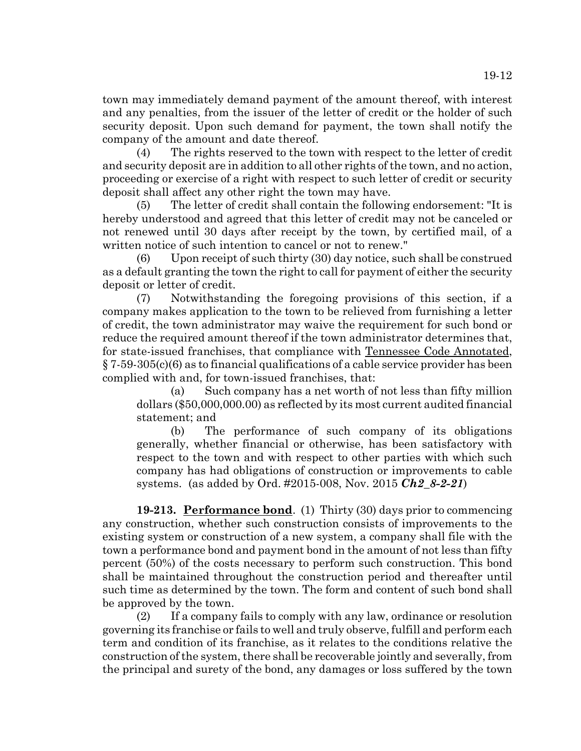town may immediately demand payment of the amount thereof, with interest and any penalties, from the issuer of the letter of credit or the holder of such security deposit. Upon such demand for payment, the town shall notify the company of the amount and date thereof.

(4) The rights reserved to the town with respect to the letter of credit and security deposit are in addition to all other rights of the town, and no action, proceeding or exercise of a right with respect to such letter of credit or security deposit shall affect any other right the town may have.

(5) The letter of credit shall contain the following endorsement: "It is hereby understood and agreed that this letter of credit may not be canceled or not renewed until 30 days after receipt by the town, by certified mail, of a written notice of such intention to cancel or not to renew."

(6) Upon receipt of such thirty (30) day notice, such shall be construed as a default granting the town the right to call for payment of either the security deposit or letter of credit.

(7) Notwithstanding the foregoing provisions of this section, if a company makes application to the town to be relieved from furnishing a letter of credit, the town administrator may waive the requirement for such bond or reduce the required amount thereof if the town administrator determines that, for state-issued franchises, that compliance with Tennessee Code Annotated, § 7-59-305(c)(6) as to financial qualifications of a cable service provider has been complied with and, for town-issued franchises, that:

(a) Such company has a net worth of not less than fifty million dollars ($50,000,000.00) as reflected by its most current audited financial statement; and

(b) The performance of such company of its obligations generally, whether financial or otherwise, has been satisfactory with respect to the town and with respect to other parties with which such company has had obligations of construction or improvements to cable systems. (as added by Ord. #2015-008, Nov. 2015 ***Ch2_8-2-21***)

**19-213. Performance bond**. (1) Thirty (30) days prior to commencing any construction, whether such construction consists of improvements to the existing system or construction of a new system, a company shall file with the town a performance bond and payment bond in the amount of not less than fifty percent (50%) of the costs necessary to perform such construction. This bond shall be maintained throughout the construction period and thereafter until such time as determined by the town. The form and content of such bond shall be approved by the town.

(2) If a company fails to comply with any law, ordinance or resolution governing its franchise or fails to well and truly observe, fulfill and perform each term and condition of its franchise, as it relates to the conditions relative the construction of the system, there shall be recoverable jointly and severally, from the principal and surety of the bond, any damages or loss suffered by the town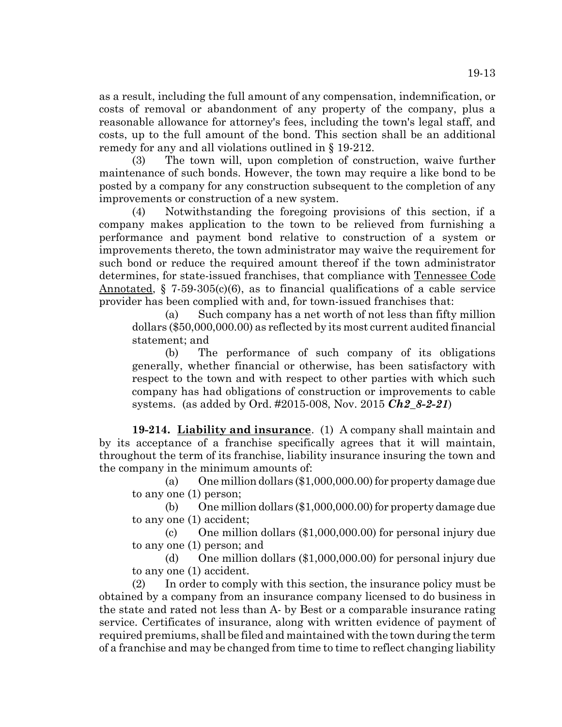as a result, including the full amount of any compensation, indemnification, or costs of removal or abandonment of any property of the company, plus a reasonable allowance for attorney's fees, including the town's legal staff, and costs, up to the full amount of the bond. This section shall be an additional remedy for any and all violations outlined in § 19-212.

(3) The town will, upon completion of construction, waive further maintenance of such bonds. However, the town may require a like bond to be posted by a company for any construction subsequent to the completion of any improvements or construction of a new system.

(4) Notwithstanding the foregoing provisions of this section, if a company makes application to the town to be relieved from furnishing a performance and payment bond relative to construction of a system or improvements thereto, the town administrator may waive the requirement for such bond or reduce the required amount thereof if the town administrator determines, for state-issued franchises, that compliance with Tennessee Code Annotated, § 7-59-305(c)(6), as to financial qualifications of a cable service provider has been complied with and, for town-issued franchises that:

(a) Such company has a net worth of not less than fifty million dollars ($50,000,000.00) as reflected by its most current audited financial statement; and

(b) The performance of such company of its obligations generally, whether financial or otherwise, has been satisfactory with respect to the town and with respect to other parties with which such company has had obligations of construction or improvements to cable systems. (as added by Ord. #2015-008, Nov. 2015 ***Ch2_8-2-21***)

**19-214. Liability and insurance**. (1) A company shall maintain and by its acceptance of a franchise specifically agrees that it will maintain, throughout the term of its franchise, liability insurance insuring the town and the company in the minimum amounts of:

(a) One million dollars ($1,000,000.00) for property damage due to any one (1) person;

(b) One million dollars ($1,000,000.00) for property damage due to any one (1) accident;

(c) One million dollars ($1,000,000.00) for personal injury due to any one (1) person; and

(d) One million dollars ($1,000,000.00) for personal injury due to any one (1) accident.

(2) In order to comply with this section, the insurance policy must be obtained by a company from an insurance company licensed to do business in the state and rated not less than A- by Best or a comparable insurance rating service. Certificates of insurance, along with written evidence of payment of required premiums, shall be filed and maintained with the town during the term of a franchise and may be changed from time to time to reflect changing liability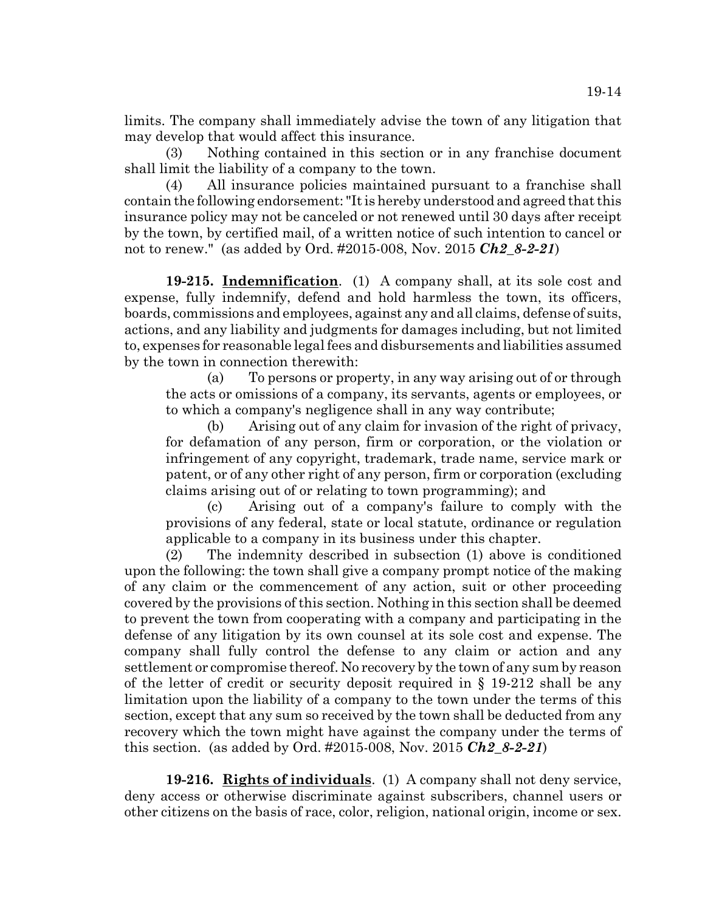limits. The company shall immediately advise the town of any litigation that may develop that would affect this insurance.

(3) Nothing contained in this section or in any franchise document shall limit the liability of a company to the town.

(4) All insurance policies maintained pursuant to a franchise shall contain the following endorsement: "It is hereby understood and agreed that this insurance policy may not be canceled or not renewed until 30 days after receipt by the town, by certified mail, of a written notice of such intention to cancel or not to renew." (as added by Ord. #2015-008, Nov. 2015 ***Ch2_8-2-21***)

**19-215. Indemnification**. (1) A company shall, at its sole cost and expense, fully indemnify, defend and hold harmless the town, its officers, boards, commissions and employees, against any and all claims, defense of suits, actions, and any liability and judgments for damages including, but not limited to, expenses for reasonable legal fees and disbursements and liabilities assumed by the town in connection therewith:

(a) To persons or property, in any way arising out of or through the acts or omissions of a company, its servants, agents or employees, or to which a company's negligence shall in any way contribute;

(b) Arising out of any claim for invasion of the right of privacy, for defamation of any person, firm or corporation, or the violation or infringement of any copyright, trademark, trade name, service mark or patent, or of any other right of any person, firm or corporation (excluding claims arising out of or relating to town programming); and

(c) Arising out of a company's failure to comply with the provisions of any federal, state or local statute, ordinance or regulation applicable to a company in its business under this chapter.

(2) The indemnity described in subsection (1) above is conditioned upon the following: the town shall give a company prompt notice of the making of any claim or the commencement of any action, suit or other proceeding covered by the provisions of this section. Nothing in this section shall be deemed to prevent the town from cooperating with a company and participating in the defense of any litigation by its own counsel at its sole cost and expense. The company shall fully control the defense to any claim or action and any settlement or compromise thereof. No recovery by the town of any sum by reason of the letter of credit or security deposit required in § 19-212 shall be any limitation upon the liability of a company to the town under the terms of this section, except that any sum so received by the town shall be deducted from any recovery which the town might have against the company under the terms of this section. (as added by Ord. #2015-008, Nov. 2015 ***Ch2_8-2-21***)

**19-216. Rights of individuals**. (1) A company shall not deny service, deny access or otherwise discriminate against subscribers, channel users or other citizens on the basis of race, color, religion, national origin, income or sex.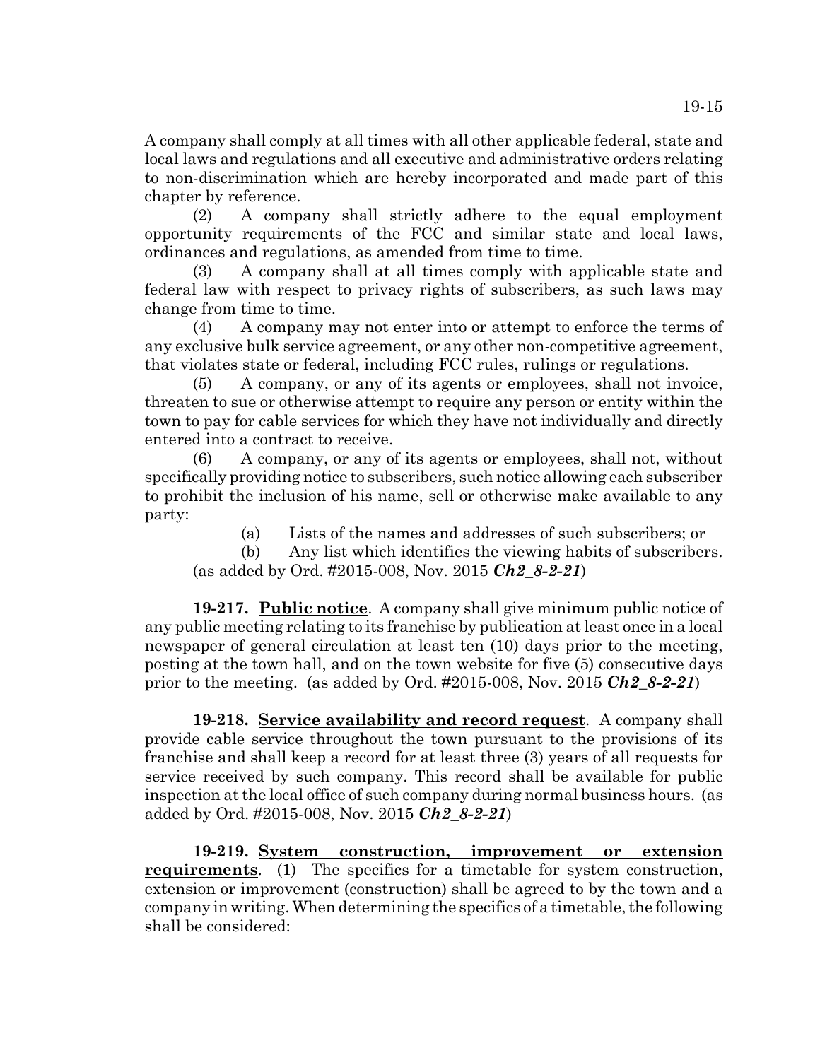A company shall comply at all times with all other applicable federal, state and local laws and regulations and all executive and administrative orders relating to non-discrimination which are hereby incorporated and made part of this chapter by reference.

(2) A company shall strictly adhere to the equal employment opportunity requirements of the FCC and similar state and local laws, ordinances and regulations, as amended from time to time.

(3) A company shall at all times comply with applicable state and federal law with respect to privacy rights of subscribers, as such laws may change from time to time.

(4) A company may not enter into or attempt to enforce the terms of any exclusive bulk service agreement, or any other non-competitive agreement, that violates state or federal, including FCC rules, rulings or regulations.

(5) A company, or any of its agents or employees, shall not invoice, threaten to sue or otherwise attempt to require any person or entity within the town to pay for cable services for which they have not individually and directly entered into a contract to receive.

(6) A company, or any of its agents or employees, shall not, without specifically providing notice to subscribers, such notice allowing each subscriber to prohibit the inclusion of his name, sell or otherwise make available to any party:

(a) Lists of the names and addresses of such subscribers; or

(b) Any list which identifies the viewing habits of subscribers.

(as added by Ord. #2015-008, Nov. 2015 ***Ch2_8-2-21***)

**19-217. Public notice**. A company shall give minimum public notice of any public meeting relating to its franchise by publication at least once in a local newspaper of general circulation at least ten (10) days prior to the meeting, posting at the town hall, and on the town website for five (5) consecutive days prior to the meeting. (as added by Ord. #2015-008, Nov. 2015 ***Ch2_8-2-21***)

**19-218. Service availability and record request**. A company shall provide cable service throughout the town pursuant to the provisions of its franchise and shall keep a record for at least three (3) years of all requests for service received by such company. This record shall be available for public inspection at the local office of such company during normal business hours. (as added by Ord. #2015-008, Nov. 2015 ***Ch2_8-2-21***)

**19-219. System construction, improvement or extension requirements**. (1) The specifics for a timetable for system construction, extension or improvement (construction) shall be agreed to by the town and a company in writing. When determining the specifics of a timetable, the following shall be considered: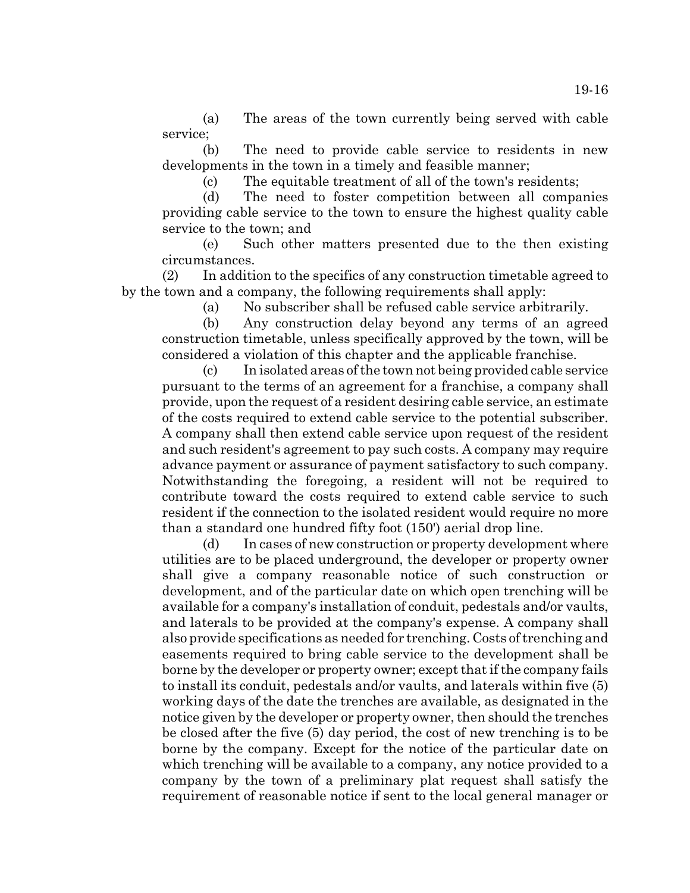(a) The areas of the town currently being served with cable service;

(b) The need to provide cable service to residents in new developments in the town in a timely and feasible manner;

(c) The equitable treatment of all of the town's residents;

(d) The need to foster competition between all companies providing cable service to the town to ensure the highest quality cable service to the town; and

(e) Such other matters presented due to the then existing circumstances.

(2) In addition to the specifics of any construction timetable agreed to by the town and a company, the following requirements shall apply:

(a) No subscriber shall be refused cable service arbitrarily.

(b) Any construction delay beyond any terms of an agreed construction timetable, unless specifically approved by the town, will be considered a violation of this chapter and the applicable franchise.

(c) In isolated areas of the town not being provided cable service pursuant to the terms of an agreement for a franchise, a company shall provide, upon the request of a resident desiring cable service, an estimate of the costs required to extend cable service to the potential subscriber. A company shall then extend cable service upon request of the resident and such resident's agreement to pay such costs. A company may require advance payment or assurance of payment satisfactory to such company. Notwithstanding the foregoing, a resident will not be required to contribute toward the costs required to extend cable service to such resident if the connection to the isolated resident would require no more than a standard one hundred fifty foot (150') aerial drop line.

(d) In cases of new construction or property development where utilities are to be placed underground, the developer or property owner shall give a company reasonable notice of such construction or development, and of the particular date on which open trenching will be available for a company's installation of conduit, pedestals and/or vaults, and laterals to be provided at the company's expense. A company shall also provide specifications as needed for trenching. Costs of trenching and easements required to bring cable service to the development shall be borne by the developer or property owner; except that if the company fails to install its conduit, pedestals and/or vaults, and laterals within five (5) working days of the date the trenches are available, as designated in the notice given by the developer or property owner, then should the trenches be closed after the five (5) day period, the cost of new trenching is to be borne by the company. Except for the notice of the particular date on which trenching will be available to a company, any notice provided to a company by the town of a preliminary plat request shall satisfy the requirement of reasonable notice if sent to the local general manager or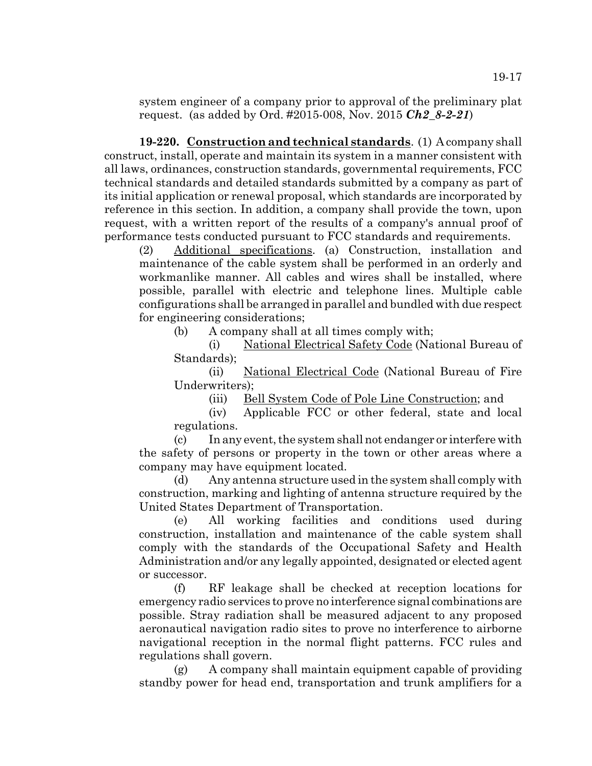system engineer of a company prior to approval of the preliminary plat request. (as added by Ord. #2015-008, Nov. 2015 ***Ch2_8-2-21***)

**19-220. Construction and technical standards**. (1) A company shall construct, install, operate and maintain its system in a manner consistent with all laws, ordinances, construction standards, governmental requirements, FCC technical standards and detailed standards submitted by a company as part of its initial application or renewal proposal, which standards are incorporated by reference in this section. In addition, a company shall provide the town, upon request, with a written report of the results of a company's annual proof of performance tests conducted pursuant to FCC standards and requirements.

(2) Additional specifications. (a) Construction, installation and maintenance of the cable system shall be performed in an orderly and workmanlike manner. All cables and wires shall be installed, where possible, parallel with electric and telephone lines. Multiple cable configurations shall be arranged in parallel and bundled with due respect for engineering considerations;

(b) A company shall at all times comply with;

(i) National Electrical Safety Code (National Bureau of Standards);

(ii) National Electrical Code (National Bureau of Fire Underwriters);

(iii) Bell System Code of Pole Line Construction; and

(iv) Applicable FCC or other federal, state and local regulations.

(c) In any event, the system shall not endanger or interfere with the safety of persons or property in the town or other areas where a company may have equipment located.

(d) Any antenna structure used in the system shall comply with construction, marking and lighting of antenna structure required by the United States Department of Transportation.

(e) All working facilities and conditions used during construction, installation and maintenance of the cable system shall comply with the standards of the Occupational Safety and Health Administration and/or any legally appointed, designated or elected agent or successor.

(f) RF leakage shall be checked at reception locations for emergency radio services to prove no interference signal combinations are possible. Stray radiation shall be measured adjacent to any proposed aeronautical navigation radio sites to prove no interference to airborne navigational reception in the normal flight patterns. FCC rules and regulations shall govern.

(g) A company shall maintain equipment capable of providing standby power for head end, transportation and trunk amplifiers for a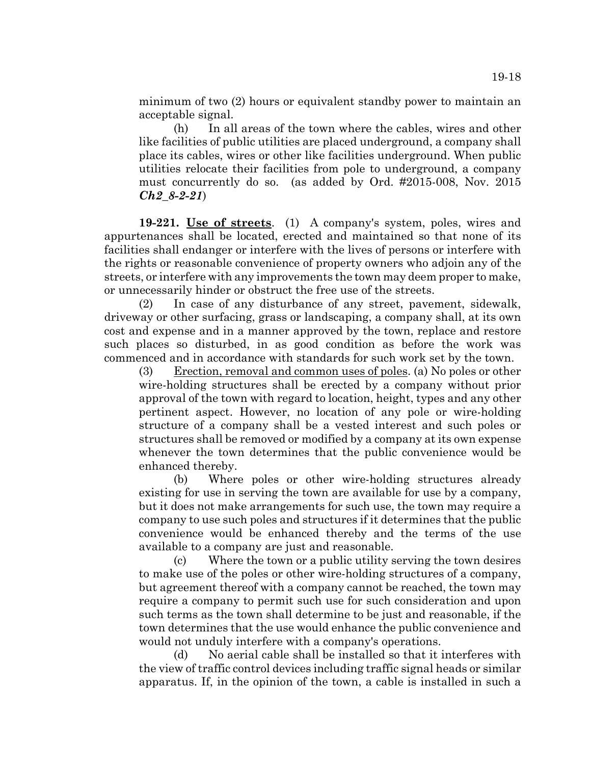minimum of two (2) hours or equivalent standby power to maintain an acceptable signal.

(h) In all areas of the town where the cables, wires and other like facilities of public utilities are placed underground, a company shall place its cables, wires or other like facilities underground. When public utilities relocate their facilities from pole to underground, a company must concurrently do so. (as added by Ord. #2015-008, Nov. 2015 ***Ch2_8-2-21***)

**19-221. Use of streets**. (1) A company's system, poles, wires and appurtenances shall be located, erected and maintained so that none of its facilities shall endanger or interfere with the lives of persons or interfere with the rights or reasonable convenience of property owners who adjoin any of the streets, or interfere with any improvements the town may deem proper to make, or unnecessarily hinder or obstruct the free use of the streets.

(2) In case of any disturbance of any street, pavement, sidewalk, driveway or other surfacing, grass or landscaping, a company shall, at its own cost and expense and in a manner approved by the town, replace and restore such places so disturbed, in as good condition as before the work was commenced and in accordance with standards for such work set by the town.

(3) Erection, removal and common uses of poles. (a) No poles or other wire-holding structures shall be erected by a company without prior approval of the town with regard to location, height, types and any other pertinent aspect. However, no location of any pole or wire-holding structure of a company shall be a vested interest and such poles or structures shall be removed or modified by a company at its own expense whenever the town determines that the public convenience would be enhanced thereby.

(b) Where poles or other wire-holding structures already existing for use in serving the town are available for use by a company, but it does not make arrangements for such use, the town may require a company to use such poles and structures if it determines that the public convenience would be enhanced thereby and the terms of the use available to a company are just and reasonable.

(c) Where the town or a public utility serving the town desires to make use of the poles or other wire-holding structures of a company, but agreement thereof with a company cannot be reached, the town may require a company to permit such use for such consideration and upon such terms as the town shall determine to be just and reasonable, if the town determines that the use would enhance the public convenience and would not unduly interfere with a company's operations.

(d) No aerial cable shall be installed so that it interferes with the view of traffic control devices including traffic signal heads or similar apparatus. If, in the opinion of the town, a cable is installed in such a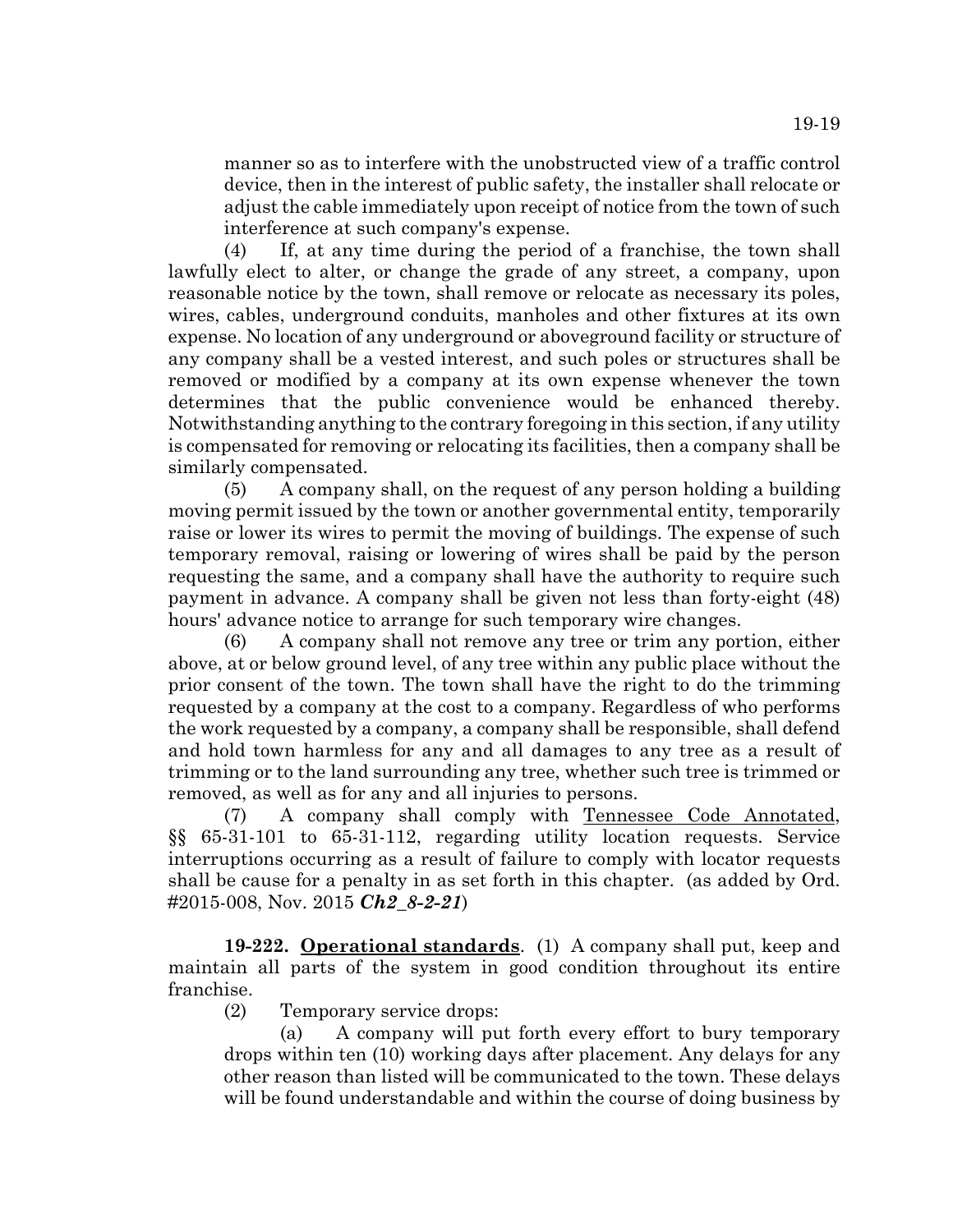manner so as to interfere with the unobstructed view of a traffic control device, then in the interest of public safety, the installer shall relocate or adjust the cable immediately upon receipt of notice from the town of such interference at such company's expense.

(4) If, at any time during the period of a franchise, the town shall lawfully elect to alter, or change the grade of any street, a company, upon reasonable notice by the town, shall remove or relocate as necessary its poles, wires, cables, underground conduits, manholes and other fixtures at its own expense. No location of any underground or aboveground facility or structure of any company shall be a vested interest, and such poles or structures shall be removed or modified by a company at its own expense whenever the town determines that the public convenience would be enhanced thereby. Notwithstanding anything to the contrary foregoing in this section, if any utility is compensated for removing or relocating its facilities, then a company shall be similarly compensated.

(5) A company shall, on the request of any person holding a building moving permit issued by the town or another governmental entity, temporarily raise or lower its wires to permit the moving of buildings. The expense of such temporary removal, raising or lowering of wires shall be paid by the person requesting the same, and a company shall have the authority to require such payment in advance. A company shall be given not less than forty-eight (48) hours' advance notice to arrange for such temporary wire changes.

(6) A company shall not remove any tree or trim any portion, either above, at or below ground level, of any tree within any public place without the prior consent of the town. The town shall have the right to do the trimming requested by a company at the cost to a company. Regardless of who performs the work requested by a company, a company shall be responsible, shall defend and hold town harmless for any and all damages to any tree as a result of trimming or to the land surrounding any tree, whether such tree is trimmed or removed, as well as for any and all injuries to persons.

(7) A company shall comply with Tennessee Code Annotated, §§ 65-31-101 to 65-31-112, regarding utility location requests. Service interruptions occurring as a result of failure to comply with locator requests shall be cause for a penalty in as set forth in this chapter. (as added by Ord. #2015-008, Nov. 2015 ***Ch2_8-2-21***)

**19-222. Operational standards**. (1) A company shall put, keep and maintain all parts of the system in good condition throughout its entire franchise.

(2) Temporary service drops:

(a) A company will put forth every effort to bury temporary drops within ten (10) working days after placement. Any delays for any other reason than listed will be communicated to the town. These delays will be found understandable and within the course of doing business by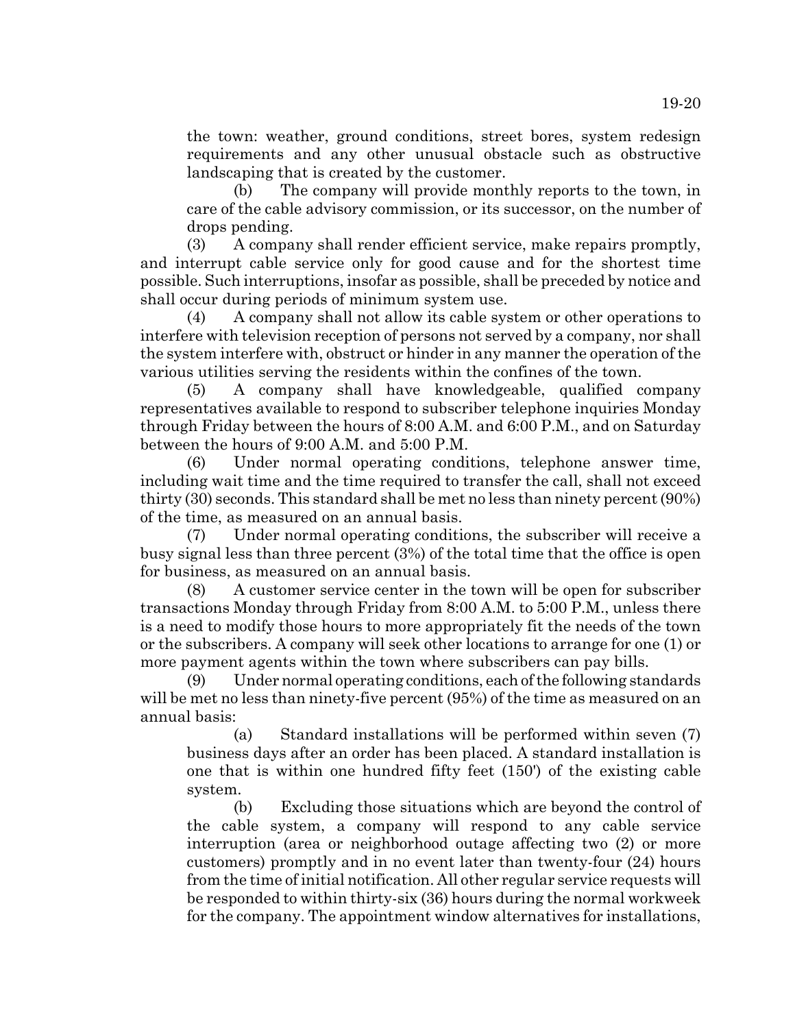the town: weather, ground conditions, street bores, system redesign requirements and any other unusual obstacle such as obstructive landscaping that is created by the customer.

(b) The company will provide monthly reports to the town, in care of the cable advisory commission, or its successor, on the number of drops pending.

(3) A company shall render efficient service, make repairs promptly, and interrupt cable service only for good cause and for the shortest time possible. Such interruptions, insofar as possible, shall be preceded by notice and shall occur during periods of minimum system use.

(4) A company shall not allow its cable system or other operations to interfere with television reception of persons not served by a company, nor shall the system interfere with, obstruct or hinder in any manner the operation of the various utilities serving the residents within the confines of the town.

(5) A company shall have knowledgeable, qualified company representatives available to respond to subscriber telephone inquiries Monday through Friday between the hours of 8:00 A.M. and 6:00 P.M., and on Saturday between the hours of 9:00 A.M. and 5:00 P.M.

(6) Under normal operating conditions, telephone answer time, including wait time and the time required to transfer the call, shall not exceed thirty (30) seconds. This standard shall be met no less than ninety percent (90%) of the time, as measured on an annual basis.

(7) Under normal operating conditions, the subscriber will receive a busy signal less than three percent (3%) of the total time that the office is open for business, as measured on an annual basis.

(8) A customer service center in the town will be open for subscriber transactions Monday through Friday from 8:00 A.M. to 5:00 P.M., unless there is a need to modify those hours to more appropriately fit the needs of the town or the subscribers. A company will seek other locations to arrange for one (1) or more payment agents within the town where subscribers can pay bills.

(9) Under normal operating conditions, each of the following standards will be met no less than ninety-five percent (95%) of the time as measured on an annual basis:

(a) Standard installations will be performed within seven (7) business days after an order has been placed. A standard installation is one that is within one hundred fifty feet (150') of the existing cable system.

(b) Excluding those situations which are beyond the control of the cable system, a company will respond to any cable service interruption (area or neighborhood outage affecting two (2) or more customers) promptly and in no event later than twenty-four (24) hours from the time of initial notification. All other regular service requests will be responded to within thirty-six (36) hours during the normal workweek for the company. The appointment window alternatives for installations,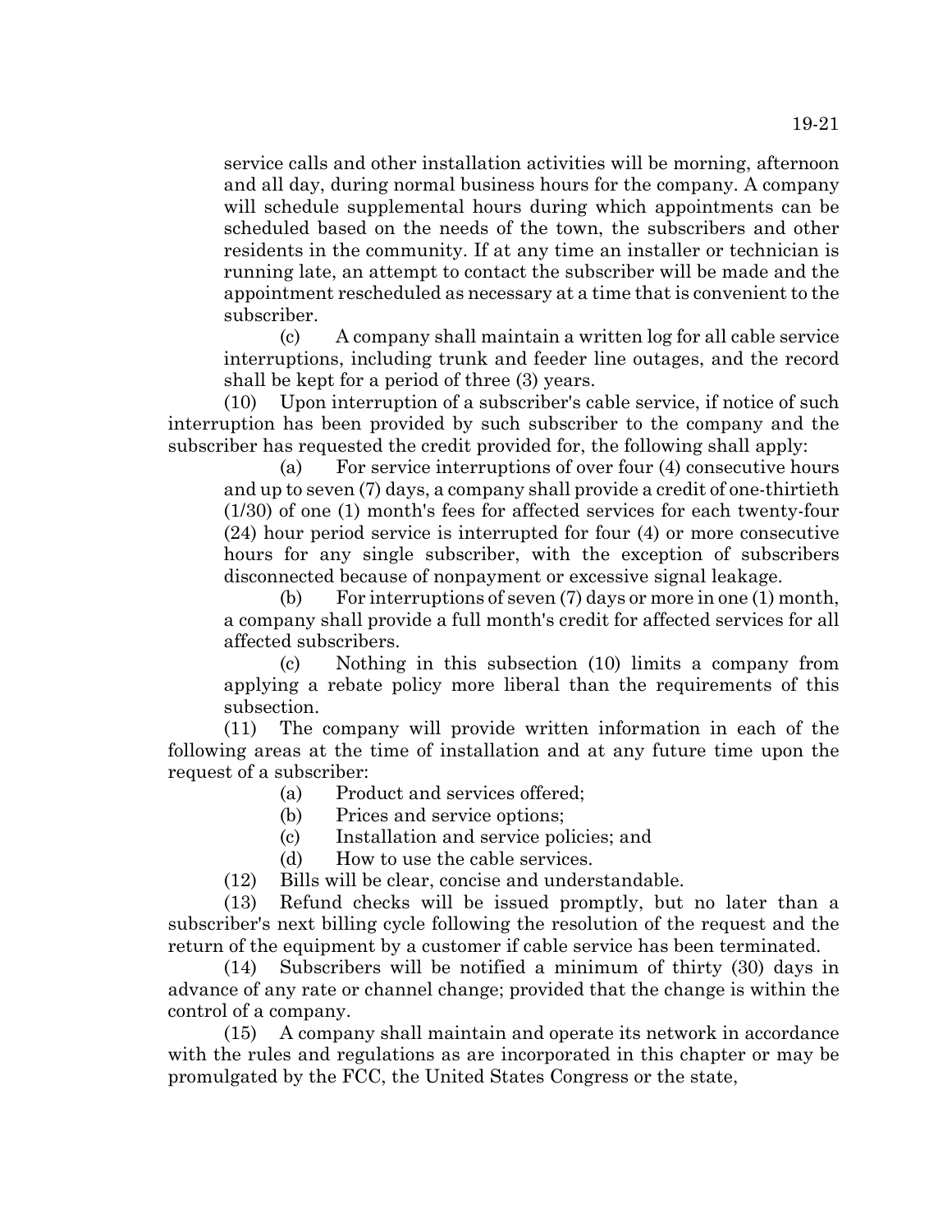service calls and other installation activities will be morning, afternoon and all day, during normal business hours for the company. A company will schedule supplemental hours during which appointments can be scheduled based on the needs of the town, the subscribers and other residents in the community. If at any time an installer or technician is running late, an attempt to contact the subscriber will be made and the appointment rescheduled as necessary at a time that is convenient to the subscriber.

(c) A company shall maintain a written log for all cable service interruptions, including trunk and feeder line outages, and the record shall be kept for a period of three (3) years.

(10) Upon interruption of a subscriber's cable service, if notice of such interruption has been provided by such subscriber to the company and the subscriber has requested the credit provided for, the following shall apply:

(a) For service interruptions of over four (4) consecutive hours and up to seven (7) days, a company shall provide a credit of one-thirtieth (1/30) of one (1) month's fees for affected services for each twenty-four (24) hour period service is interrupted for four (4) or more consecutive hours for any single subscriber, with the exception of subscribers disconnected because of nonpayment or excessive signal leakage.

(b) For interruptions of seven (7) days or more in one (1) month, a company shall provide a full month's credit for affected services for all affected subscribers.

(c) Nothing in this subsection (10) limits a company from applying a rebate policy more liberal than the requirements of this subsection.

(11) The company will provide written information in each of the following areas at the time of installation and at any future time upon the request of a subscriber:

(a) Product and services offered;

(b) Prices and service options;

(c) Installation and service policies; and

(d) How to use the cable services.

(12) Bills will be clear, concise and understandable.

(13) Refund checks will be issued promptly, but no later than a subscriber's next billing cycle following the resolution of the request and the return of the equipment by a customer if cable service has been terminated.

(14) Subscribers will be notified a minimum of thirty (30) days in advance of any rate or channel change; provided that the change is within the control of a company.

(15) A company shall maintain and operate its network in accordance with the rules and regulations as are incorporated in this chapter or may be promulgated by the FCC, the United States Congress or the state,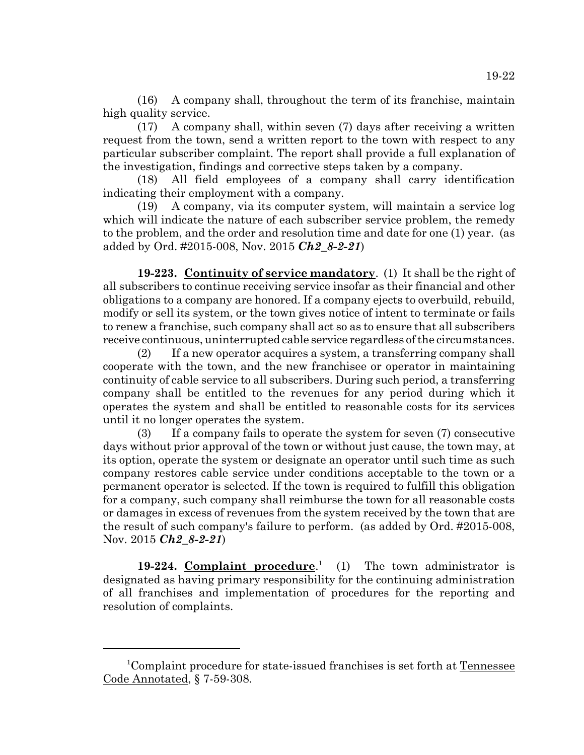(16) A company shall, throughout the term of its franchise, maintain high quality service.

(17) A company shall, within seven (7) days after receiving a written request from the town, send a written report to the town with respect to any particular subscriber complaint. The report shall provide a full explanation of the investigation, findings and corrective steps taken by a company.

(18) All field employees of a company shall carry identification indicating their employment with a company.

(19) A company, via its computer system, will maintain a service log which will indicate the nature of each subscriber service problem, the remedy to the problem, and the order and resolution time and date for one (1) year. (as added by Ord. #2015-008, Nov. 2015 ***Ch2_8-2-21***)

**19-223. Continuity of service mandatory**. (1) It shall be the right of all subscribers to continue receiving service insofar as their financial and other obligations to a company are honored. If a company ejects to overbuild, rebuild, modify or sell its system, or the town gives notice of intent to terminate or fails to renew a franchise, such company shall act so as to ensure that all subscribers receive continuous, uninterrupted cable service regardless of the circumstances.

(2) If a new operator acquires a system, a transferring company shall cooperate with the town, and the new franchisee or operator in maintaining continuity of cable service to all subscribers. During such period, a transferring company shall be entitled to the revenues for any period during which it operates the system and shall be entitled to reasonable costs for its services until it no longer operates the system.

(3) If a company fails to operate the system for seven (7) consecutive days without prior approval of the town or without just cause, the town may, at its option, operate the system or designate an operator until such time as such company restores cable service under conditions acceptable to the town or a permanent operator is selected. If the town is required to fulfill this obligation for a company, such company shall reimburse the town for all reasonable costs or damages in excess of revenues from the system received by the town that are the result of such company's failure to perform. (as added by Ord. #2015-008, Nov. 2015 ***Ch2_8-2-21***)

**19-224. Complaint procedure**.[1] (1) The town administrator is designated as having primary responsibility for the continuing administration of all franchises and implementation of procedures for the reporting and resolution of complaints.

---

[1] Complaint procedure for state-issued franchises is set forth at Tennessee Code Annotated, § 7-59-308.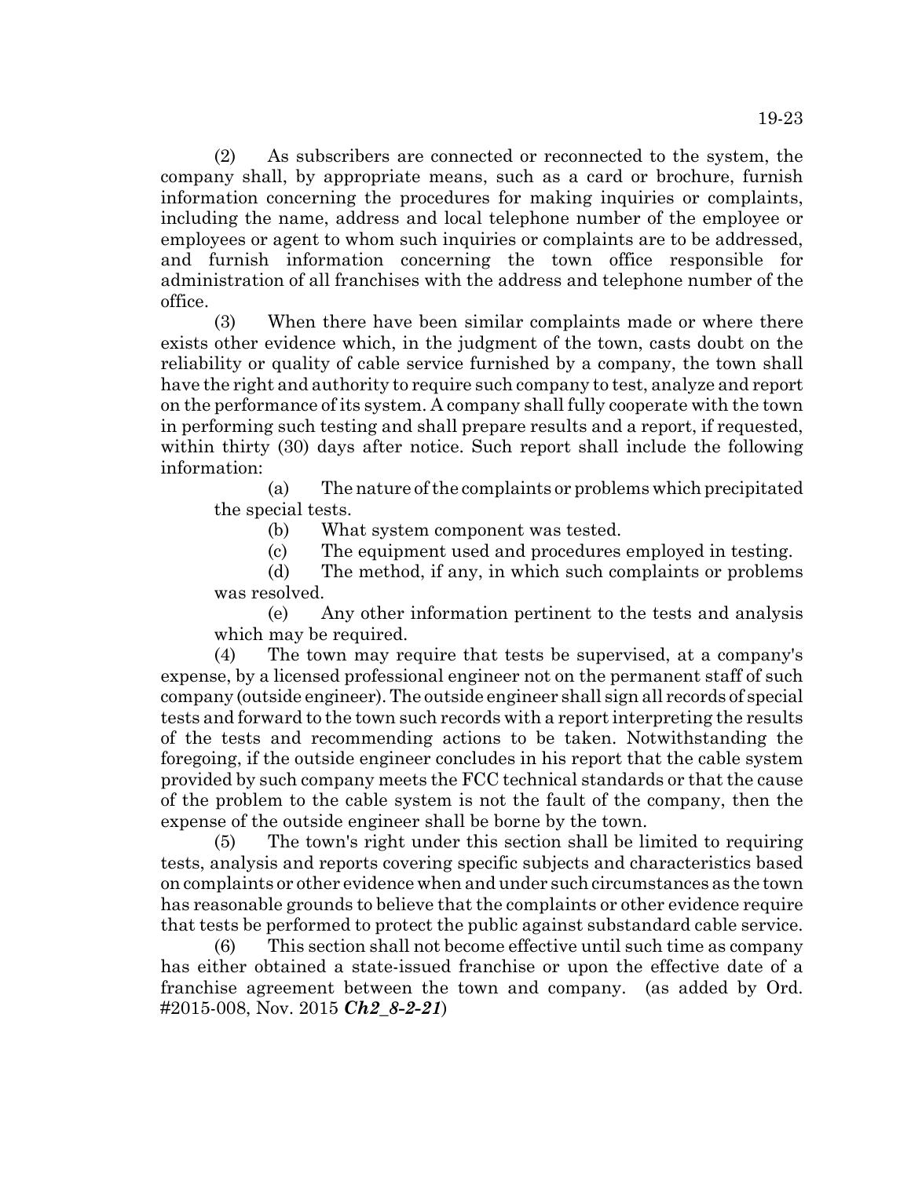(2) As subscribers are connected or reconnected to the system, the company shall, by appropriate means, such as a card or brochure, furnish information concerning the procedures for making inquiries or complaints, including the name, address and local telephone number of the employee or employees or agent to whom such inquiries or complaints are to be addressed, and furnish information concerning the town office responsible for administration of all franchises with the address and telephone number of the office.

(3) When there have been similar complaints made or where there exists other evidence which, in the judgment of the town, casts doubt on the reliability or quality of cable service furnished by a company, the town shall have the right and authority to require such company to test, analyze and report on the performance of its system. A company shall fully cooperate with the town in performing such testing and shall prepare results and a report, if requested, within thirty (30) days after notice. Such report shall include the following information:

(a) The nature of the complaints or problems which precipitated the special tests.

(b) What system component was tested.

(c) The equipment used and procedures employed in testing.

(d) The method, if any, in which such complaints or problems was resolved.

(e) Any other information pertinent to the tests and analysis which may be required.

(4) The town may require that tests be supervised, at a company's expense, by a licensed professional engineer not on the permanent staff of such company (outside engineer). The outside engineer shall sign all records of special tests and forward to the town such records with a report interpreting the results of the tests and recommending actions to be taken. Notwithstanding the foregoing, if the outside engineer concludes in his report that the cable system provided by such company meets the FCC technical standards or that the cause of the problem to the cable system is not the fault of the company, then the expense of the outside engineer shall be borne by the town.

(5) The town's right under this section shall be limited to requiring tests, analysis and reports covering specific subjects and characteristics based on complaints or other evidence when and under such circumstances as the town has reasonable grounds to believe that the complaints or other evidence require that tests be performed to protect the public against substandard cable service.

(6) This section shall not become effective until such time as company has either obtained a state-issued franchise or upon the effective date of a franchise agreement between the town and company. (as added by Ord. #2015-008, Nov. 2015 ***Ch2_8-2-21***)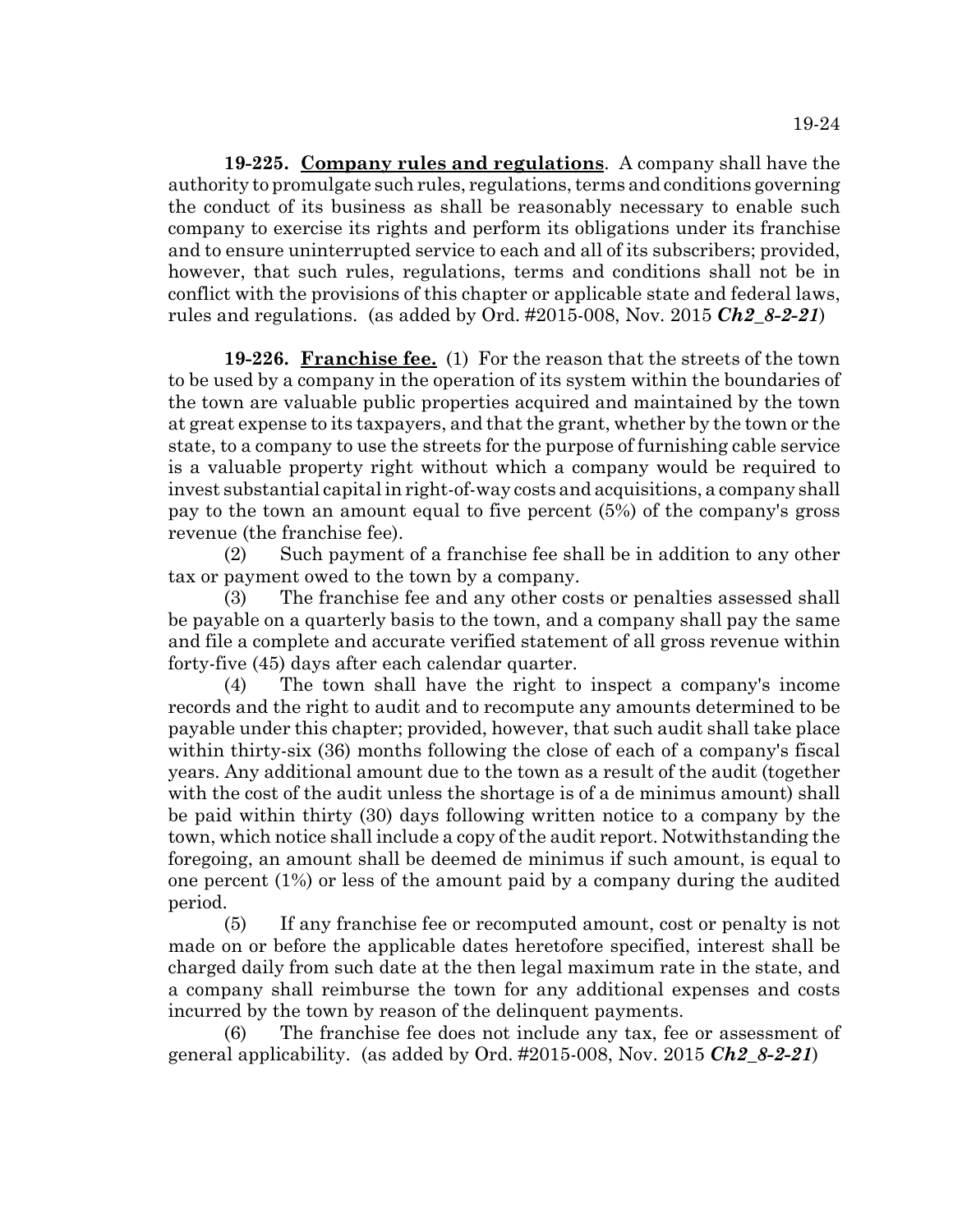**19-225. Company rules and regulations**. A company shall have the authority to promulgate such rules, regulations, terms and conditions governing the conduct of its business as shall be reasonably necessary to enable such company to exercise its rights and perform its obligations under its franchise and to ensure uninterrupted service to each and all of its subscribers; provided, however, that such rules, regulations, terms and conditions shall not be in conflict with the provisions of this chapter or applicable state and federal laws, rules and regulations. (as added by Ord. #2015-008, Nov. 2015 ***Ch2_8-2-21***)

**19-226. Franchise fee.** (1) For the reason that the streets of the town to be used by a company in the operation of its system within the boundaries of the town are valuable public properties acquired and maintained by the town at great expense to its taxpayers, and that the grant, whether by the town or the state, to a company to use the streets for the purpose of furnishing cable service is a valuable property right without which a company would be required to invest substantial capital in right-of-way costs and acquisitions, a company shall pay to the town an amount equal to five percent (5%) of the company's gross revenue (the franchise fee).

(2) Such payment of a franchise fee shall be in addition to any other tax or payment owed to the town by a company.

(3) The franchise fee and any other costs or penalties assessed shall be payable on a quarterly basis to the town, and a company shall pay the same and file a complete and accurate verified statement of all gross revenue within forty-five (45) days after each calendar quarter.

(4) The town shall have the right to inspect a company's income records and the right to audit and to recompute any amounts determined to be payable under this chapter; provided, however, that such audit shall take place within thirty-six (36) months following the close of each of a company's fiscal years. Any additional amount due to the town as a result of the audit (together with the cost of the audit unless the shortage is of a de minimus amount) shall be paid within thirty (30) days following written notice to a company by the town, which notice shall include a copy of the audit report. Notwithstanding the foregoing, an amount shall be deemed de minimus if such amount, is equal to one percent (1%) or less of the amount paid by a company during the audited period.

(5) If any franchise fee or recomputed amount, cost or penalty is not made on or before the applicable dates heretofore specified, interest shall be charged daily from such date at the then legal maximum rate in the state, and a company shall reimburse the town for any additional expenses and costs incurred by the town by reason of the delinquent payments.

(6) The franchise fee does not include any tax, fee or assessment of general applicability. (as added by Ord. #2015-008, Nov. 2015 ***Ch2_8-2-21***)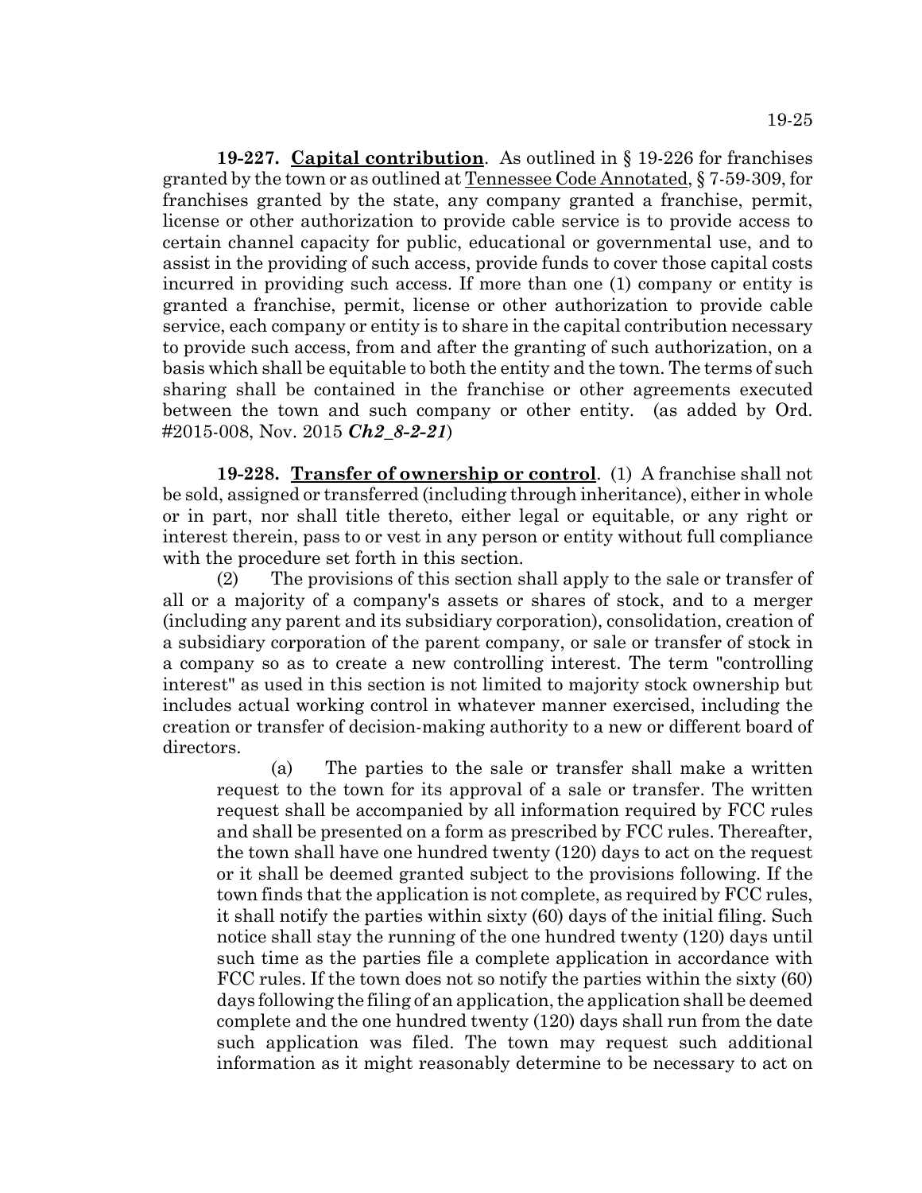**19-227. Capital contribution**. As outlined in § 19-226 for franchises granted by the town or as outlined at Tennessee Code Annotated, § 7-59-309, for franchises granted by the state, any company granted a franchise, permit, license or other authorization to provide cable service is to provide access to certain channel capacity for public, educational or governmental use, and to assist in the providing of such access, provide funds to cover those capital costs incurred in providing such access. If more than one (1) company or entity is granted a franchise, permit, license or other authorization to provide cable service, each company or entity is to share in the capital contribution necessary to provide such access, from and after the granting of such authorization, on a basis which shall be equitable to both the entity and the town. The terms of such sharing shall be contained in the franchise or other agreements executed between the town and such company or other entity. (as added by Ord. #2015-008, Nov. 2015 ***Ch2_8-2-21***)

**19-228. Transfer of ownership or control**. (1) A franchise shall not be sold, assigned or transferred (including through inheritance), either in whole or in part, nor shall title thereto, either legal or equitable, or any right or interest therein, pass to or vest in any person or entity without full compliance with the procedure set forth in this section.

(2) The provisions of this section shall apply to the sale or transfer of all or a majority of a company's assets or shares of stock, and to a merger (including any parent and its subsidiary corporation), consolidation, creation of a subsidiary corporation of the parent company, or sale or transfer of stock in a company so as to create a new controlling interest. The term "controlling interest" as used in this section is not limited to majority stock ownership but includes actual working control in whatever manner exercised, including the creation or transfer of decision-making authority to a new or different board of directors.

(a) The parties to the sale or transfer shall make a written request to the town for its approval of a sale or transfer. The written request shall be accompanied by all information required by FCC rules and shall be presented on a form as prescribed by FCC rules. Thereafter, the town shall have one hundred twenty (120) days to act on the request or it shall be deemed granted subject to the provisions following. If the town finds that the application is not complete, as required by FCC rules, it shall notify the parties within sixty (60) days of the initial filing. Such notice shall stay the running of the one hundred twenty (120) days until such time as the parties file a complete application in accordance with FCC rules. If the town does not so notify the parties within the sixty (60) days following the filing of an application, the application shall be deemed complete and the one hundred twenty (120) days shall run from the date such application was filed. The town may request such additional information as it might reasonably determine to be necessary to act on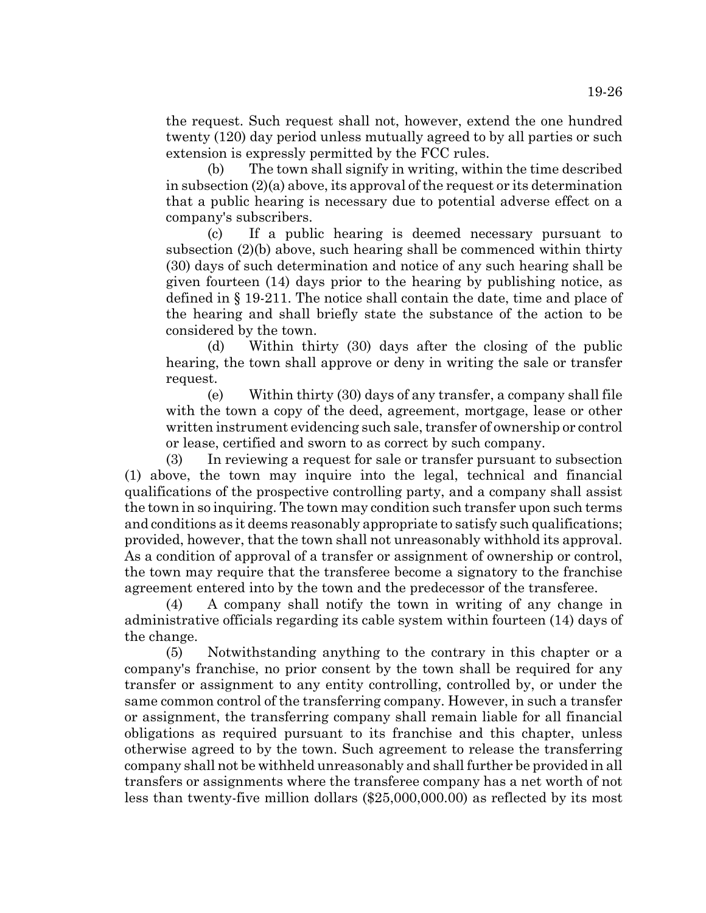the request. Such request shall not, however, extend the one hundred twenty (120) day period unless mutually agreed to by all parties or such extension is expressly permitted by the FCC rules.

(b) The town shall signify in writing, within the time described in subsection (2)(a) above, its approval of the request or its determination that a public hearing is necessary due to potential adverse effect on a company's subscribers.

(c) If a public hearing is deemed necessary pursuant to subsection (2)(b) above, such hearing shall be commenced within thirty (30) days of such determination and notice of any such hearing shall be given fourteen (14) days prior to the hearing by publishing notice, as defined in § 19-211. The notice shall contain the date, time and place of the hearing and shall briefly state the substance of the action to be considered by the town.

(d) Within thirty (30) days after the closing of the public hearing, the town shall approve or deny in writing the sale or transfer request.

(e) Within thirty (30) days of any transfer, a company shall file with the town a copy of the deed, agreement, mortgage, lease or other written instrument evidencing such sale, transfer of ownership or control or lease, certified and sworn to as correct by such company.

(3) In reviewing a request for sale or transfer pursuant to subsection (1) above, the town may inquire into the legal, technical and financial qualifications of the prospective controlling party, and a company shall assist the town in so inquiring. The town may condition such transfer upon such terms and conditions as it deems reasonably appropriate to satisfy such qualifications; provided, however, that the town shall not unreasonably withhold its approval. As a condition of approval of a transfer or assignment of ownership or control, the town may require that the transferee become a signatory to the franchise agreement entered into by the town and the predecessor of the transferee.

(4) A company shall notify the town in writing of any change in administrative officials regarding its cable system within fourteen (14) days of the change.

(5) Notwithstanding anything to the contrary in this chapter or a company's franchise, no prior consent by the town shall be required for any transfer or assignment to any entity controlling, controlled by, or under the same common control of the transferring company. However, in such a transfer or assignment, the transferring company shall remain liable for all financial obligations as required pursuant to its franchise and this chapter, unless otherwise agreed to by the town. Such agreement to release the transferring company shall not be withheld unreasonably and shall further be provided in all transfers or assignments where the transferee company has a net worth of not less than twenty-five million dollars ($25,000,000.00) as reflected by its most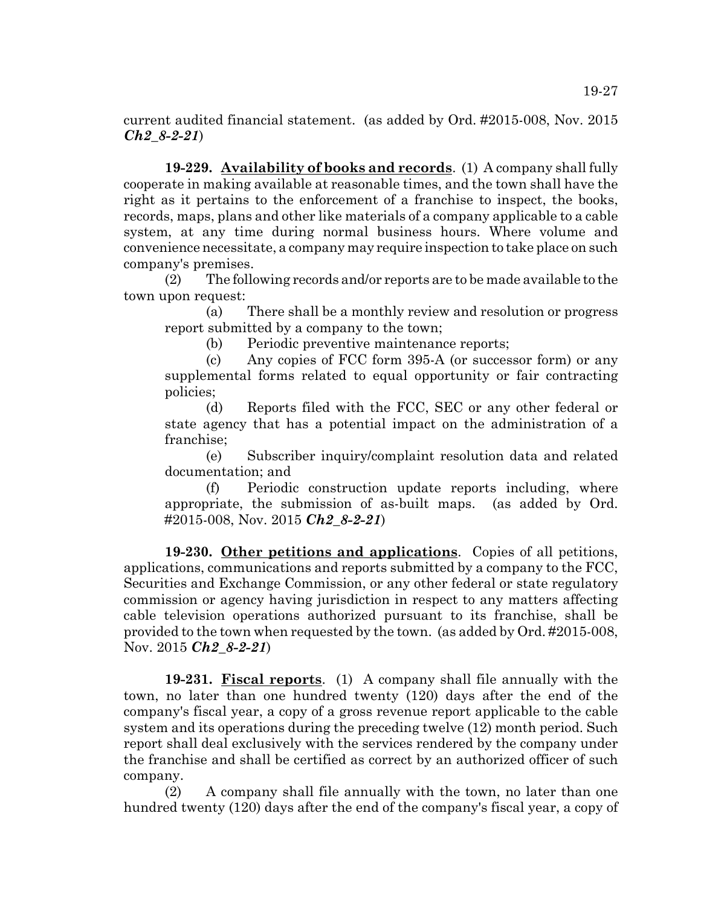current audited financial statement. (as added by Ord. #2015-008, Nov. 2015 ***Ch2_8-2-21***)

**19-229. <u>Availability of books and records</u>**. (1) A company shall fully cooperate in making available at reasonable times, and the town shall have the right as it pertains to the enforcement of a franchise to inspect, the books, records, maps, plans and other like materials of a company applicable to a cable system, at any time during normal business hours. Where volume and convenience necessitate, a company may require inspection to take place on such company's premises.

(2) The following records and/or reports are to be made available to the town upon request:

(a) There shall be a monthly review and resolution or progress report submitted by a company to the town;

(b) Periodic preventive maintenance reports;

(c) Any copies of FCC form 395-A (or successor form) or any supplemental forms related to equal opportunity or fair contracting policies;

(d) Reports filed with the FCC, SEC or any other federal or state agency that has a potential impact on the administration of a franchise;

(e) Subscriber inquiry/complaint resolution data and related documentation; and

(f) Periodic construction update reports including, where appropriate, the submission of as-built maps. (as added by Ord. #2015-008, Nov. 2015 ***Ch2_8-2-21***)

**19-230. <u>Other petitions and applications</u>**. Copies of all petitions, applications, communications and reports submitted by a company to the FCC, Securities and Exchange Commission, or any other federal or state regulatory commission or agency having jurisdiction in respect to any matters affecting cable television operations authorized pursuant to its franchise, shall be provided to the town when requested by the town. (as added by Ord. #2015-008, Nov. 2015 ***Ch2_8-2-21***)

**19-231. <u>Fiscal reports</u>**. (1) A company shall file annually with the town, no later than one hundred twenty (120) days after the end of the company's fiscal year, a copy of a gross revenue report applicable to the cable system and its operations during the preceding twelve (12) month period. Such report shall deal exclusively with the services rendered by the company under the franchise and shall be certified as correct by an authorized officer of such company.

(2) A company shall file annually with the town, no later than one hundred twenty (120) days after the end of the company's fiscal year, a copy of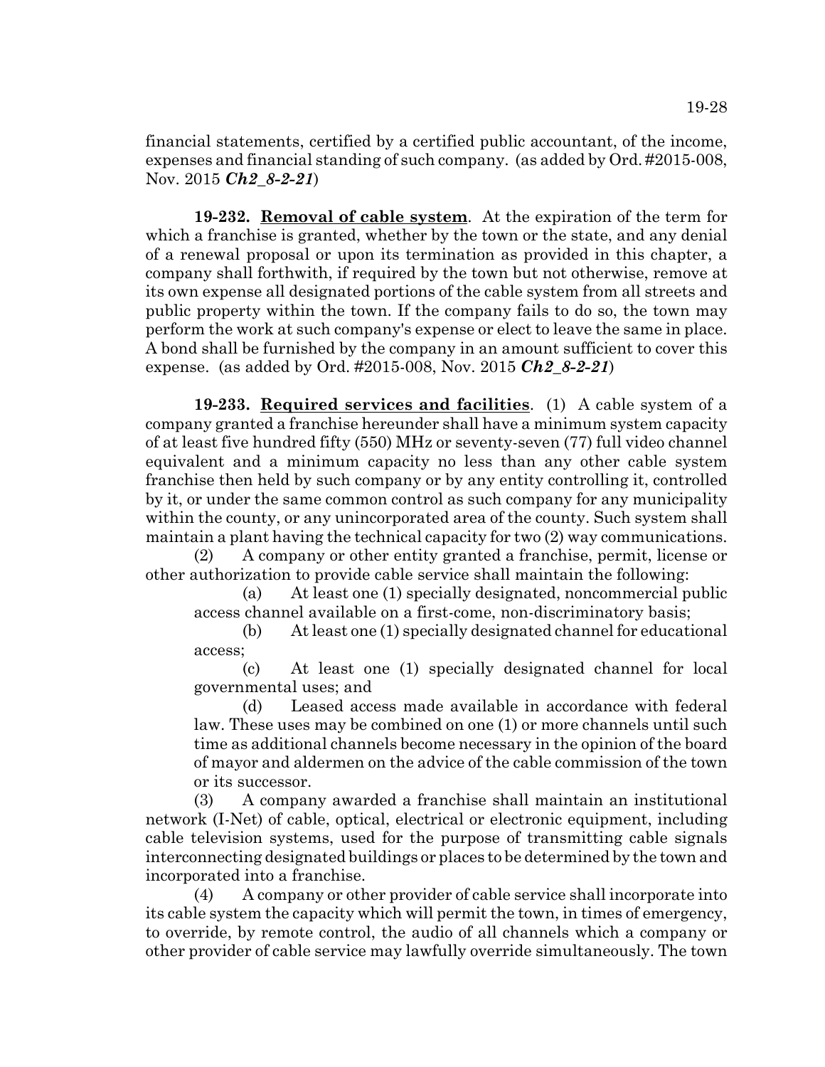financial statements, certified by a certified public accountant, of the income, expenses and financial standing of such company. (as added by Ord. #2015-008, Nov. 2015 ***Ch2_8-2-21***)

**19-232. Removal of cable system**. At the expiration of the term for which a franchise is granted, whether by the town or the state, and any denial of a renewal proposal or upon its termination as provided in this chapter, a company shall forthwith, if required by the town but not otherwise, remove at its own expense all designated portions of the cable system from all streets and public property within the town. If the company fails to do so, the town may perform the work at such company's expense or elect to leave the same in place. A bond shall be furnished by the company in an amount sufficient to cover this expense. (as added by Ord. #2015-008, Nov. 2015 ***Ch2_8-2-21***)

**19-233. Required services and facilities**. (1) A cable system of a company granted a franchise hereunder shall have a minimum system capacity of at least five hundred fifty (550) MHz or seventy-seven (77) full video channel equivalent and a minimum capacity no less than any other cable system franchise then held by such company or by any entity controlling it, controlled by it, or under the same common control as such company for any municipality within the county, or any unincorporated area of the county. Such system shall maintain a plant having the technical capacity for two (2) way communications.

(2) A company or other entity granted a franchise, permit, license or other authorization to provide cable service shall maintain the following:

(a) At least one (1) specially designated, noncommercial public access channel available on a first-come, non-discriminatory basis;

(b) At least one (1) specially designated channel for educational access;

(c) At least one (1) specially designated channel for local governmental uses; and

(d) Leased access made available in accordance with federal law. These uses may be combined on one (1) or more channels until such time as additional channels become necessary in the opinion of the board of mayor and aldermen on the advice of the cable commission of the town or its successor.

(3) A company awarded a franchise shall maintain an institutional network (I-Net) of cable, optical, electrical or electronic equipment, including cable television systems, used for the purpose of transmitting cable signals interconnecting designated buildings or places to be determined by the town and incorporated into a franchise.

(4) A company or other provider of cable service shall incorporate into its cable system the capacity which will permit the town, in times of emergency, to override, by remote control, the audio of all channels which a company or other provider of cable service may lawfully override simultaneously. The town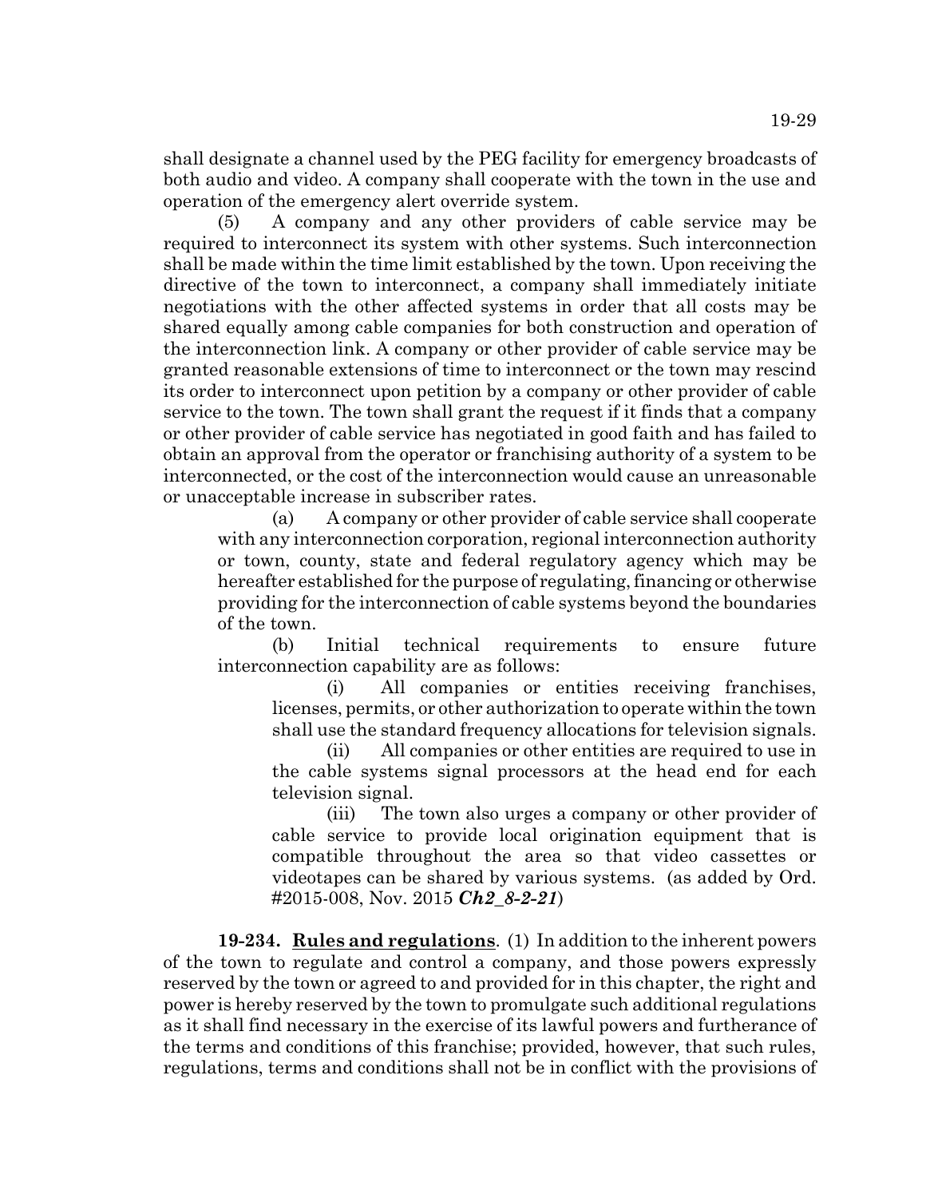shall designate a channel used by the PEG facility for emergency broadcasts of both audio and video. A company shall cooperate with the town in the use and operation of the emergency alert override system.

(5) A company and any other providers of cable service may be required to interconnect its system with other systems. Such interconnection shall be made within the time limit established by the town. Upon receiving the directive of the town to interconnect, a company shall immediately initiate negotiations with the other affected systems in order that all costs may be shared equally among cable companies for both construction and operation of the interconnection link. A company or other provider of cable service may be granted reasonable extensions of time to interconnect or the town may rescind its order to interconnect upon petition by a company or other provider of cable service to the town. The town shall grant the request if it finds that a company or other provider of cable service has negotiated in good faith and has failed to obtain an approval from the operator or franchising authority of a system to be interconnected, or the cost of the interconnection would cause an unreasonable or unacceptable increase in subscriber rates.

(a) A company or other provider of cable service shall cooperate with any interconnection corporation, regional interconnection authority or town, county, state and federal regulatory agency which may be hereafter established for the purpose of regulating, financing or otherwise providing for the interconnection of cable systems beyond the boundaries of the town.

(b) Initial technical requirements to ensure future interconnection capability are as follows:

(i) All companies or entities receiving franchises, licenses, permits, or other authorization to operate within the town shall use the standard frequency allocations for television signals.

(ii) All companies or other entities are required to use in the cable systems signal processors at the head end for each television signal.

(iii) The town also urges a company or other provider of cable service to provide local origination equipment that is compatible throughout the area so that video cassettes or videotapes can be shared by various systems. (as added by Ord. #2015-008, Nov. 2015 ***Ch2_8-2-21***)

**19-234. Rules and regulations**. (1) In addition to the inherent powers of the town to regulate and control a company, and those powers expressly reserved by the town or agreed to and provided for in this chapter, the right and power is hereby reserved by the town to promulgate such additional regulations as it shall find necessary in the exercise of its lawful powers and furtherance of the terms and conditions of this franchise; provided, however, that such rules, regulations, terms and conditions shall not be in conflict with the provisions of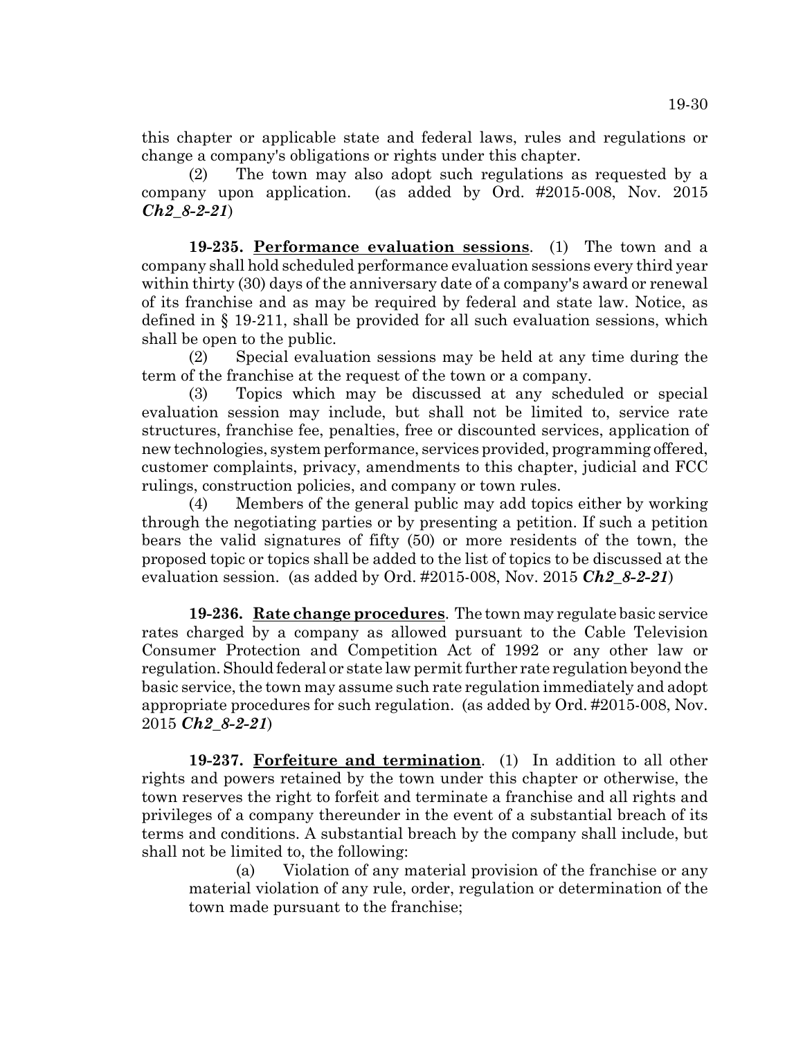this chapter or applicable state and federal laws, rules and regulations or change a company's obligations or rights under this chapter.

(2) The town may also adopt such regulations as requested by a company upon application. (as added by Ord. #2015-008, Nov. 2015 ***Ch2_8-2-21***)

**19-235. <u>Performance evaluation sessions</u>**. (1) The town and a company shall hold scheduled performance evaluation sessions every third year within thirty (30) days of the anniversary date of a company's award or renewal of its franchise and as may be required by federal and state law. Notice, as defined in § 19-211, shall be provided for all such evaluation sessions, which shall be open to the public.

(2) Special evaluation sessions may be held at any time during the term of the franchise at the request of the town or a company.

(3) Topics which may be discussed at any scheduled or special evaluation session may include, but shall not be limited to, service rate structures, franchise fee, penalties, free or discounted services, application of new technologies, system performance, services provided, programming offered, customer complaints, privacy, amendments to this chapter, judicial and FCC rulings, construction policies, and company or town rules.

(4) Members of the general public may add topics either by working through the negotiating parties or by presenting a petition. If such a petition bears the valid signatures of fifty (50) or more residents of the town, the proposed topic or topics shall be added to the list of topics to be discussed at the evaluation session. (as added by Ord. #2015-008, Nov. 2015 ***Ch2_8-2-21***)

**19-236. <u>Rate change procedures</u>**. The town may regulate basic service rates charged by a company as allowed pursuant to the Cable Television Consumer Protection and Competition Act of 1992 or any other law or regulation. Should federal or state law permit further rate regulation beyond the basic service, the town may assume such rate regulation immediately and adopt appropriate procedures for such regulation. (as added by Ord. #2015-008, Nov. 2015 ***Ch2_8-2-21***)

**19-237. <u>Forfeiture and termination</u>**. (1) In addition to all other rights and powers retained by the town under this chapter or otherwise, the town reserves the right to forfeit and terminate a franchise and all rights and privileges of a company thereunder in the event of a substantial breach of its terms and conditions. A substantial breach by the company shall include, but shall not be limited to, the following:

(a) Violation of any material provision of the franchise or any material violation of any rule, order, regulation or determination of the town made pursuant to the franchise;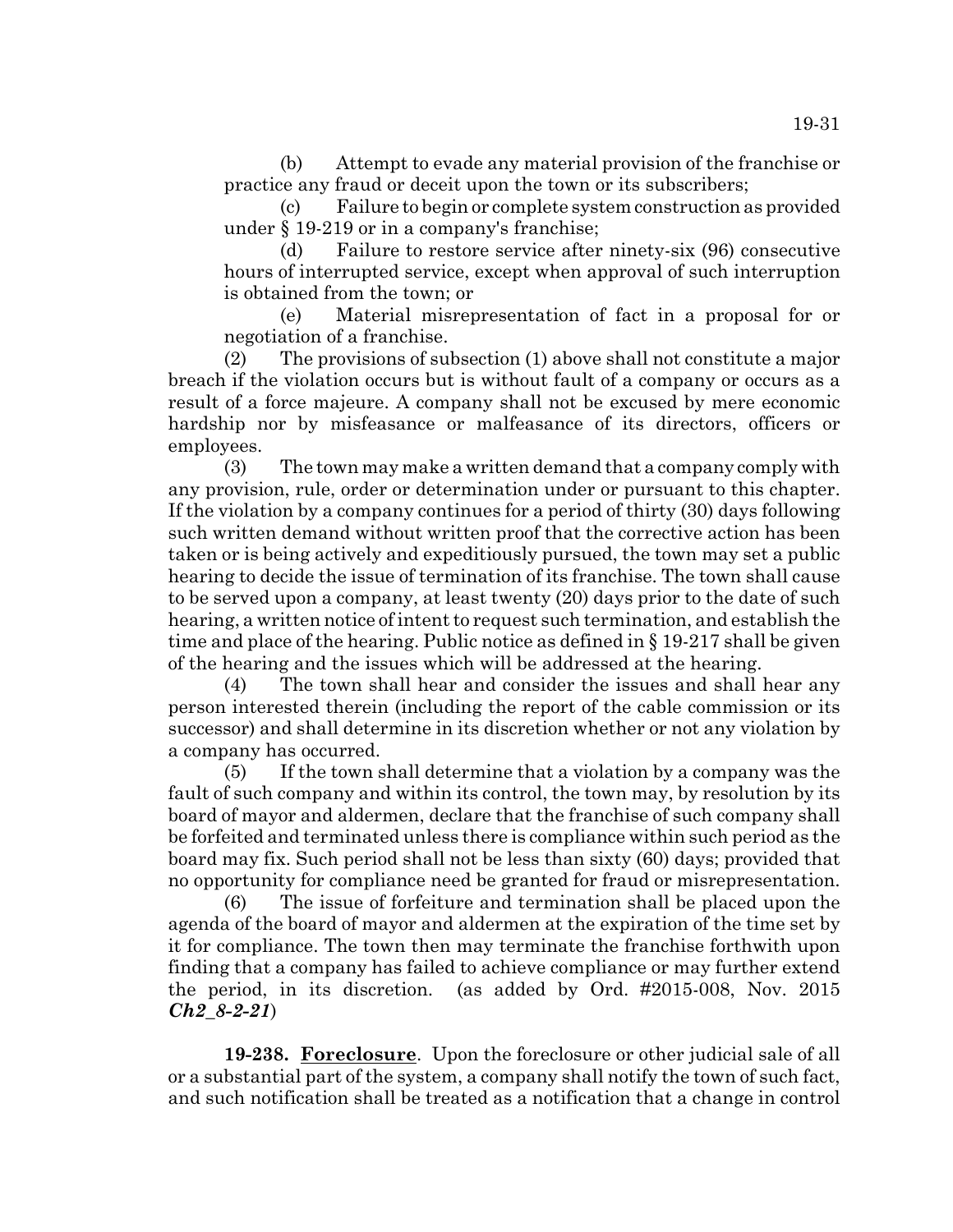(b) Attempt to evade any material provision of the franchise or practice any fraud or deceit upon the town or its subscribers;

(c) Failure to begin or complete system construction as provided under § 19-219 or in a company's franchise;

(d) Failure to restore service after ninety-six (96) consecutive hours of interrupted service, except when approval of such interruption is obtained from the town; or

(e) Material misrepresentation of fact in a proposal for or negotiation of a franchise.

(2) The provisions of subsection (1) above shall not constitute a major breach if the violation occurs but is without fault of a company or occurs as a result of a force majeure. A company shall not be excused by mere economic hardship nor by misfeasance or malfeasance of its directors, officers or employees.

(3) The town may make a written demand that a company comply with any provision, rule, order or determination under or pursuant to this chapter. If the violation by a company continues for a period of thirty (30) days following such written demand without written proof that the corrective action has been taken or is being actively and expeditiously pursued, the town may set a public hearing to decide the issue of termination of its franchise. The town shall cause to be served upon a company, at least twenty (20) days prior to the date of such hearing, a written notice of intent to request such termination, and establish the time and place of the hearing. Public notice as defined in § 19-217 shall be given of the hearing and the issues which will be addressed at the hearing.

(4) The town shall hear and consider the issues and shall hear any person interested therein (including the report of the cable commission or its successor) and shall determine in its discretion whether or not any violation by a company has occurred.

(5) If the town shall determine that a violation by a company was the fault of such company and within its control, the town may, by resolution by its board of mayor and aldermen, declare that the franchise of such company shall be forfeited and terminated unless there is compliance within such period as the board may fix. Such period shall not be less than sixty (60) days; provided that no opportunity for compliance need be granted for fraud or misrepresentation.

(6) The issue of forfeiture and termination shall be placed upon the agenda of the board of mayor and aldermen at the expiration of the time set by it for compliance. The town then may terminate the franchise forthwith upon finding that a company has failed to achieve compliance or may further extend the period, in its discretion. (as added by Ord. #2015-008, Nov. 2015 ***Ch2_8-2-21***)

**19-238. __Foreclosure__**. Upon the foreclosure or other judicial sale of all or a substantial part of the system, a company shall notify the town of such fact, and such notification shall be treated as a notification that a change in control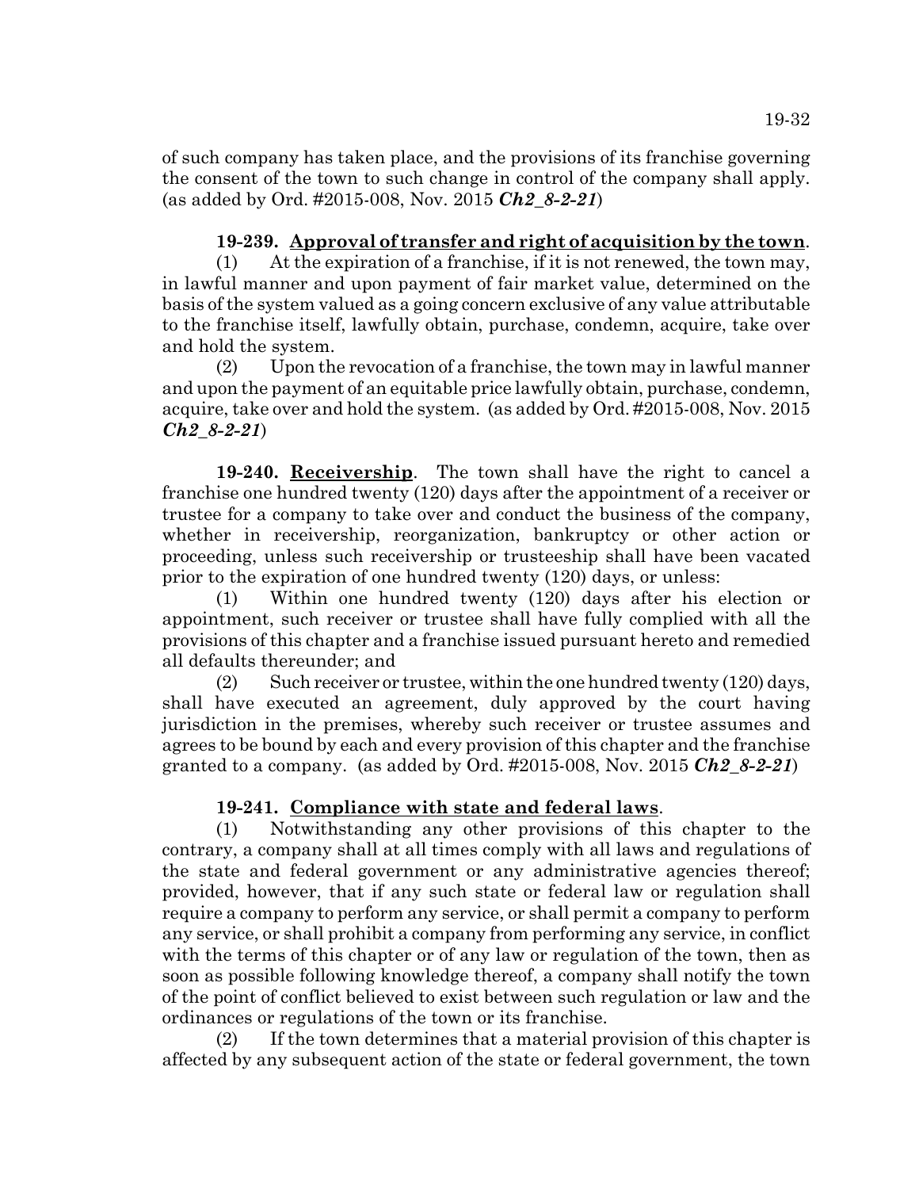of such company has taken place, and the provisions of its franchise governing the consent of the town to such change in control of the company shall apply. (as added by Ord. #2015-008, Nov. 2015 ***Ch2_8-2-21***)

**19-239. Approval of transfer and right of acquisition by the town**.

(1) At the expiration of a franchise, if it is not renewed, the town may, in lawful manner and upon payment of fair market value, determined on the basis of the system valued as a going concern exclusive of any value attributable to the franchise itself, lawfully obtain, purchase, condemn, acquire, take over and hold the system.

(2) Upon the revocation of a franchise, the town may in lawful manner and upon the payment of an equitable price lawfully obtain, purchase, condemn, acquire, take over and hold the system. (as added by Ord. #2015-008, Nov. 2015 ***Ch2_8-2-21***)

**19-240. Receivership**. The town shall have the right to cancel a franchise one hundred twenty (120) days after the appointment of a receiver or trustee for a company to take over and conduct the business of the company, whether in receivership, reorganization, bankruptcy or other action or proceeding, unless such receivership or trusteeship shall have been vacated prior to the expiration of one hundred twenty (120) days, or unless:

(1) Within one hundred twenty (120) days after his election or appointment, such receiver or trustee shall have fully complied with all the provisions of this chapter and a franchise issued pursuant hereto and remedied all defaults thereunder; and

(2) Such receiver or trustee, within the one hundred twenty (120) days, shall have executed an agreement, duly approved by the court having jurisdiction in the premises, whereby such receiver or trustee assumes and agrees to be bound by each and every provision of this chapter and the franchise granted to a company. (as added by Ord. #2015-008, Nov. 2015 ***Ch2_8-2-21***)

**19-241. Compliance with state and federal laws**.

(1) Notwithstanding any other provisions of this chapter to the contrary, a company shall at all times comply with all laws and regulations of the state and federal government or any administrative agencies thereof; provided, however, that if any such state or federal law or regulation shall require a company to perform any service, or shall permit a company to perform any service, or shall prohibit a company from performing any service, in conflict with the terms of this chapter or of any law or regulation of the town, then as soon as possible following knowledge thereof, a company shall notify the town of the point of conflict believed to exist between such regulation or law and the ordinances or regulations of the town or its franchise.

(2) If the town determines that a material provision of this chapter is affected by any subsequent action of the state or federal government, the town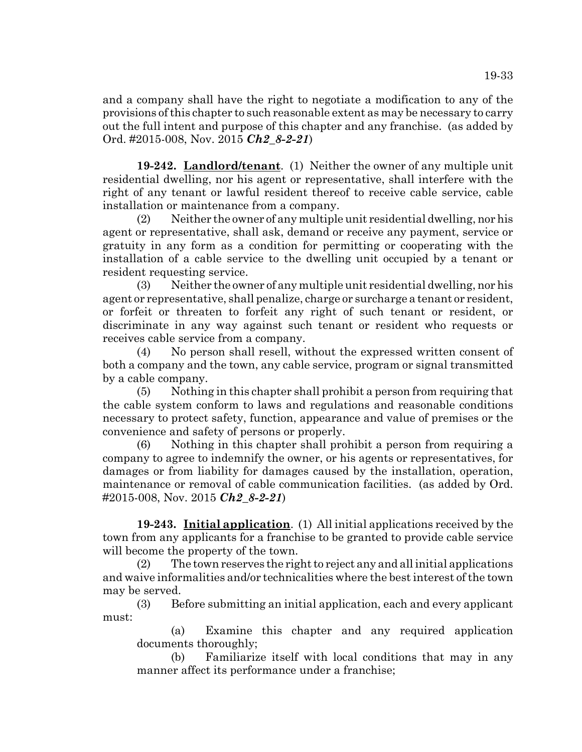and a company shall have the right to negotiate a modification to any of the provisions of this chapter to such reasonable extent as may be necessary to carry out the full intent and purpose of this chapter and any franchise. (as added by Ord. #2015-008, Nov. 2015 ***Ch2_8-2-21***)

**19-242. Landlord/tenant**. (1) Neither the owner of any multiple unit residential dwelling, nor his agent or representative, shall interfere with the right of any tenant or lawful resident thereof to receive cable service, cable installation or maintenance from a company.

(2) Neither the owner of any multiple unit residential dwelling, nor his agent or representative, shall ask, demand or receive any payment, service or gratuity in any form as a condition for permitting or cooperating with the installation of a cable service to the dwelling unit occupied by a tenant or resident requesting service.

(3) Neither the owner of any multiple unit residential dwelling, nor his agent or representative, shall penalize, charge or surcharge a tenant or resident, or forfeit or threaten to forfeit any right of such tenant or resident, or discriminate in any way against such tenant or resident who requests or receives cable service from a company.

(4) No person shall resell, without the expressed written consent of both a company and the town, any cable service, program or signal transmitted by a cable company.

(5) Nothing in this chapter shall prohibit a person from requiring that the cable system conform to laws and regulations and reasonable conditions necessary to protect safety, function, appearance and value of premises or the convenience and safety of persons or properly.

(6) Nothing in this chapter shall prohibit a person from requiring a company to agree to indemnify the owner, or his agents or representatives, for damages or from liability for damages caused by the installation, operation, maintenance or removal of cable communication facilities. (as added by Ord. #2015-008, Nov. 2015 ***Ch2_8-2-21***)

**19-243. Initial application**. (1) All initial applications received by the town from any applicants for a franchise to be granted to provide cable service will become the property of the town.

(2) The town reserves the right to reject any and all initial applications and waive informalities and/or technicalities where the best interest of the town may be served.

(3) Before submitting an initial application, each and every applicant must:

(a) Examine this chapter and any required application documents thoroughly;

(b) Familiarize itself with local conditions that may in any manner affect its performance under a franchise;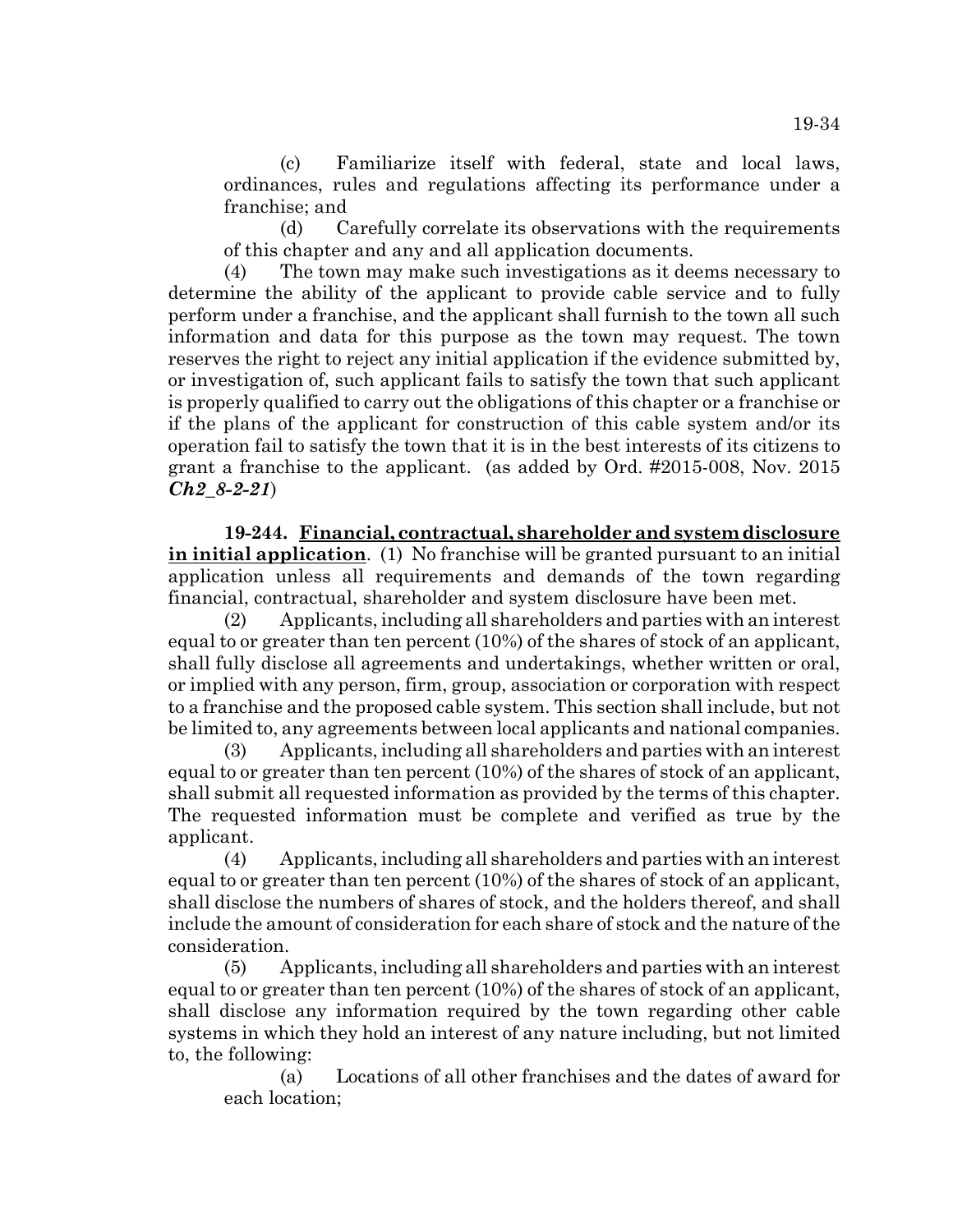(c) Familiarize itself with federal, state and local laws, ordinances, rules and regulations affecting its performance under a franchise; and

(d) Carefully correlate its observations with the requirements of this chapter and any and all application documents.

(4) The town may make such investigations as it deems necessary to determine the ability of the applicant to provide cable service and to fully perform under a franchise, and the applicant shall furnish to the town all such information and data for this purpose as the town may request. The town reserves the right to reject any initial application if the evidence submitted by, or investigation of, such applicant fails to satisfy the town that such applicant is properly qualified to carry out the obligations of this chapter or a franchise or if the plans of the applicant for construction of this cable system and/or its operation fail to satisfy the town that it is in the best interests of its citizens to grant a franchise to the applicant. (as added by Ord. #2015-008, Nov. 2015 ***Ch2_8-2-21***)

**19-244. Financial, contractual, shareholder and system disclosure in initial application**. (1) No franchise will be granted pursuant to an initial application unless all requirements and demands of the town regarding financial, contractual, shareholder and system disclosure have been met.

(2) Applicants, including all shareholders and parties with an interest equal to or greater than ten percent (10%) of the shares of stock of an applicant, shall fully disclose all agreements and undertakings, whether written or oral, or implied with any person, firm, group, association or corporation with respect to a franchise and the proposed cable system. This section shall include, but not be limited to, any agreements between local applicants and national companies.

(3) Applicants, including all shareholders and parties with an interest equal to or greater than ten percent (10%) of the shares of stock of an applicant, shall submit all requested information as provided by the terms of this chapter. The requested information must be complete and verified as true by the applicant.

(4) Applicants, including all shareholders and parties with an interest equal to or greater than ten percent (10%) of the shares of stock of an applicant, shall disclose the numbers of shares of stock, and the holders thereof, and shall include the amount of consideration for each share of stock and the nature of the consideration.

(5) Applicants, including all shareholders and parties with an interest equal to or greater than ten percent (10%) of the shares of stock of an applicant, shall disclose any information required by the town regarding other cable systems in which they hold an interest of any nature including, but not limited to, the following:

(a) Locations of all other franchises and the dates of award for each location;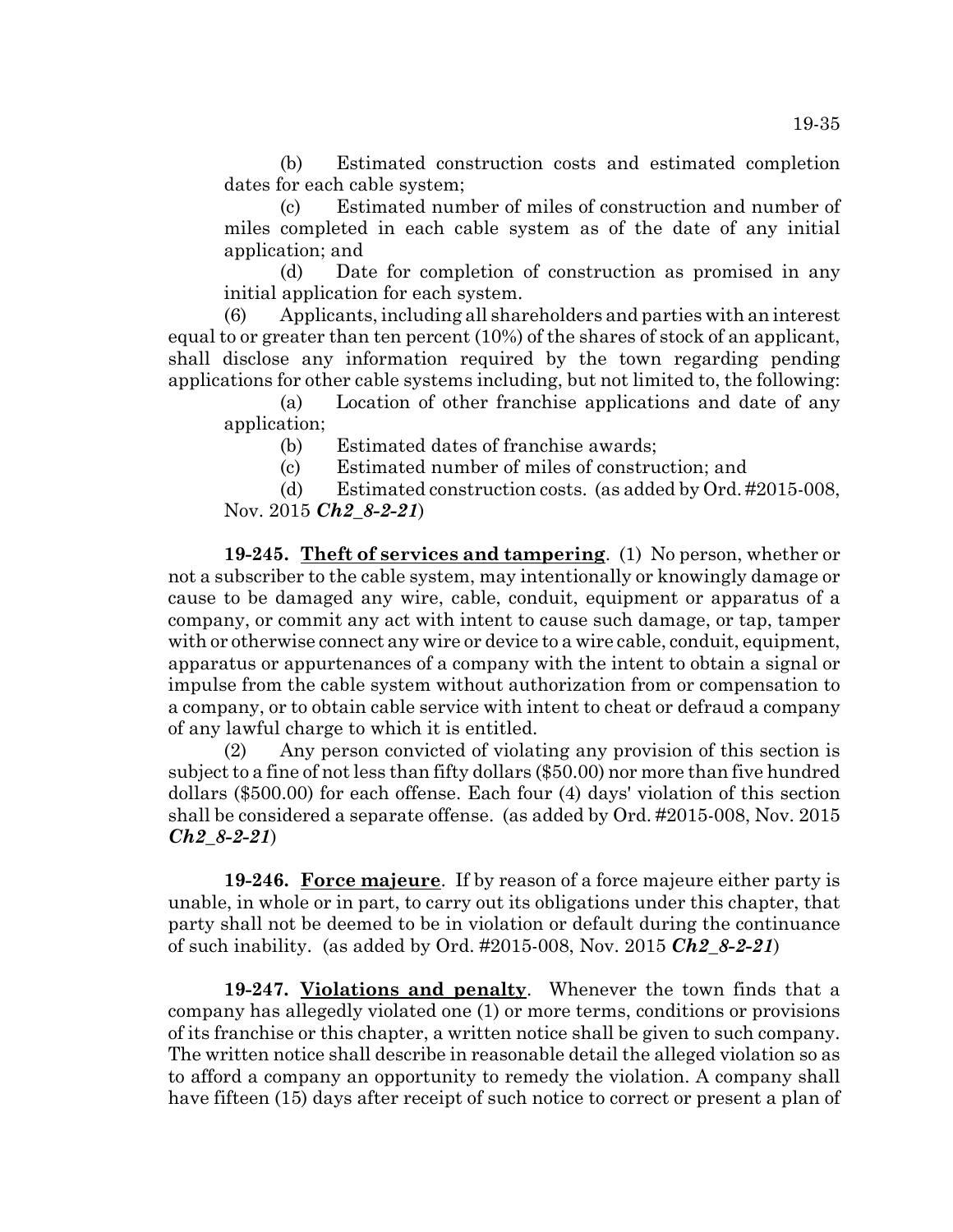(b) Estimated construction costs and estimated completion dates for each cable system;

(c) Estimated number of miles of construction and number of miles completed in each cable system as of the date of any initial application; and

(d) Date for completion of construction as promised in any initial application for each system.

(6) Applicants, including all shareholders and parties with an interest equal to or greater than ten percent (10%) of the shares of stock of an applicant, shall disclose any information required by the town regarding pending applications for other cable systems including, but not limited to, the following:

(a) Location of other franchise applications and date of any application;

(b) Estimated dates of franchise awards;

(c) Estimated number of miles of construction; and

(d) Estimated construction costs. (as added by Ord. #2015-008, Nov. 2015 ***Ch2_8-2-21***)

**19-245. Theft of services and tampering**. (1) No person, whether or not a subscriber to the cable system, may intentionally or knowingly damage or cause to be damaged any wire, cable, conduit, equipment or apparatus of a company, or commit any act with intent to cause such damage, or tap, tamper with or otherwise connect any wire or device to a wire cable, conduit, equipment, apparatus or appurtenances of a company with the intent to obtain a signal or impulse from the cable system without authorization from or compensation to a company, or to obtain cable service with intent to cheat or defraud a company of any lawful charge to which it is entitled.

(2) Any person convicted of violating any provision of this section is subject to a fine of not less than fifty dollars ($50.00) nor more than five hundred dollars ($500.00) for each offense. Each four (4) days' violation of this section shall be considered a separate offense. (as added by Ord. #2015-008, Nov. 2015 ***Ch2_8-2-21***)

**19-246. Force majeure**. If by reason of a force majeure either party is unable, in whole or in part, to carry out its obligations under this chapter, that party shall not be deemed to be in violation or default during the continuance of such inability. (as added by Ord. #2015-008, Nov. 2015 ***Ch2_8-2-21***)

**19-247. Violations and penalty**. Whenever the town finds that a company has allegedly violated one (1) or more terms, conditions or provisions of its franchise or this chapter, a written notice shall be given to such company. The written notice shall describe in reasonable detail the alleged violation so as to afford a company an opportunity to remedy the violation. A company shall have fifteen (15) days after receipt of such notice to correct or present a plan of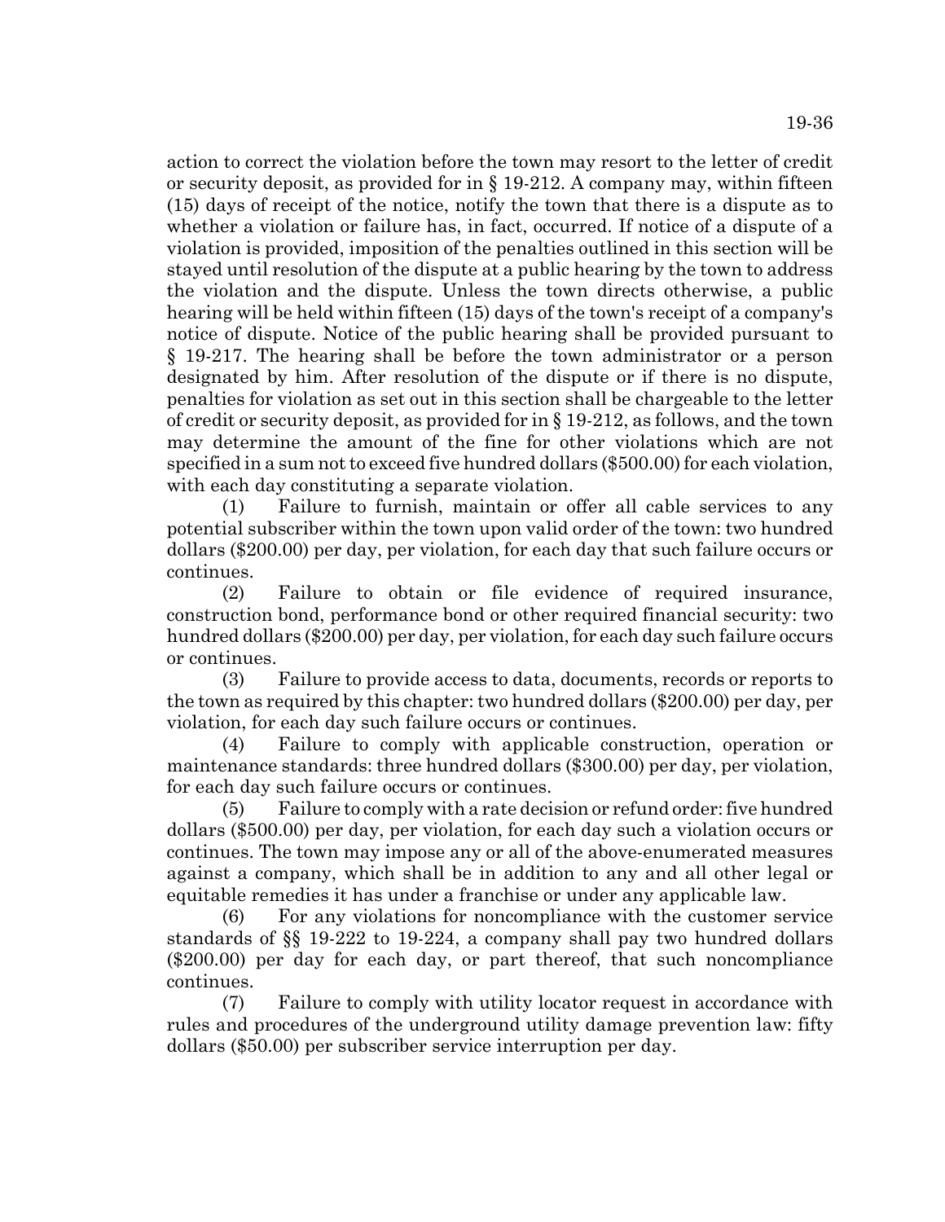action to correct the violation before the town may resort to the letter of credit or security deposit, as provided for in § 19-212. A company may, within fifteen (15) days of receipt of the notice, notify the town that there is a dispute as to whether a violation or failure has, in fact, occurred. If notice of a dispute of a violation is provided, imposition of the penalties outlined in this section will be stayed until resolution of the dispute at a public hearing by the town to address the violation and the dispute. Unless the town directs otherwise, a public hearing will be held within fifteen (15) days of the town's receipt of a company's notice of dispute. Notice of the public hearing shall be provided pursuant to § 19-217. The hearing shall be before the town administrator or a person designated by him. After resolution of the dispute or if there is no dispute, penalties for violation as set out in this section shall be chargeable to the letter of credit or security deposit, as provided for in § 19-212, as follows, and the town may determine the amount of the fine for other violations which are not specified in a sum not to exceed five hundred dollars ($500.00) for each violation, with each day constituting a separate violation.

(1) Failure to furnish, maintain or offer all cable services to any potential subscriber within the town upon valid order of the town: two hundred dollars ($200.00) per day, per violation, for each day that such failure occurs or continues.

(2) Failure to obtain or file evidence of required insurance, construction bond, performance bond or other required financial security: two hundred dollars ($200.00) per day, per violation, for each day such failure occurs or continues.

(3) Failure to provide access to data, documents, records or reports to the town as required by this chapter: two hundred dollars ($200.00) per day, per violation, for each day such failure occurs or continues.

(4) Failure to comply with applicable construction, operation or maintenance standards: three hundred dollars ($300.00) per day, per violation, for each day such failure occurs or continues.

(5) Failure to comply with a rate decision or refund order: five hundred dollars ($500.00) per day, per violation, for each day such a violation occurs or continues. The town may impose any or all of the above-enumerated measures against a company, which shall be in addition to any and all other legal or equitable remedies it has under a franchise or under any applicable law.

(6) For any violations for noncompliance with the customer service standards of §§ 19-222 to 19-224, a company shall pay two hundred dollars ($200.00) per day for each day, or part thereof, that such noncompliance continues.

(7) Failure to comply with utility locator request in accordance with rules and procedures of the underground utility damage prevention law: fifty dollars ($50.00) per subscriber service interruption per day.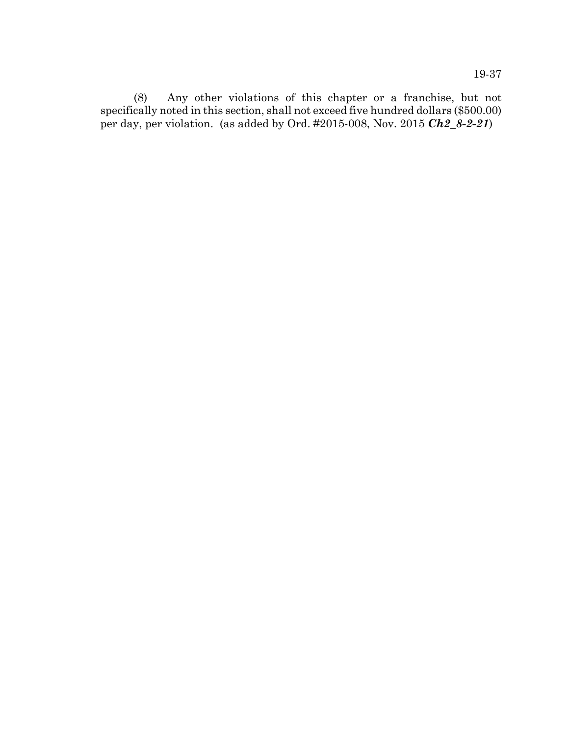(8) Any other violations of this chapter or a franchise, but not specifically noted in this section, shall not exceed five hundred dollars ($500.00) per day, per violation. (as added by Ord. #2015-008, Nov. 2015 ***Ch2_8-2-21***)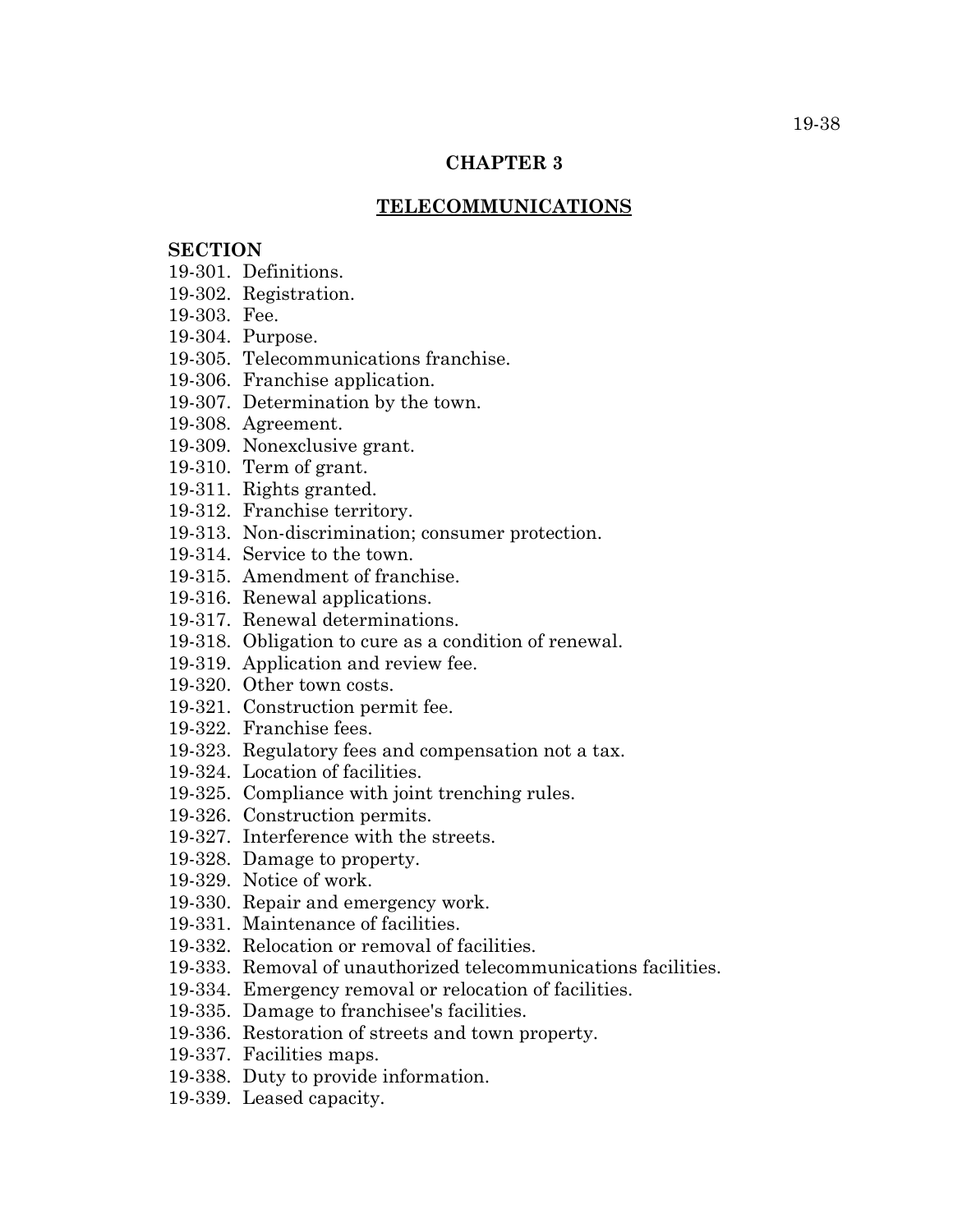# CHAPTER 3

## TELECOMMUNICATIONS

**SECTION**

19-301. Definitions.
19-302. Registration.
19-303. Fee.
19-304. Purpose.
19-305. Telecommunications franchise.
19-306. Franchise application.
19-307. Determination by the town.
19-308. Agreement.
19-309. Nonexclusive grant.
19-310. Term of grant.
19-311. Rights granted.
19-312. Franchise territory.
19-313. Non-discrimination; consumer protection.
19-314. Service to the town.
19-315. Amendment of franchise.
19-316. Renewal applications.
19-317. Renewal determinations.
19-318. Obligation to cure as a condition of renewal.
19-319. Application and review fee.
19-320. Other town costs.
19-321. Construction permit fee.
19-322. Franchise fees.
19-323. Regulatory fees and compensation not a tax.
19-324. Location of facilities.
19-325. Compliance with joint trenching rules.
19-326. Construction permits.
19-327. Interference with the streets.
19-328. Damage to property.
19-329. Notice of work.
19-330. Repair and emergency work.
19-331. Maintenance of facilities.
19-332. Relocation or removal of facilities.
19-333. Removal of unauthorized telecommunications facilities.
19-334. Emergency removal or relocation of facilities.
19-335. Damage to franchisee's facilities.
19-336. Restoration of streets and town property.
19-337. Facilities maps.
19-338. Duty to provide information.
19-339. Leased capacity.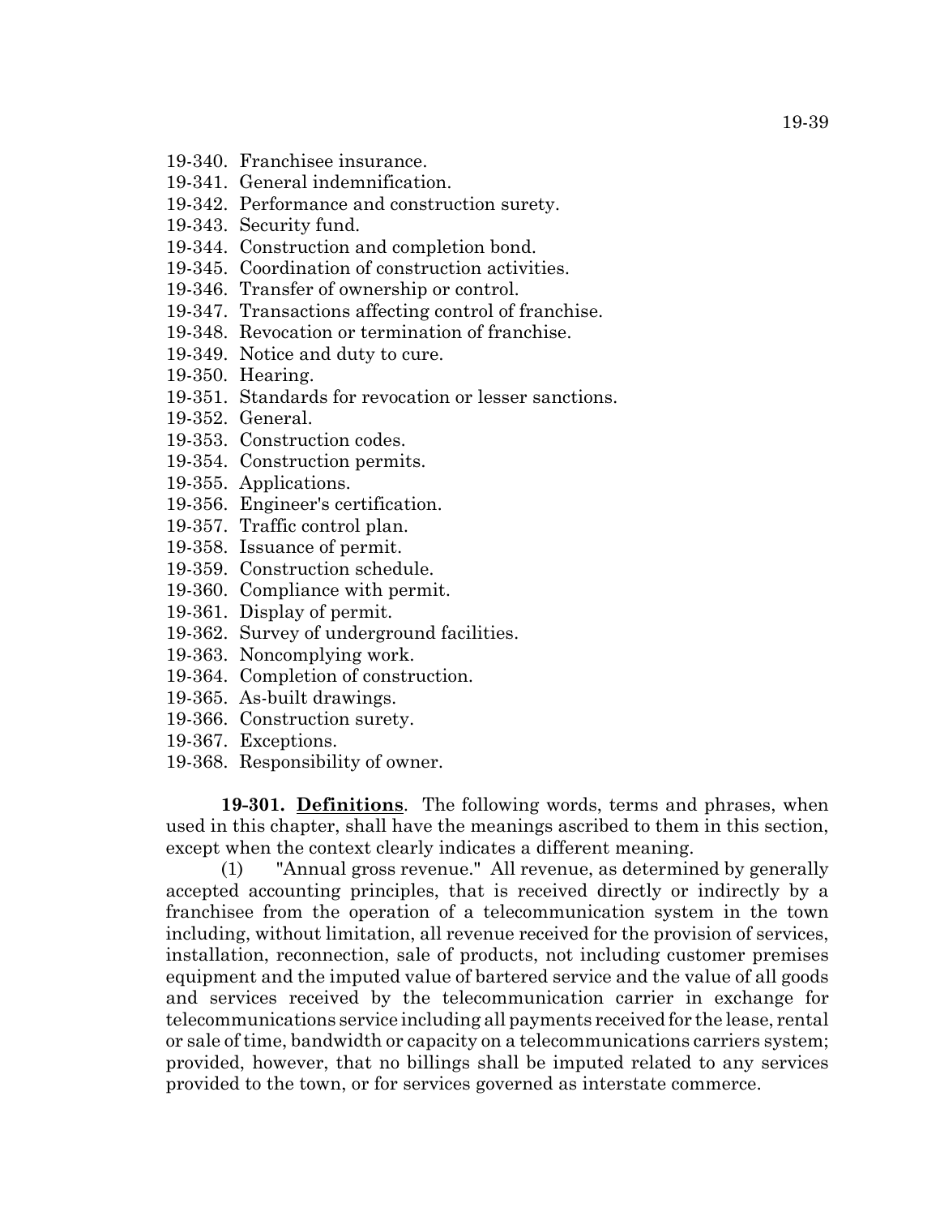19-340. Franchisee insurance.
19-341. General indemnification.
19-342. Performance and construction surety.
19-343. Security fund.
19-344. Construction and completion bond.
19-345. Coordination of construction activities.
19-346. Transfer of ownership or control.
19-347. Transactions affecting control of franchise.
19-348. Revocation or termination of franchise.
19-349. Notice and duty to cure.
19-350. Hearing.
19-351. Standards for revocation or lesser sanctions.
19-352. General.
19-353. Construction codes.
19-354. Construction permits.
19-355. Applications.
19-356. Engineer's certification.
19-357. Traffic control plan.
19-358. Issuance of permit.
19-359. Construction schedule.
19-360. Compliance with permit.
19-361. Display of permit.
19-362. Survey of underground facilities.
19-363. Noncomplying work.
19-364. Completion of construction.
19-365. As-built drawings.
19-366. Construction surety.
19-367. Exceptions.
19-368. Responsibility of owner.

**19-301. Definitions**. The following words, terms and phrases, when used in this chapter, shall have the meanings ascribed to them in this section, except when the context clearly indicates a different meaning.

(1) "Annual gross revenue." All revenue, as determined by generally accepted accounting principles, that is received directly or indirectly by a franchisee from the operation of a telecommunication system in the town including, without limitation, all revenue received for the provision of services, installation, reconnection, sale of products, not including customer premises equipment and the imputed value of bartered service and the value of all goods and services received by the telecommunication carrier in exchange for telecommunications service including all payments received for the lease, rental or sale of time, bandwidth or capacity on a telecommunications carriers system; provided, however, that no billings shall be imputed related to any services provided to the town, or for services governed as interstate commerce.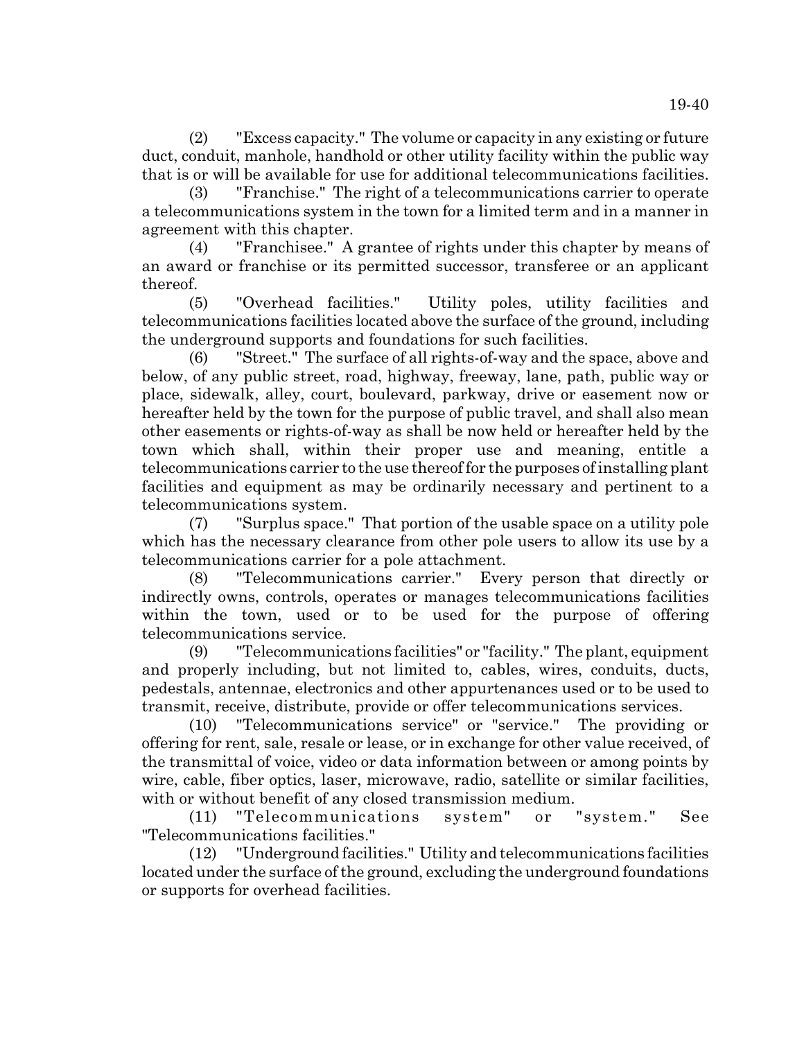(2) "Excess capacity." The volume or capacity in any existing or future duct, conduit, manhole, handhold or other utility facility within the public way that is or will be available for use for additional telecommunications facilities.

(3) "Franchise." The right of a telecommunications carrier to operate a telecommunications system in the town for a limited term and in a manner in agreement with this chapter.

(4) "Franchisee." A grantee of rights under this chapter by means of an award or franchise or its permitted successor, transferee or an applicant thereof.

(5) "Overhead facilities." Utility poles, utility facilities and telecommunications facilities located above the surface of the ground, including the underground supports and foundations for such facilities.

(6) "Street." The surface of all rights-of-way and the space, above and below, of any public street, road, highway, freeway, lane, path, public way or place, sidewalk, alley, court, boulevard, parkway, drive or easement now or hereafter held by the town for the purpose of public travel, and shall also mean other easements or rights-of-way as shall be now held or hereafter held by the town which shall, within their proper use and meaning, entitle a telecommunications carrier to the use thereof for the purposes of installing plant facilities and equipment as may be ordinarily necessary and pertinent to a telecommunications system.

(7) "Surplus space." That portion of the usable space on a utility pole which has the necessary clearance from other pole users to allow its use by a telecommunications carrier for a pole attachment.

(8) "Telecommunications carrier." Every person that directly or indirectly owns, controls, operates or manages telecommunications facilities within the town, used or to be used for the purpose of offering telecommunications service.

(9) "Telecommunications facilities" or "facility." The plant, equipment and properly including, but not limited to, cables, wires, conduits, ducts, pedestals, antennae, electronics and other appurtenances used or to be used to transmit, receive, distribute, provide or offer telecommunications services.

(10) "Telecommunications service" or "service." The providing or offering for rent, sale, resale or lease, or in exchange for other value received, of the transmittal of voice, video or data information between or among points by wire, cable, fiber optics, laser, microwave, radio, satellite or similar facilities, with or without benefit of any closed transmission medium.

(11) "Telecommunications system" or "system." See "Telecommunications facilities."

(12) "Underground facilities." Utility and telecommunications facilities located under the surface of the ground, excluding the underground foundations or supports for overhead facilities.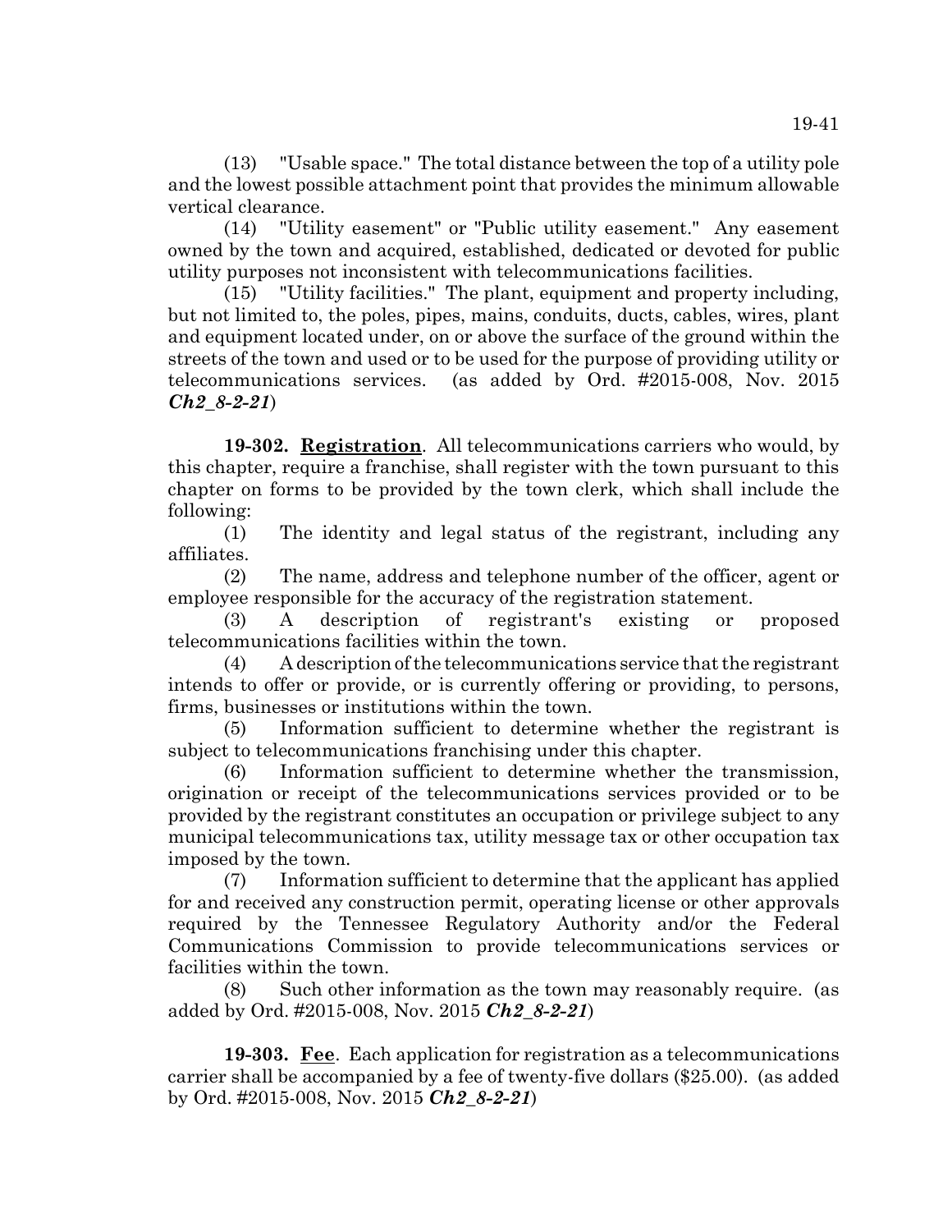(13) "Usable space." The total distance between the top of a utility pole and the lowest possible attachment point that provides the minimum allowable vertical clearance.

(14) "Utility easement" or "Public utility easement." Any easement owned by the town and acquired, established, dedicated or devoted for public utility purposes not inconsistent with telecommunications facilities.

(15) "Utility facilities." The plant, equipment and property including, but not limited to, the poles, pipes, mains, conduits, ducts, cables, wires, plant and equipment located under, on or above the surface of the ground within the streets of the town and used or to be used for the purpose of providing utility or telecommunications services. (as added by Ord. #2015-008, Nov. 2015 ***Ch2_8-2-21***)

**19-302. Registration**. All telecommunications carriers who would, by this chapter, require a franchise, shall register with the town pursuant to this chapter on forms to be provided by the town clerk, which shall include the following:

(1) The identity and legal status of the registrant, including any affiliates.

(2) The name, address and telephone number of the officer, agent or employee responsible for the accuracy of the registration statement.

(3) A description of registrant's existing or proposed telecommunications facilities within the town.

(4) A description of the telecommunications service that the registrant intends to offer or provide, or is currently offering or providing, to persons, firms, businesses or institutions within the town.

(5) Information sufficient to determine whether the registrant is subject to telecommunications franchising under this chapter.

(6) Information sufficient to determine whether the transmission, origination or receipt of the telecommunications services provided or to be provided by the registrant constitutes an occupation or privilege subject to any municipal telecommunications tax, utility message tax or other occupation tax imposed by the town.

(7) Information sufficient to determine that the applicant has applied for and received any construction permit, operating license or other approvals required by the Tennessee Regulatory Authority and/or the Federal Communications Commission to provide telecommunications services or facilities within the town.

(8) Such other information as the town may reasonably require. (as added by Ord. #2015-008, Nov. 2015 ***Ch2_8-2-21***)

**19-303. Fee**. Each application for registration as a telecommunications carrier shall be accompanied by a fee of twenty-five dollars ($25.00). (as added by Ord. #2015-008, Nov. 2015 ***Ch2_8-2-21***)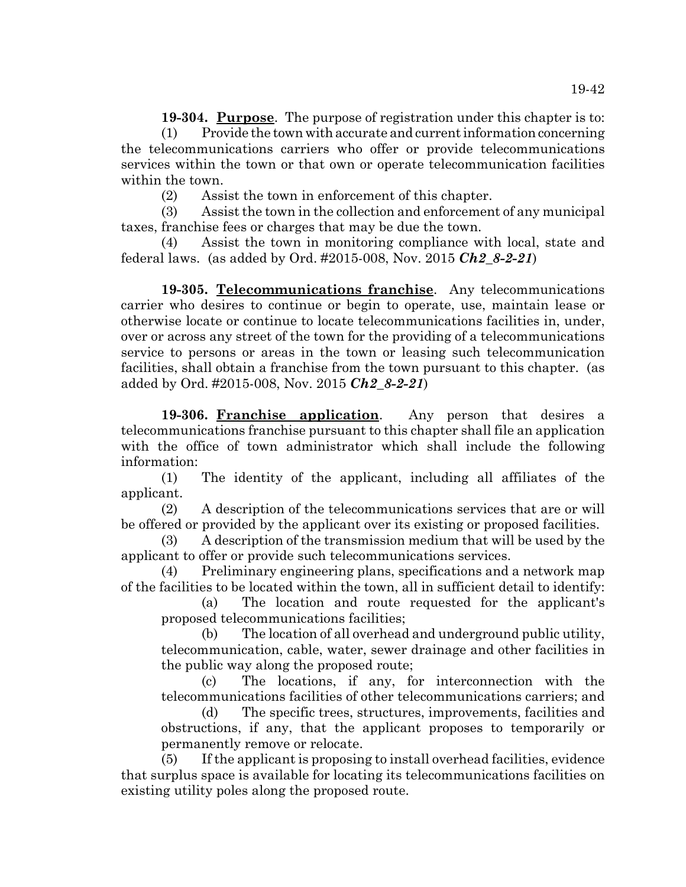**19-304. Purpose**. The purpose of registration under this chapter is to:

(1) Provide the town with accurate and current information concerning the telecommunications carriers who offer or provide telecommunications services within the town or that own or operate telecommunication facilities within the town.

(2) Assist the town in enforcement of this chapter.

(3) Assist the town in the collection and enforcement of any municipal taxes, franchise fees or charges that may be due the town.

(4) Assist the town in monitoring compliance with local, state and federal laws. (as added by Ord. #2015-008, Nov. 2015 ***Ch2_8-2-21***)

**19-305. Telecommunications franchise**. Any telecommunications carrier who desires to continue or begin to operate, use, maintain lease or otherwise locate or continue to locate telecommunications facilities in, under, over or across any street of the town for the providing of a telecommunications service to persons or areas in the town or leasing such telecommunication facilities, shall obtain a franchise from the town pursuant to this chapter. (as added by Ord. #2015-008, Nov. 2015 ***Ch2_8-2-21***)

**19-306. Franchise application**. Any person that desires a telecommunications franchise pursuant to this chapter shall file an application with the office of town administrator which shall include the following information:

(1) The identity of the applicant, including all affiliates of the applicant.

(2) A description of the telecommunications services that are or will be offered or provided by the applicant over its existing or proposed facilities.

(3) A description of the transmission medium that will be used by the applicant to offer or provide such telecommunications services.

(4) Preliminary engineering plans, specifications and a network map of the facilities to be located within the town, all in sufficient detail to identify:

(a) The location and route requested for the applicant's proposed telecommunications facilities;

(b) The location of all overhead and underground public utility, telecommunication, cable, water, sewer drainage and other facilities in the public way along the proposed route;

(c) The locations, if any, for interconnection with the telecommunications facilities of other telecommunications carriers; and

(d) The specific trees, structures, improvements, facilities and obstructions, if any, that the applicant proposes to temporarily or permanently remove or relocate.

(5) If the applicant is proposing to install overhead facilities, evidence that surplus space is available for locating its telecommunications facilities on existing utility poles along the proposed route.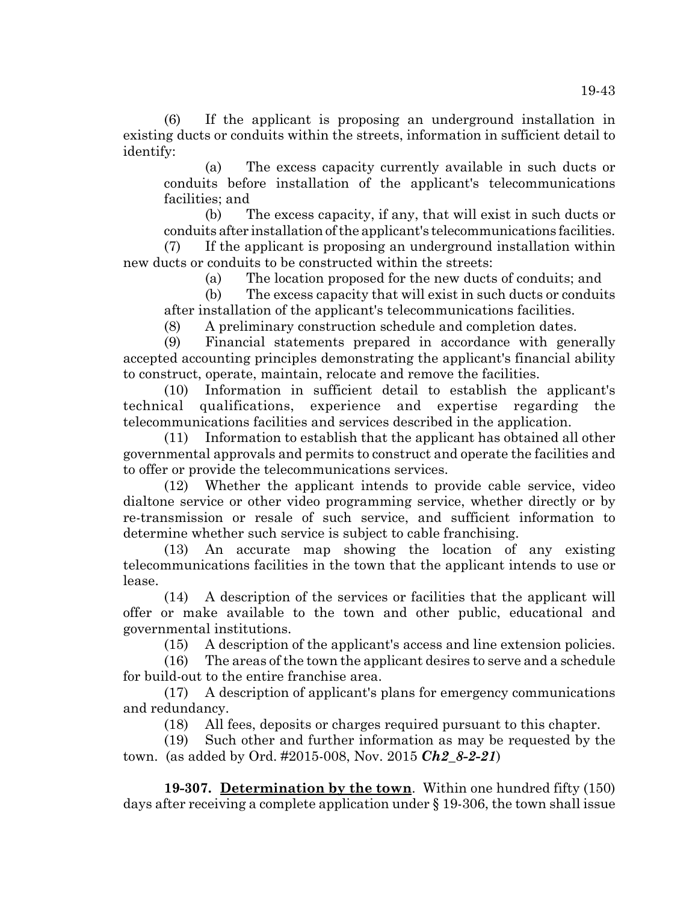(6) If the applicant is proposing an underground installation in existing ducts or conduits within the streets, information in sufficient detail to identify:

(a) The excess capacity currently available in such ducts or conduits before installation of the applicant's telecommunications facilities; and

(b) The excess capacity, if any, that will exist in such ducts or conduits after installation of the applicant's telecommunications facilities.

(7) If the applicant is proposing an underground installation within new ducts or conduits to be constructed within the streets:

(a) The location proposed for the new ducts of conduits; and

(b) The excess capacity that will exist in such ducts or conduits after installation of the applicant's telecommunications facilities.

(8) A preliminary construction schedule and completion dates.

(9) Financial statements prepared in accordance with generally accepted accounting principles demonstrating the applicant's financial ability to construct, operate, maintain, relocate and remove the facilities.

(10) Information in sufficient detail to establish the applicant's technical qualifications, experience and expertise regarding the telecommunications facilities and services described in the application.

(11) Information to establish that the applicant has obtained all other governmental approvals and permits to construct and operate the facilities and to offer or provide the telecommunications services.

(12) Whether the applicant intends to provide cable service, video dialtone service or other video programming service, whether directly or by re-transmission or resale of such service, and sufficient information to determine whether such service is subject to cable franchising.

(13) An accurate map showing the location of any existing telecommunications facilities in the town that the applicant intends to use or lease.

(14) A description of the services or facilities that the applicant will offer or make available to the town and other public, educational and governmental institutions.

(15) A description of the applicant's access and line extension policies.

(16) The areas of the town the applicant desires to serve and a schedule for build-out to the entire franchise area.

(17) A description of applicant's plans for emergency communications and redundancy.

(18) All fees, deposits or charges required pursuant to this chapter.

(19) Such other and further information as may be requested by the town. (as added by Ord. #2015-008, Nov. 2015 ***Ch2_8-2-21***)

**19-307. <u>Determination by the town</u>**. Within one hundred fifty (150) days after receiving a complete application under § 19-306, the town shall issue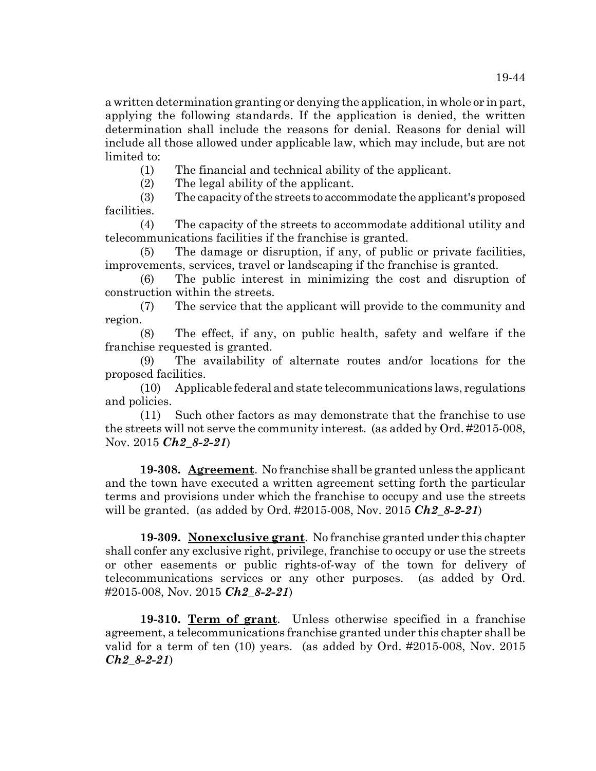a written determination granting or denying the application, in whole or in part, applying the following standards. If the application is denied, the written determination shall include the reasons for denial. Reasons for denial will include all those allowed under applicable law, which may include, but are not limited to:

(1) The financial and technical ability of the applicant.

(2) The legal ability of the applicant.

(3) The capacity of the streets to accommodate the applicant's proposed facilities.

(4) The capacity of the streets to accommodate additional utility and telecommunications facilities if the franchise is granted.

(5) The damage or disruption, if any, of public or private facilities, improvements, services, travel or landscaping if the franchise is granted.

(6) The public interest in minimizing the cost and disruption of construction within the streets.

(7) The service that the applicant will provide to the community and region.

(8) The effect, if any, on public health, safety and welfare if the franchise requested is granted.

(9) The availability of alternate routes and/or locations for the proposed facilities.

(10) Applicable federal and state telecommunications laws, regulations and policies.

(11) Such other factors as may demonstrate that the franchise to use the streets will not serve the community interest. (as added by Ord. #2015-008, Nov. 2015 ***Ch2_8-2-21***)

**19-308. Agreement**. No franchise shall be granted unless the applicant and the town have executed a written agreement setting forth the particular terms and provisions under which the franchise to occupy and use the streets will be granted. (as added by Ord. #2015-008, Nov. 2015 ***Ch2_8-2-21***)

**19-309. Nonexclusive grant**. No franchise granted under this chapter shall confer any exclusive right, privilege, franchise to occupy or use the streets or other easements or public rights-of-way of the town for delivery of telecommunications services or any other purposes. (as added by Ord. #2015-008, Nov. 2015 ***Ch2_8-2-21***)

**19-310. Term of grant**. Unless otherwise specified in a franchise agreement, a telecommunications franchise granted under this chapter shall be valid for a term of ten (10) years. (as added by Ord. #2015-008, Nov. 2015 ***Ch2_8-2-21***)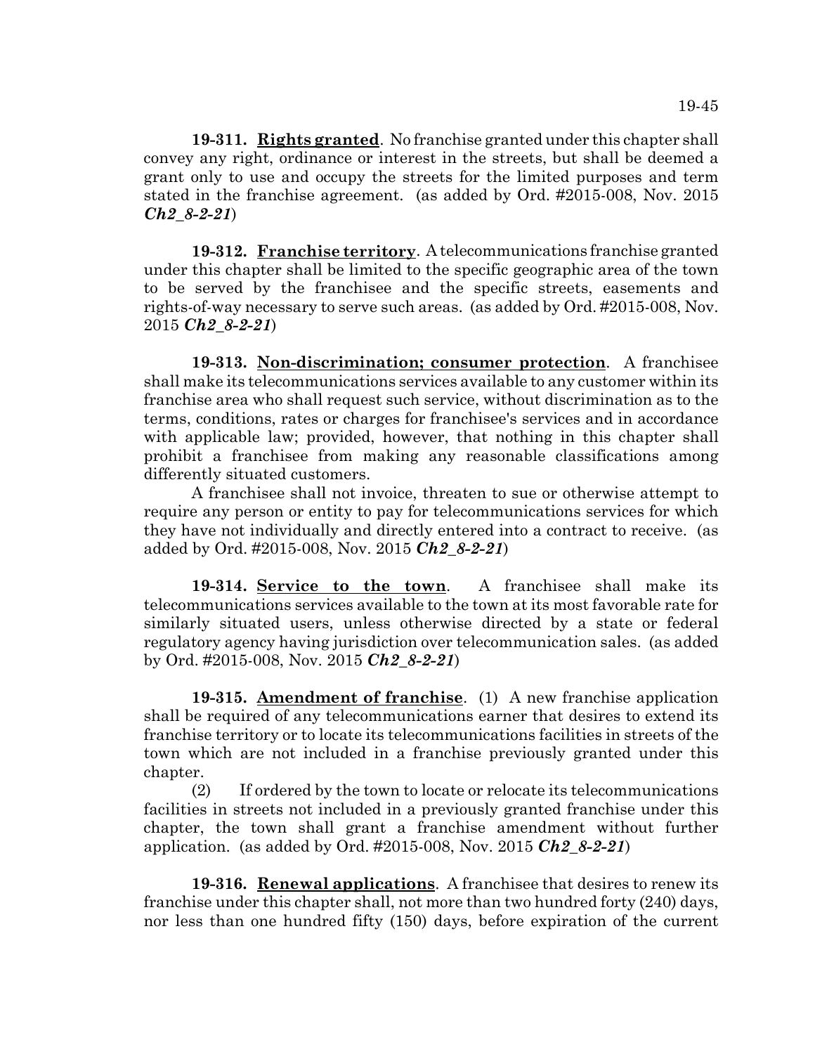**19-311. Rights granted**. No franchise granted under this chapter shall convey any right, ordinance or interest in the streets, but shall be deemed a grant only to use and occupy the streets for the limited purposes and term stated in the franchise agreement. (as added by Ord. #2015-008, Nov. 2015 ***Ch2_8-2-21***)

**19-312. Franchise territory**. A telecommunications franchise granted under this chapter shall be limited to the specific geographic area of the town to be served by the franchisee and the specific streets, easements and rights-of-way necessary to serve such areas. (as added by Ord. #2015-008, Nov. 2015 ***Ch2_8-2-21***)

**19-313. Non-discrimination; consumer protection**. A franchisee shall make its telecommunications services available to any customer within its franchise area who shall request such service, without discrimination as to the terms, conditions, rates or charges for franchisee's services and in accordance with applicable law; provided, however, that nothing in this chapter shall prohibit a franchisee from making any reasonable classifications among differently situated customers.

A franchisee shall not invoice, threaten to sue or otherwise attempt to require any person or entity to pay for telecommunications services for which they have not individually and directly entered into a contract to receive. (as added by Ord. #2015-008, Nov. 2015 ***Ch2_8-2-21***)

**19-314. Service to the town**. A franchisee shall make its telecommunications services available to the town at its most favorable rate for similarly situated users, unless otherwise directed by a state or federal regulatory agency having jurisdiction over telecommunication sales. (as added by Ord. #2015-008, Nov. 2015 ***Ch2_8-2-21***)

**19-315. Amendment of franchise**. (1) A new franchise application shall be required of any telecommunications earner that desires to extend its franchise territory or to locate its telecommunications facilities in streets of the town which are not included in a franchise previously granted under this chapter.

(2) If ordered by the town to locate or relocate its telecommunications facilities in streets not included in a previously granted franchise under this chapter, the town shall grant a franchise amendment without further application. (as added by Ord. #2015-008, Nov. 2015 ***Ch2_8-2-21***)

**19-316. Renewal applications**. A franchisee that desires to renew its franchise under this chapter shall, not more than two hundred forty (240) days, nor less than one hundred fifty (150) days, before expiration of the current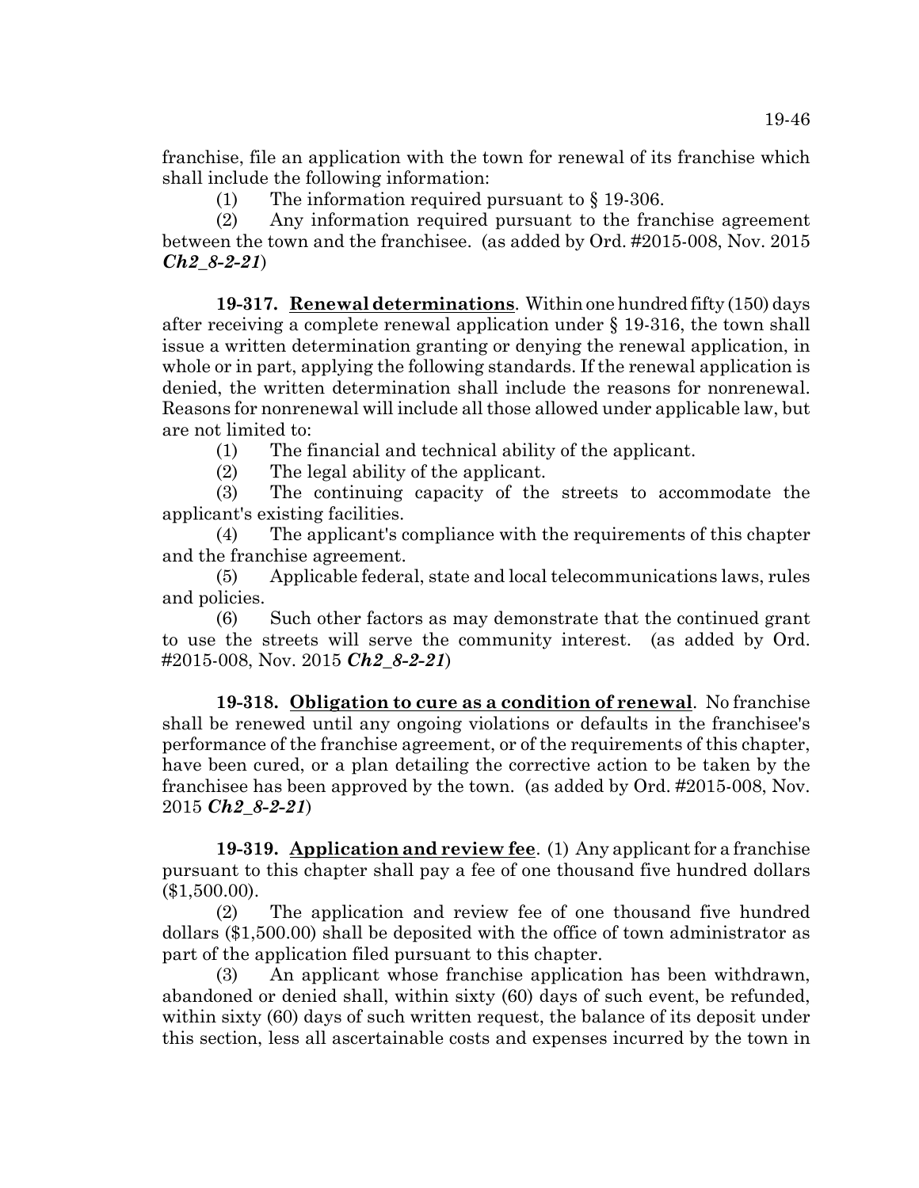franchise, file an application with the town for renewal of its franchise which shall include the following information:

(1) The information required pursuant to § 19-306.

(2) Any information required pursuant to the franchise agreement between the town and the franchisee. (as added by Ord. #2015-008, Nov. 2015 ***Ch2_8-2-21***)

**19-317. Renewal determinations**. Within one hundred fifty (150) days after receiving a complete renewal application under § 19-316, the town shall issue a written determination granting or denying the renewal application, in whole or in part, applying the following standards. If the renewal application is denied, the written determination shall include the reasons for nonrenewal. Reasons for nonrenewal will include all those allowed under applicable law, but are not limited to:

(1) The financial and technical ability of the applicant.

(2) The legal ability of the applicant.

(3) The continuing capacity of the streets to accommodate the applicant's existing facilities.

(4) The applicant's compliance with the requirements of this chapter and the franchise agreement.

(5) Applicable federal, state and local telecommunications laws, rules and policies.

(6) Such other factors as may demonstrate that the continued grant to use the streets will serve the community interest. (as added by Ord. #2015-008, Nov. 2015 ***Ch2_8-2-21***)

**19-318. Obligation to cure as a condition of renewal**. No franchise shall be renewed until any ongoing violations or defaults in the franchisee's performance of the franchise agreement, or of the requirements of this chapter, have been cured, or a plan detailing the corrective action to be taken by the franchisee has been approved by the town. (as added by Ord. #2015-008, Nov. 2015 ***Ch2_8-2-21***)

**19-319. Application and review fee**. (1) Any applicant for a franchise pursuant to this chapter shall pay a fee of one thousand five hundred dollars ($1,500.00).

(2) The application and review fee of one thousand five hundred dollars ($1,500.00) shall be deposited with the office of town administrator as part of the application filed pursuant to this chapter.

(3) An applicant whose franchise application has been withdrawn, abandoned or denied shall, within sixty (60) days of such event, be refunded, within sixty (60) days of such written request, the balance of its deposit under this section, less all ascertainable costs and expenses incurred by the town in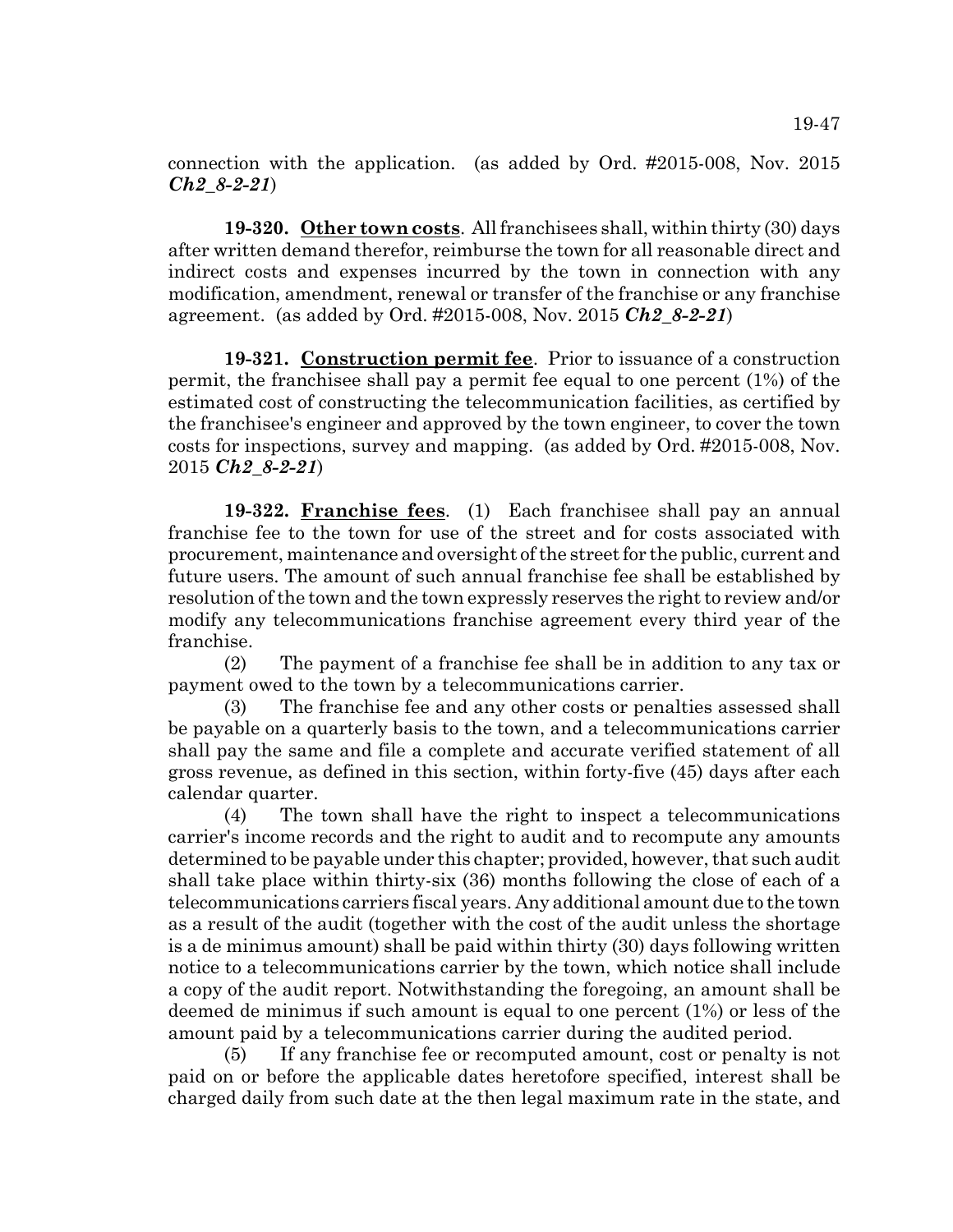connection with the application. (as added by Ord. #2015-008, Nov. 2015 ***Ch2_8-2-21***)

**19-320. Other town costs**. All franchisees shall, within thirty (30) days after written demand therefor, reimburse the town for all reasonable direct and indirect costs and expenses incurred by the town in connection with any modification, amendment, renewal or transfer of the franchise or any franchise agreement. (as added by Ord. #2015-008, Nov. 2015 ***Ch2_8-2-21***)

**19-321. Construction permit fee**. Prior to issuance of a construction permit, the franchisee shall pay a permit fee equal to one percent (1%) of the estimated cost of constructing the telecommunication facilities, as certified by the franchisee's engineer and approved by the town engineer, to cover the town costs for inspections, survey and mapping. (as added by Ord. #2015-008, Nov. 2015 ***Ch2_8-2-21***)

**19-322. Franchise fees**. (1) Each franchisee shall pay an annual franchise fee to the town for use of the street and for costs associated with procurement, maintenance and oversight of the street for the public, current and future users. The amount of such annual franchise fee shall be established by resolution of the town and the town expressly reserves the right to review and/or modify any telecommunications franchise agreement every third year of the franchise.

(2) The payment of a franchise fee shall be in addition to any tax or payment owed to the town by a telecommunications carrier.

(3) The franchise fee and any other costs or penalties assessed shall be payable on a quarterly basis to the town, and a telecommunications carrier shall pay the same and file a complete and accurate verified statement of all gross revenue, as defined in this section, within forty-five (45) days after each calendar quarter.

(4) The town shall have the right to inspect a telecommunications carrier's income records and the right to audit and to recompute any amounts determined to be payable under this chapter; provided, however, that such audit shall take place within thirty-six (36) months following the close of each of a telecommunications carriers fiscal years. Any additional amount due to the town as a result of the audit (together with the cost of the audit unless the shortage is a de minimus amount) shall be paid within thirty (30) days following written notice to a telecommunications carrier by the town, which notice shall include a copy of the audit report. Notwithstanding the foregoing, an amount shall be deemed de minimus if such amount is equal to one percent (1%) or less of the amount paid by a telecommunications carrier during the audited period.

(5) If any franchise fee or recomputed amount, cost or penalty is not paid on or before the applicable dates heretofore specified, interest shall be charged daily from such date at the then legal maximum rate in the state, and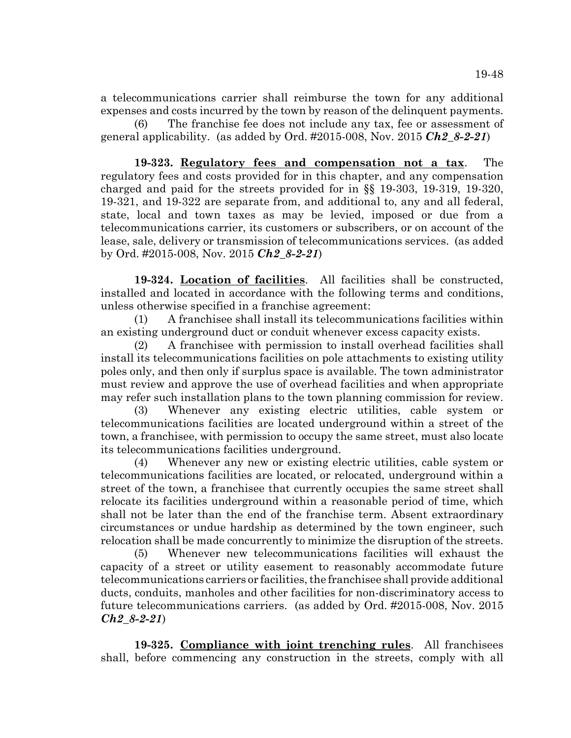a telecommunications carrier shall reimburse the town for any additional expenses and costs incurred by the town by reason of the delinquent payments.

(6) The franchise fee does not include any tax, fee or assessment of general applicability. (as added by Ord. #2015-008, Nov. 2015 ***Ch2_8-2-21***)

**19-323. Regulatory fees and compensation not a tax**. The regulatory fees and costs provided for in this chapter, and any compensation charged and paid for the streets provided for in §§ 19-303, 19-319, 19-320, 19-321, and 19-322 are separate from, and additional to, any and all federal, state, local and town taxes as may be levied, imposed or due from a telecommunications carrier, its customers or subscribers, or on account of the lease, sale, delivery or transmission of telecommunications services. (as added by Ord. #2015-008, Nov. 2015 ***Ch2_8-2-21***)

**19-324. Location of facilities**. All facilities shall be constructed, installed and located in accordance with the following terms and conditions, unless otherwise specified in a franchise agreement:

(1) A franchisee shall install its telecommunications facilities within an existing underground duct or conduit whenever excess capacity exists.

(2) A franchisee with permission to install overhead facilities shall install its telecommunications facilities on pole attachments to existing utility poles only, and then only if surplus space is available. The town administrator must review and approve the use of overhead facilities and when appropriate may refer such installation plans to the town planning commission for review.

(3) Whenever any existing electric utilities, cable system or telecommunications facilities are located underground within a street of the town, a franchisee, with permission to occupy the same street, must also locate its telecommunications facilities underground.

(4) Whenever any new or existing electric utilities, cable system or telecommunications facilities are located, or relocated, underground within a street of the town, a franchisee that currently occupies the same street shall relocate its facilities underground within a reasonable period of time, which shall not be later than the end of the franchise term. Absent extraordinary circumstances or undue hardship as determined by the town engineer, such relocation shall be made concurrently to minimize the disruption of the streets.

(5) Whenever new telecommunications facilities will exhaust the capacity of a street or utility easement to reasonably accommodate future telecommunications carriers or facilities, the franchisee shall provide additional ducts, conduits, manholes and other facilities for non-discriminatory access to future telecommunications carriers. (as added by Ord. #2015-008, Nov. 2015 ***Ch2_8-2-21***)

**19-325. Compliance with joint trenching rules**. All franchisees shall, before commencing any construction in the streets, comply with all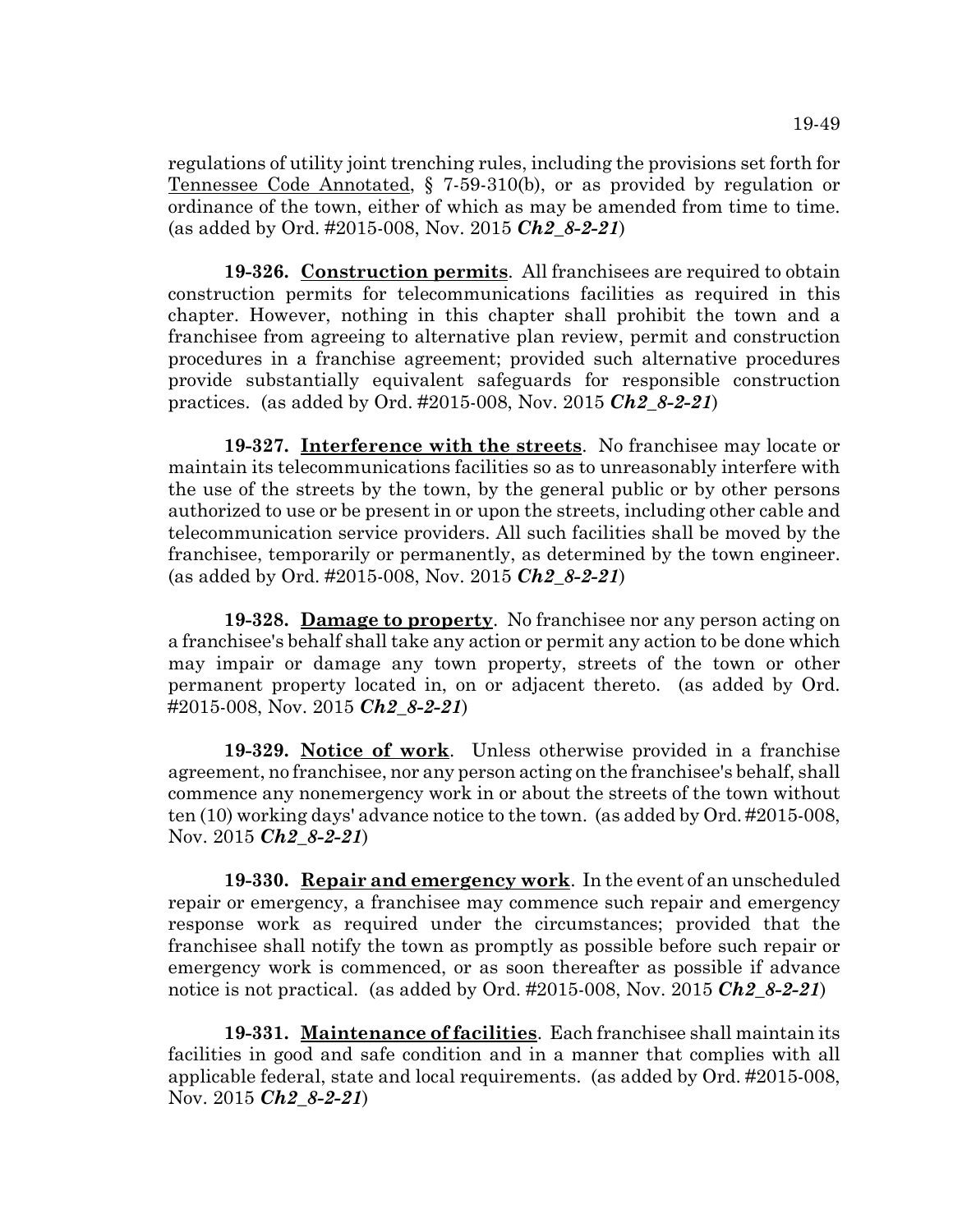regulations of utility joint trenching rules, including the provisions set forth for Tennessee Code Annotated, § 7-59-310(b), or as provided by regulation or ordinance of the town, either of which as may be amended from time to time. (as added by Ord. #2015-008, Nov. 2015 ***Ch2_8-2-21***)

**19-326. Construction permits**. All franchisees are required to obtain construction permits for telecommunications facilities as required in this chapter. However, nothing in this chapter shall prohibit the town and a franchisee from agreeing to alternative plan review, permit and construction procedures in a franchise agreement; provided such alternative procedures provide substantially equivalent safeguards for responsible construction practices. (as added by Ord. #2015-008, Nov. 2015 ***Ch2_8-2-21***)

**19-327. Interference with the streets**. No franchisee may locate or maintain its telecommunications facilities so as to unreasonably interfere with the use of the streets by the town, by the general public or by other persons authorized to use or be present in or upon the streets, including other cable and telecommunication service providers. All such facilities shall be moved by the franchisee, temporarily or permanently, as determined by the town engineer. (as added by Ord. #2015-008, Nov. 2015 ***Ch2_8-2-21***)

**19-328. Damage to property**. No franchisee nor any person acting on a franchisee's behalf shall take any action or permit any action to be done which may impair or damage any town property, streets of the town or other permanent property located in, on or adjacent thereto. (as added by Ord. #2015-008, Nov. 2015 ***Ch2_8-2-21***)

**19-329. Notice of work**. Unless otherwise provided in a franchise agreement, no franchisee, nor any person acting on the franchisee's behalf, shall commence any nonemergency work in or about the streets of the town without ten (10) working days' advance notice to the town. (as added by Ord. #2015-008, Nov. 2015 ***Ch2_8-2-21***)

**19-330. Repair and emergency work**. In the event of an unscheduled repair or emergency, a franchisee may commence such repair and emergency response work as required under the circumstances; provided that the franchisee shall notify the town as promptly as possible before such repair or emergency work is commenced, or as soon thereafter as possible if advance notice is not practical. (as added by Ord. #2015-008, Nov. 2015 ***Ch2_8-2-21***)

**19-331. Maintenance of facilities**. Each franchisee shall maintain its facilities in good and safe condition and in a manner that complies with all applicable federal, state and local requirements. (as added by Ord. #2015-008, Nov. 2015 ***Ch2_8-2-21***)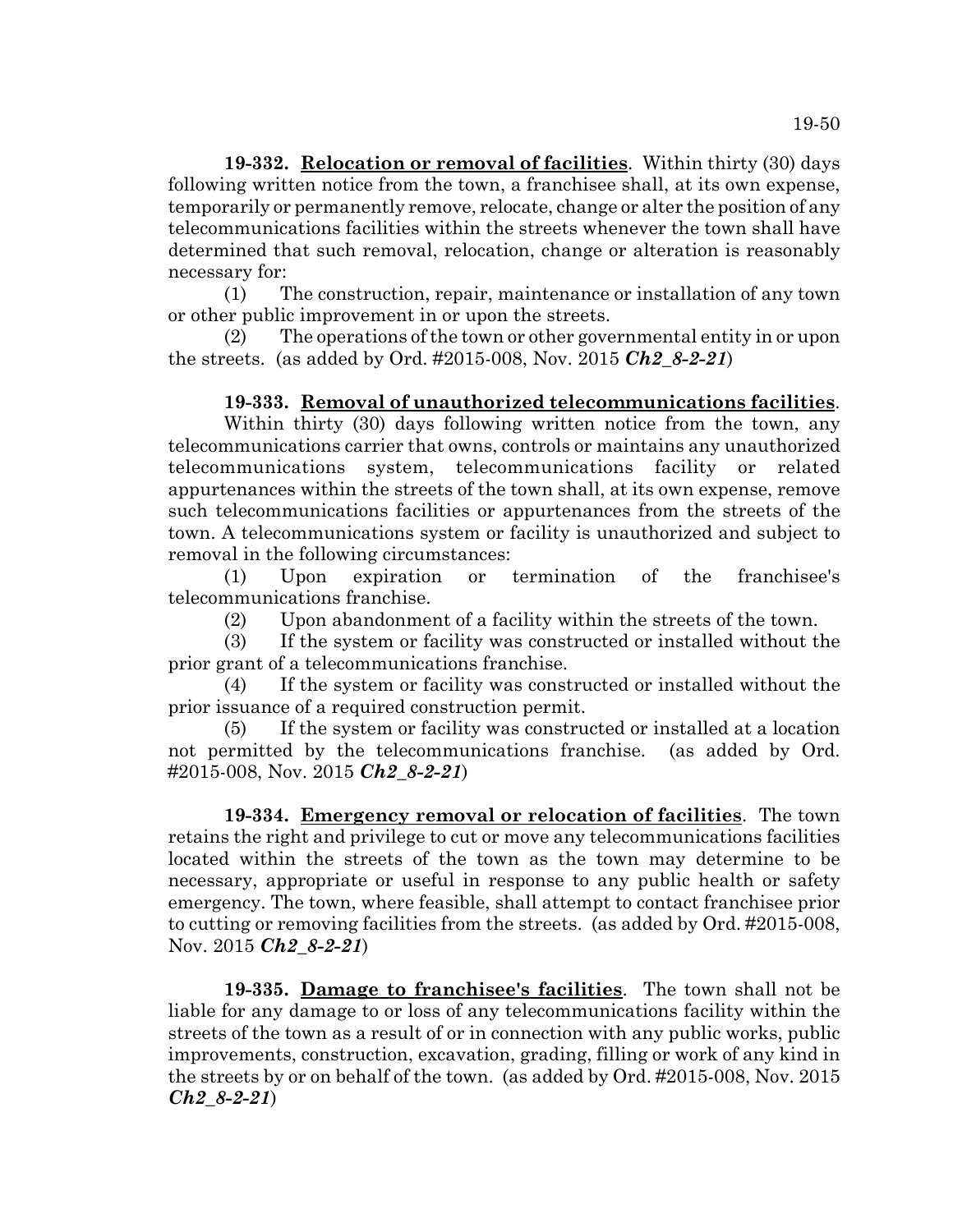**19-332. Relocation or removal of facilities**. Within thirty (30) days following written notice from the town, a franchisee shall, at its own expense, temporarily or permanently remove, relocate, change or alter the position of any telecommunications facilities within the streets whenever the town shall have determined that such removal, relocation, change or alteration is reasonably necessary for:

(1) The construction, repair, maintenance or installation of any town or other public improvement in or upon the streets.

(2) The operations of the town or other governmental entity in or upon the streets. (as added by Ord. #2015-008, Nov. 2015 ***Ch2_8-2-21***)

**19-333. Removal of unauthorized telecommunications facilities**. Within thirty (30) days following written notice from the town, any telecommunications carrier that owns, controls or maintains any unauthorized telecommunications system, telecommunications facility or related appurtenances within the streets of the town shall, at its own expense, remove such telecommunications facilities or appurtenances from the streets of the town. A telecommunications system or facility is unauthorized and subject to removal in the following circumstances:

(1) Upon expiration or termination of the franchisee's telecommunications franchise.

(2) Upon abandonment of a facility within the streets of the town.

(3) If the system or facility was constructed or installed without the prior grant of a telecommunications franchise.

(4) If the system or facility was constructed or installed without the prior issuance of a required construction permit.

(5) If the system or facility was constructed or installed at a location not permitted by the telecommunications franchise. (as added by Ord. #2015-008, Nov. 2015 ***Ch2_8-2-21***)

**19-334. Emergency removal or relocation of facilities**. The town retains the right and privilege to cut or move any telecommunications facilities located within the streets of the town as the town may determine to be necessary, appropriate or useful in response to any public health or safety emergency. The town, where feasible, shall attempt to contact franchisee prior to cutting or removing facilities from the streets. (as added by Ord. #2015-008, Nov. 2015 ***Ch2_8-2-21***)

**19-335. Damage to franchisee's facilities**. The town shall not be liable for any damage to or loss of any telecommunications facility within the streets of the town as a result of or in connection with any public works, public improvements, construction, excavation, grading, filling or work of any kind in the streets by or on behalf of the town. (as added by Ord. #2015-008, Nov. 2015 ***Ch2_8-2-21***)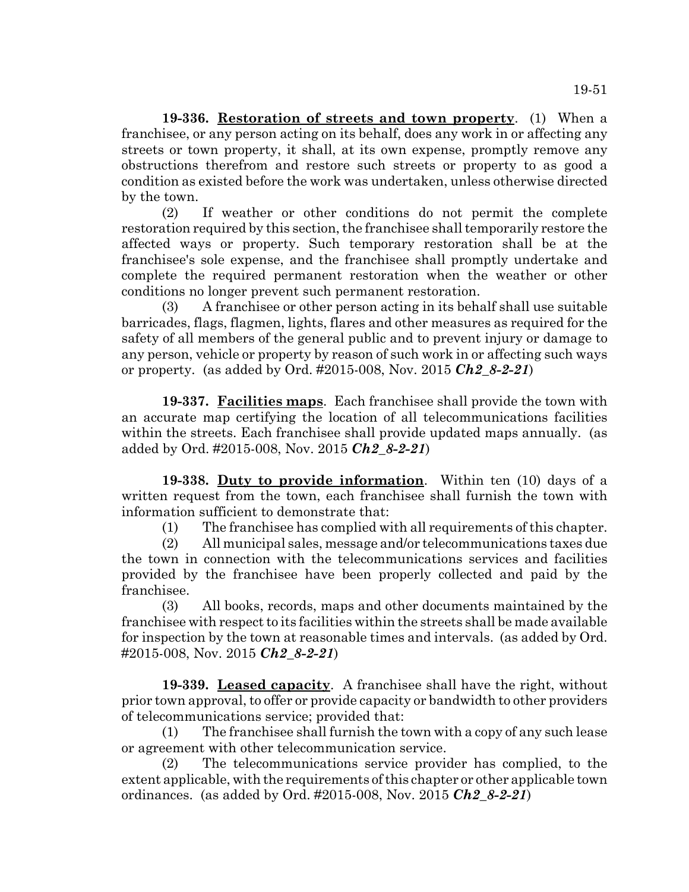**19-336. Restoration of streets and town property**. (1) When a franchisee, or any person acting on its behalf, does any work in or affecting any streets or town property, it shall, at its own expense, promptly remove any obstructions therefrom and restore such streets or property to as good a condition as existed before the work was undertaken, unless otherwise directed by the town.

(2) If weather or other conditions do not permit the complete restoration required by this section, the franchisee shall temporarily restore the affected ways or property. Such temporary restoration shall be at the franchisee's sole expense, and the franchisee shall promptly undertake and complete the required permanent restoration when the weather or other conditions no longer prevent such permanent restoration.

(3) A franchisee or other person acting in its behalf shall use suitable barricades, flags, flagmen, lights, flares and other measures as required for the safety of all members of the general public and to prevent injury or damage to any person, vehicle or property by reason of such work in or affecting such ways or property. (as added by Ord. #2015-008, Nov. 2015 ***Ch2_8-2-21***)

**19-337. Facilities maps**. Each franchisee shall provide the town with an accurate map certifying the location of all telecommunications facilities within the streets. Each franchisee shall provide updated maps annually. (as added by Ord. #2015-008, Nov. 2015 ***Ch2_8-2-21***)

**19-338. Duty to provide information**. Within ten (10) days of a written request from the town, each franchisee shall furnish the town with information sufficient to demonstrate that:

(1) The franchisee has complied with all requirements of this chapter.

(2) All municipal sales, message and/or telecommunications taxes due the town in connection with the telecommunications services and facilities provided by the franchisee have been properly collected and paid by the franchisee.

(3) All books, records, maps and other documents maintained by the franchisee with respect to its facilities within the streets shall be made available for inspection by the town at reasonable times and intervals. (as added by Ord. #2015-008, Nov. 2015 ***Ch2_8-2-21***)

**19-339. Leased capacity**. A franchisee shall have the right, without prior town approval, to offer or provide capacity or bandwidth to other providers of telecommunications service; provided that:

(1) The franchisee shall furnish the town with a copy of any such lease or agreement with other telecommunication service.

(2) The telecommunications service provider has complied, to the extent applicable, with the requirements of this chapter or other applicable town ordinances. (as added by Ord. #2015-008, Nov. 2015 ***Ch2_8-2-21***)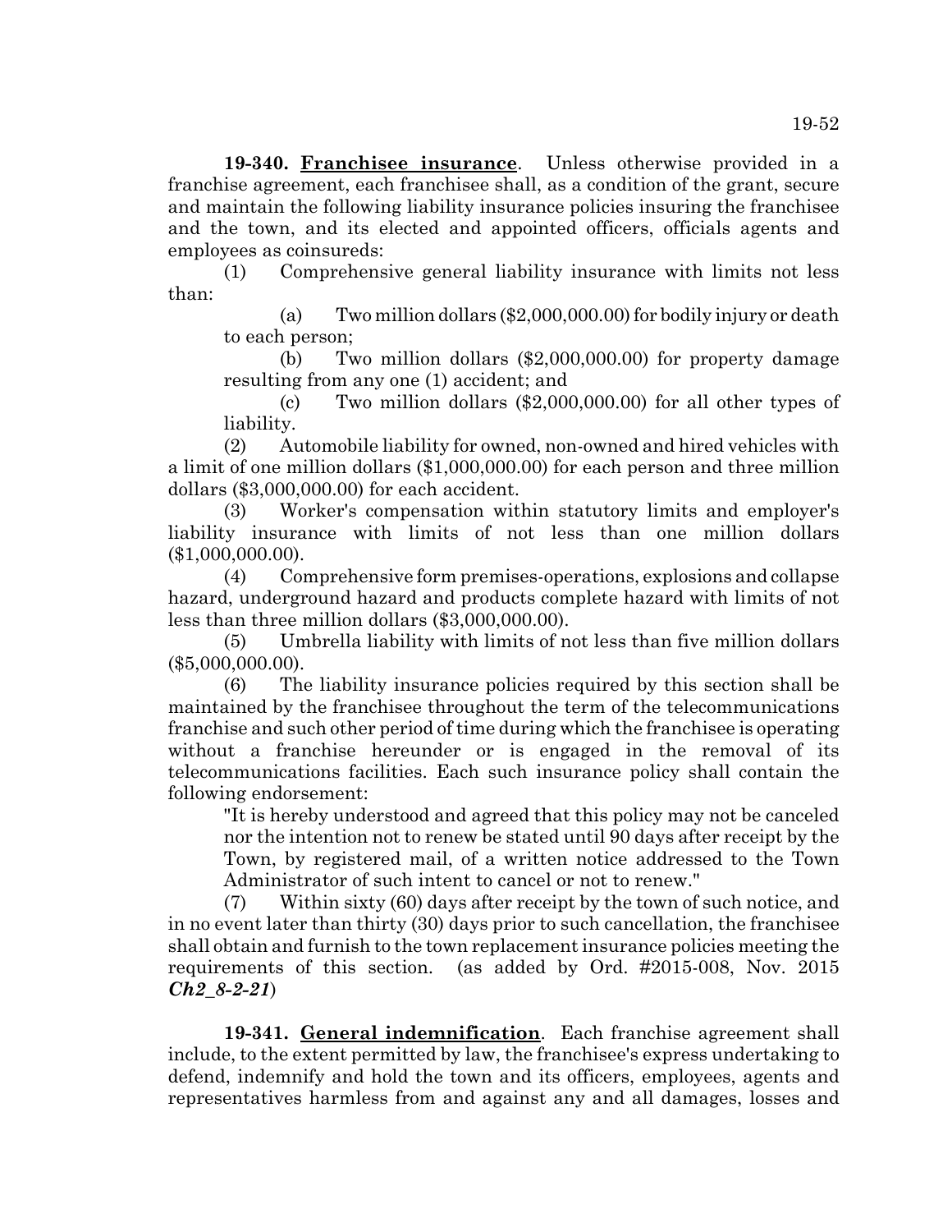**19-340. Franchisee insurance**. Unless otherwise provided in a franchise agreement, each franchisee shall, as a condition of the grant, secure and maintain the following liability insurance policies insuring the franchisee and the town, and its elected and appointed officers, officials agents and employees as coinsureds:

(1) Comprehensive general liability insurance with limits not less than:

(a) Two million dollars ($2,000,000.00) for bodily injury or death to each person;

(b) Two million dollars ($2,000,000.00) for property damage resulting from any one (1) accident; and

(c) Two million dollars ($2,000,000.00) for all other types of liability.

(2) Automobile liability for owned, non-owned and hired vehicles with a limit of one million dollars ($1,000,000.00) for each person and three million dollars ($3,000,000.00) for each accident.

(3) Worker's compensation within statutory limits and employer's liability insurance with limits of not less than one million dollars ($1,000,000.00).

(4) Comprehensive form premises-operations, explosions and collapse hazard, underground hazard and products complete hazard with limits of not less than three million dollars ($3,000,000.00).

(5) Umbrella liability with limits of not less than five million dollars ($5,000,000.00).

(6) The liability insurance policies required by this section shall be maintained by the franchisee throughout the term of the telecommunications franchise and such other period of time during which the franchisee is operating without a franchise hereunder or is engaged in the removal of its telecommunications facilities. Each such insurance policy shall contain the following endorsement:

"It is hereby understood and agreed that this policy may not be canceled nor the intention not to renew be stated until 90 days after receipt by the Town, by registered mail, of a written notice addressed to the Town Administrator of such intent to cancel or not to renew."

(7) Within sixty (60) days after receipt by the town of such notice, and in no event later than thirty (30) days prior to such cancellation, the franchisee shall obtain and furnish to the town replacement insurance policies meeting the requirements of this section. (as added by Ord. #2015-008, Nov. 2015 ***Ch2_8-2-21***)

**19-341. General indemnification**. Each franchise agreement shall include, to the extent permitted by law, the franchisee's express undertaking to defend, indemnify and hold the town and its officers, employees, agents and representatives harmless from and against any and all damages, losses and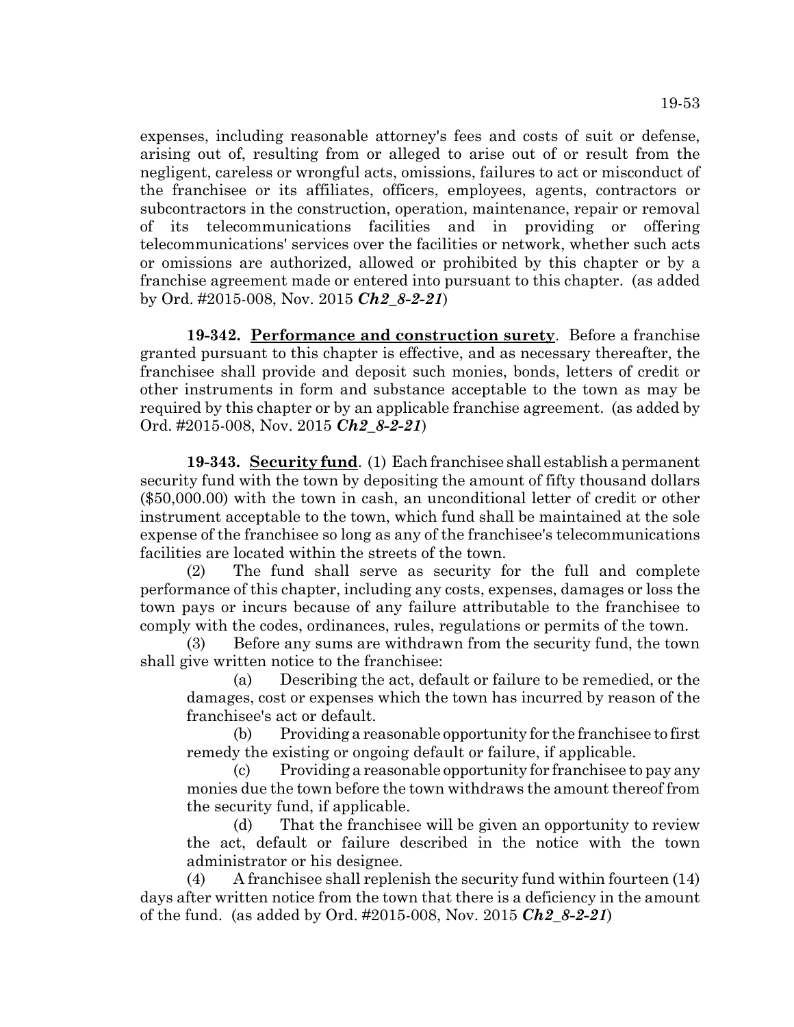expenses, including reasonable attorney's fees and costs of suit or defense, arising out of, resulting from or alleged to arise out of or result from the negligent, careless or wrongful acts, omissions, failures to act or misconduct of the franchisee or its affiliates, officers, employees, agents, contractors or subcontractors in the construction, operation, maintenance, repair or removal of its telecommunications facilities and in providing or offering telecommunications' services over the facilities or network, whether such acts or omissions are authorized, allowed or prohibited by this chapter or by a franchise agreement made or entered into pursuant to this chapter. (as added by Ord. #2015-008, Nov. 2015 ***Ch2_8-2-21***)

**19-342. Performance and construction surety**. Before a franchise granted pursuant to this chapter is effective, and as necessary thereafter, the franchisee shall provide and deposit such monies, bonds, letters of credit or other instruments in form and substance acceptable to the town as may be required by this chapter or by an applicable franchise agreement. (as added by Ord. #2015-008, Nov. 2015 ***Ch2_8-2-21***)

**19-343. Security fund**. (1) Each franchisee shall establish a permanent security fund with the town by depositing the amount of fifty thousand dollars ($50,000.00) with the town in cash, an unconditional letter of credit or other instrument acceptable to the town, which fund shall be maintained at the sole expense of the franchisee so long as any of the franchisee's telecommunications facilities are located within the streets of the town.

(2) The fund shall serve as security for the full and complete performance of this chapter, including any costs, expenses, damages or loss the town pays or incurs because of any failure attributable to the franchisee to comply with the codes, ordinances, rules, regulations or permits of the town.

(3) Before any sums are withdrawn from the security fund, the town shall give written notice to the franchisee:

(a) Describing the act, default or failure to be remedied, or the damages, cost or expenses which the town has incurred by reason of the franchisee's act or default.

(b) Providing a reasonable opportunity for the franchisee to first remedy the existing or ongoing default or failure, if applicable.

(c) Providing a reasonable opportunity for franchisee to pay any monies due the town before the town withdraws the amount thereof from the security fund, if applicable.

(d) That the franchisee will be given an opportunity to review the act, default or failure described in the notice with the town administrator or his designee.

(4) A franchisee shall replenish the security fund within fourteen (14) days after written notice from the town that there is a deficiency in the amount of the fund. (as added by Ord. #2015-008, Nov. 2015 ***Ch2_8-2-21***)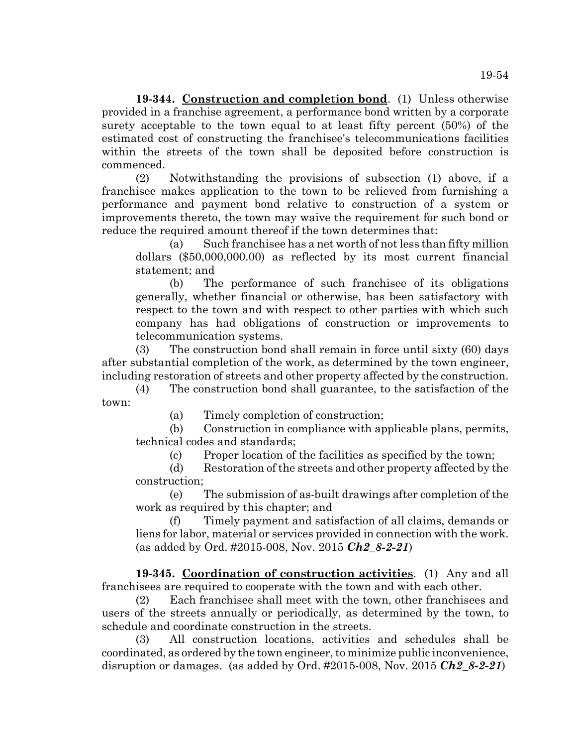**19-344. Construction and completion bond**. (1) Unless otherwise provided in a franchise agreement, a performance bond written by a corporate surety acceptable to the town equal to at least fifty percent (50%) of the estimated cost of constructing the franchisee's telecommunications facilities within the streets of the town shall be deposited before construction is commenced.

(2) Notwithstanding the provisions of subsection (1) above, if a franchisee makes application to the town to be relieved from furnishing a performance and payment bond relative to construction of a system or improvements thereto, the town may waive the requirement for such bond or reduce the required amount thereof if the town determines that:

(a) Such franchisee has a net worth of not less than fifty million dollars ($50,000,000.00) as reflected by its most current financial statement; and

(b) The performance of such franchisee of its obligations generally, whether financial or otherwise, has been satisfactory with respect to the town and with respect to other parties with which such company has had obligations of construction or improvements to telecommunication systems.

(3) The construction bond shall remain in force until sixty (60) days after substantial completion of the work, as determined by the town engineer, including restoration of streets and other property affected by the construction.

(4) The construction bond shall guarantee, to the satisfaction of the town:

(a) Timely completion of construction;

(b) Construction in compliance with applicable plans, permits, technical codes and standards;

(c) Proper location of the facilities as specified by the town;

(d) Restoration of the streets and other property affected by the construction;

(e) The submission of as-built drawings after completion of the work as required by this chapter; and

(f) Timely payment and satisfaction of all claims, demands or liens for labor, material or services provided in connection with the work. (as added by Ord. #2015-008, Nov. 2015 ***Ch2_8-2-21***)

**19-345. Coordination of construction activities**. (1) Any and all franchisees are required to cooperate with the town and with each other.

(2) Each franchisee shall meet with the town, other franchisees and users of the streets annually or periodically, as determined by the town, to schedule and coordinate construction in the streets.

(3) All construction locations, activities and schedules shall be coordinated, as ordered by the town engineer, to minimize public inconvenience, disruption or damages. (as added by Ord. #2015-008, Nov. 2015 ***Ch2_8-2-21***)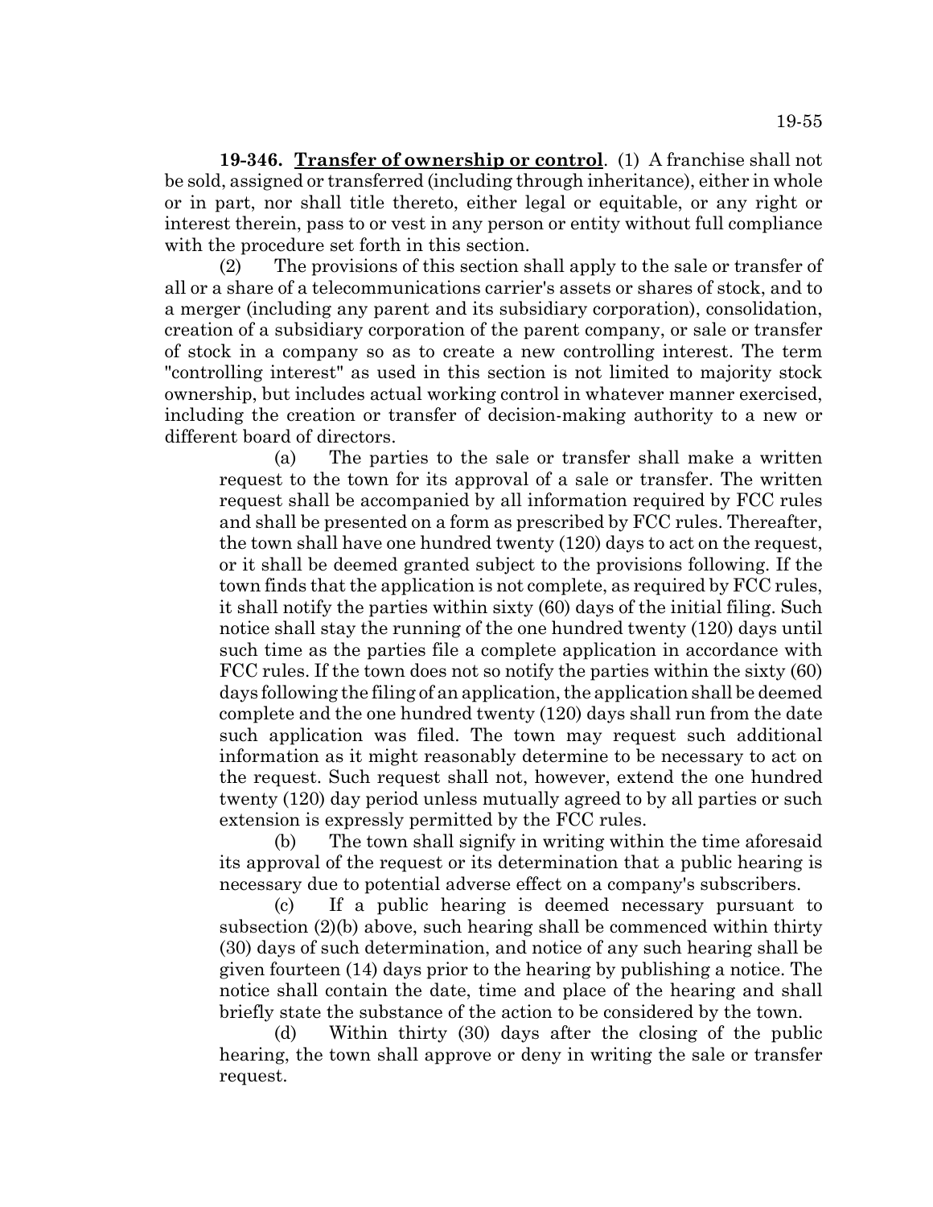**19-346. Transfer of ownership or control**. (1) A franchise shall not be sold, assigned or transferred (including through inheritance), either in whole or in part, nor shall title thereto, either legal or equitable, or any right or interest therein, pass to or vest in any person or entity without full compliance with the procedure set forth in this section.

(2) The provisions of this section shall apply to the sale or transfer of all or a share of a telecommunications carrier's assets or shares of stock, and to a merger (including any parent and its subsidiary corporation), consolidation, creation of a subsidiary corporation of the parent company, or sale or transfer of stock in a company so as to create a new controlling interest. The term "controlling interest" as used in this section is not limited to majority stock ownership, but includes actual working control in whatever manner exercised, including the creation or transfer of decision-making authority to a new or different board of directors.

(a) The parties to the sale or transfer shall make a written request to the town for its approval of a sale or transfer. The written request shall be accompanied by all information required by FCC rules and shall be presented on a form as prescribed by FCC rules. Thereafter, the town shall have one hundred twenty (120) days to act on the request, or it shall be deemed granted subject to the provisions following. If the town finds that the application is not complete, as required by FCC rules, it shall notify the parties within sixty (60) days of the initial filing. Such notice shall stay the running of the one hundred twenty (120) days until such time as the parties file a complete application in accordance with FCC rules. If the town does not so notify the parties within the sixty (60) days following the filing of an application, the application shall be deemed complete and the one hundred twenty (120) days shall run from the date such application was filed. The town may request such additional information as it might reasonably determine to be necessary to act on the request. Such request shall not, however, extend the one hundred twenty (120) day period unless mutually agreed to by all parties or such extension is expressly permitted by the FCC rules.

(b) The town shall signify in writing within the time aforesaid its approval of the request or its determination that a public hearing is necessary due to potential adverse effect on a company's subscribers.

(c) If a public hearing is deemed necessary pursuant to subsection (2)(b) above, such hearing shall be commenced within thirty (30) days of such determination, and notice of any such hearing shall be given fourteen (14) days prior to the hearing by publishing a notice. The notice shall contain the date, time and place of the hearing and shall briefly state the substance of the action to be considered by the town.

(d) Within thirty (30) days after the closing of the public hearing, the town shall approve or deny in writing the sale or transfer request.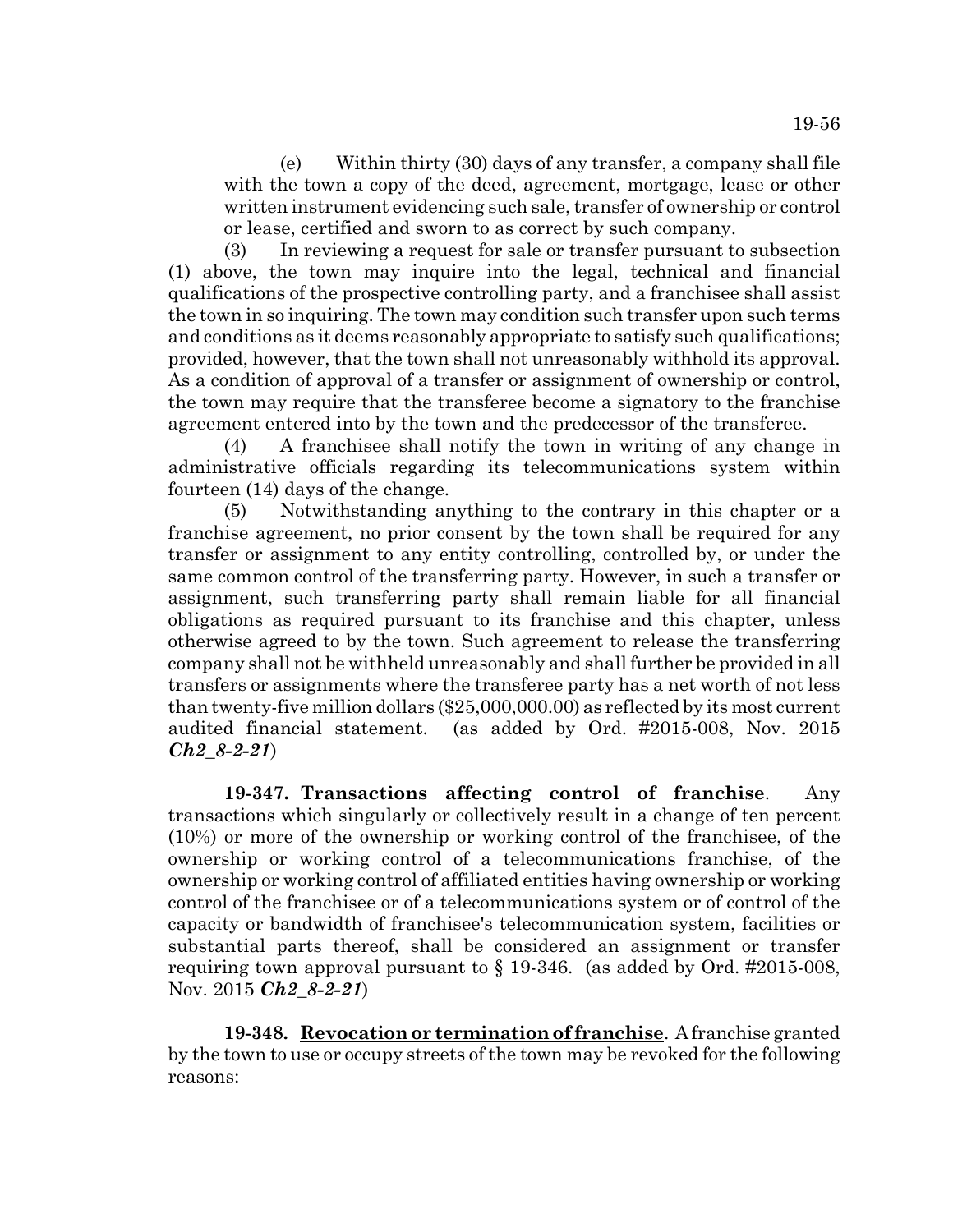(e) Within thirty (30) days of any transfer, a company shall file with the town a copy of the deed, agreement, mortgage, lease or other written instrument evidencing such sale, transfer of ownership or control or lease, certified and sworn to as correct by such company.

(3) In reviewing a request for sale or transfer pursuant to subsection (1) above, the town may inquire into the legal, technical and financial qualifications of the prospective controlling party, and a franchisee shall assist the town in so inquiring. The town may condition such transfer upon such terms and conditions as it deems reasonably appropriate to satisfy such qualifications; provided, however, that the town shall not unreasonably withhold its approval. As a condition of approval of a transfer or assignment of ownership or control, the town may require that the transferee become a signatory to the franchise agreement entered into by the town and the predecessor of the transferee.

(4) A franchisee shall notify the town in writing of any change in administrative officials regarding its telecommunications system within fourteen (14) days of the change.

(5) Notwithstanding anything to the contrary in this chapter or a franchise agreement, no prior consent by the town shall be required for any transfer or assignment to any entity controlling, controlled by, or under the same common control of the transferring party. However, in such a transfer or assignment, such transferring party shall remain liable for all financial obligations as required pursuant to its franchise and this chapter, unless otherwise agreed to by the town. Such agreement to release the transferring company shall not be withheld unreasonably and shall further be provided in all transfers or assignments where the transferee party has a net worth of not less than twenty-five million dollars ($25,000,000.00) as reflected by its most current audited financial statement. (as added by Ord. #2015-008, Nov. 2015 ***Ch2_8-2-21***)

**19-347. <u>Transactions affecting control of franchise</u>**. Any transactions which singularly or collectively result in a change of ten percent (10%) or more of the ownership or working control of the franchisee, of the ownership or working control of a telecommunications franchise, of the ownership or working control of affiliated entities having ownership or working control of the franchisee or of a telecommunications system or of control of the capacity or bandwidth of franchisee's telecommunication system, facilities or substantial parts thereof, shall be considered an assignment or transfer requiring town approval pursuant to § 19-346. (as added by Ord. #2015-008, Nov. 2015 ***Ch2_8-2-21***)

**19-348. <u>Revocation or termination of franchise</u>**. A franchise granted by the town to use or occupy streets of the town may be revoked for the following reasons: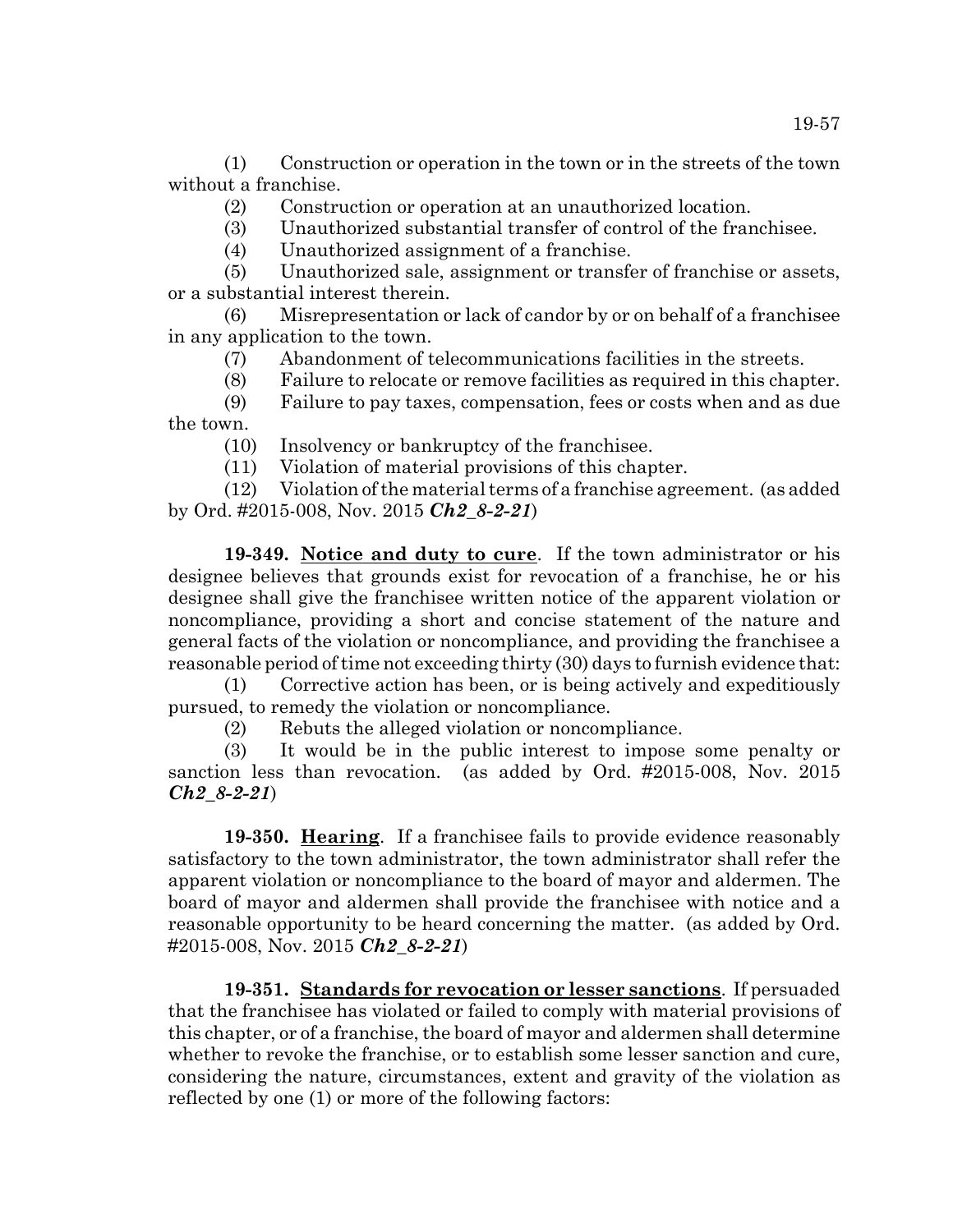(1) Construction or operation in the town or in the streets of the town without a franchise.

(2) Construction or operation at an unauthorized location.

(3) Unauthorized substantial transfer of control of the franchisee.

(4) Unauthorized assignment of a franchise.

(5) Unauthorized sale, assignment or transfer of franchise or assets, or a substantial interest therein.

(6) Misrepresentation or lack of candor by or on behalf of a franchisee in any application to the town.

(7) Abandonment of telecommunications facilities in the streets.

(8) Failure to relocate or remove facilities as required in this chapter.

(9) Failure to pay taxes, compensation, fees or costs when and as due the town.

(10) Insolvency or bankruptcy of the franchisee.

(11) Violation of material provisions of this chapter.

(12) Violation of the material terms of a franchise agreement. (as added by Ord. #2015-008, Nov. 2015 ***Ch2_8-2-21***)

**19-349. Notice and duty to cure**. If the town administrator or his designee believes that grounds exist for revocation of a franchise, he or his designee shall give the franchisee written notice of the apparent violation or noncompliance, providing a short and concise statement of the nature and general facts of the violation or noncompliance, and providing the franchisee a reasonable period of time not exceeding thirty (30) days to furnish evidence that:

(1) Corrective action has been, or is being actively and expeditiously pursued, to remedy the violation or noncompliance.

(2) Rebuts the alleged violation or noncompliance.

(3) It would be in the public interest to impose some penalty or sanction less than revocation. (as added by Ord. #2015-008, Nov. 2015 ***Ch2_8-2-21***)

**19-350. Hearing**. If a franchisee fails to provide evidence reasonably satisfactory to the town administrator, the town administrator shall refer the apparent violation or noncompliance to the board of mayor and aldermen. The board of mayor and aldermen shall provide the franchisee with notice and a reasonable opportunity to be heard concerning the matter. (as added by Ord. #2015-008, Nov. 2015 ***Ch2_8-2-21***)

**19-351. Standards for revocation or lesser sanctions**. If persuaded that the franchisee has violated or failed to comply with material provisions of this chapter, or of a franchise, the board of mayor and aldermen shall determine whether to revoke the franchise, or to establish some lesser sanction and cure, considering the nature, circumstances, extent and gravity of the violation as reflected by one (1) or more of the following factors: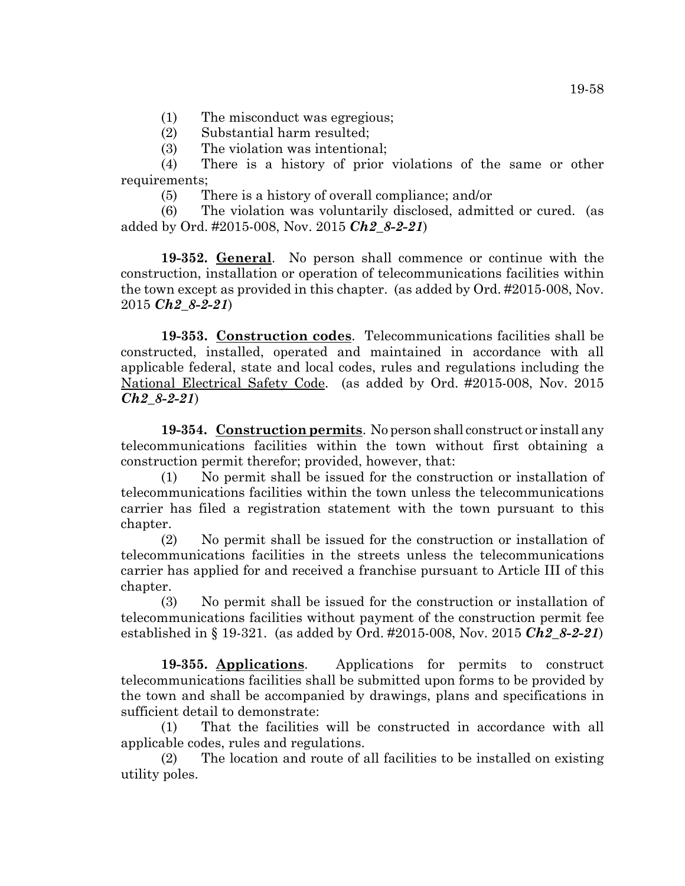(1) The misconduct was egregious;

(2) Substantial harm resulted;

(3) The violation was intentional;

(4) There is a history of prior violations of the same or other requirements;

(5) There is a history of overall compliance; and/or

(6) The violation was voluntarily disclosed, admitted or cured. (as added by Ord. #2015-008, Nov. 2015 ***Ch2_8-2-21***)

**19-352. General**. No person shall commence or continue with the construction, installation or operation of telecommunications facilities within the town except as provided in this chapter. (as added by Ord. #2015-008, Nov. 2015 ***Ch2_8-2-21***)

**19-353. Construction codes**. Telecommunications facilities shall be constructed, installed, operated and maintained in accordance with all applicable federal, state and local codes, rules and regulations including the National Electrical Safety Code. (as added by Ord. #2015-008, Nov. 2015 ***Ch2_8-2-21***)

**19-354. Construction permits**. No person shall construct or install any telecommunications facilities within the town without first obtaining a construction permit therefor; provided, however, that:

(1) No permit shall be issued for the construction or installation of telecommunications facilities within the town unless the telecommunications carrier has filed a registration statement with the town pursuant to this chapter.

(2) No permit shall be issued for the construction or installation of telecommunications facilities in the streets unless the telecommunications carrier has applied for and received a franchise pursuant to Article III of this chapter.

(3) No permit shall be issued for the construction or installation of telecommunications facilities without payment of the construction permit fee established in § 19-321. (as added by Ord. #2015-008, Nov. 2015 ***Ch2_8-2-21***)

**19-355. Applications**. Applications for permits to construct telecommunications facilities shall be submitted upon forms to be provided by the town and shall be accompanied by drawings, plans and specifications in sufficient detail to demonstrate:

(1) That the facilities will be constructed in accordance with all applicable codes, rules and regulations.

(2) The location and route of all facilities to be installed on existing utility poles.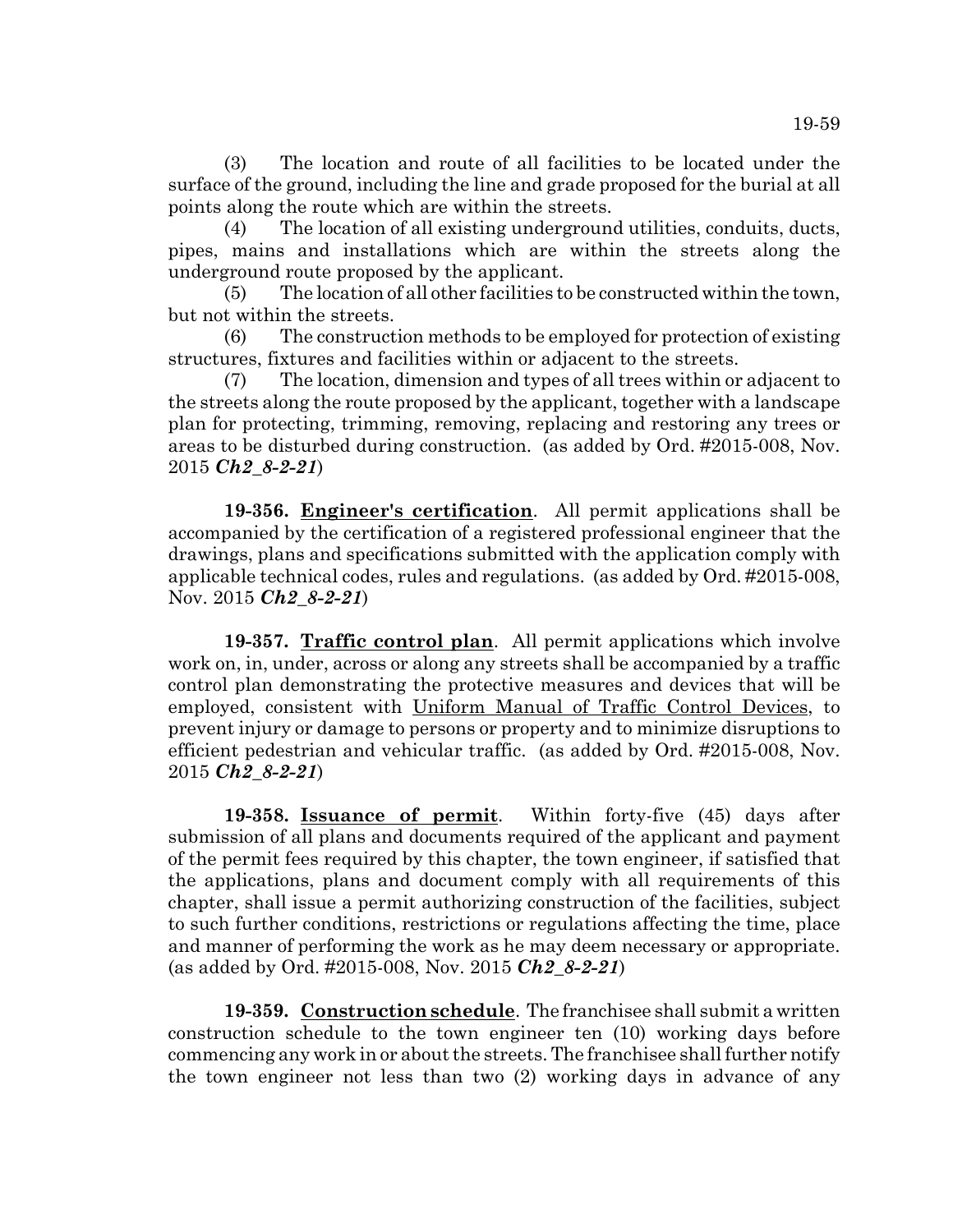(3) The location and route of all facilities to be located under the surface of the ground, including the line and grade proposed for the burial at all points along the route which are within the streets.

(4) The location of all existing underground utilities, conduits, ducts, pipes, mains and installations which are within the streets along the underground route proposed by the applicant.

(5) The location of all other facilities to be constructed within the town, but not within the streets.

(6) The construction methods to be employed for protection of existing structures, fixtures and facilities within or adjacent to the streets.

(7) The location, dimension and types of all trees within or adjacent to the streets along the route proposed by the applicant, together with a landscape plan for protecting, trimming, removing, replacing and restoring any trees or areas to be disturbed during construction. (as added by Ord. #2015-008, Nov. 2015 ***Ch2_8-2-21***)

**19-356. Engineer's certification**. All permit applications shall be accompanied by the certification of a registered professional engineer that the drawings, plans and specifications submitted with the application comply with applicable technical codes, rules and regulations. (as added by Ord. #2015-008, Nov. 2015 ***Ch2_8-2-21***)

**19-357. Traffic control plan**. All permit applications which involve work on, in, under, across or along any streets shall be accompanied by a traffic control plan demonstrating the protective measures and devices that will be employed, consistent with Uniform Manual of Traffic Control Devices, to prevent injury or damage to persons or property and to minimize disruptions to efficient pedestrian and vehicular traffic. (as added by Ord. #2015-008, Nov. 2015 ***Ch2_8-2-21***)

**19-358. Issuance of permit**. Within forty-five (45) days after submission of all plans and documents required of the applicant and payment of the permit fees required by this chapter, the town engineer, if satisfied that the applications, plans and document comply with all requirements of this chapter, shall issue a permit authorizing construction of the facilities, subject to such further conditions, restrictions or regulations affecting the time, place and manner of performing the work as he may deem necessary or appropriate. (as added by Ord. #2015-008, Nov. 2015 ***Ch2_8-2-21***)

**19-359. Construction schedule**. The franchisee shall submit a written construction schedule to the town engineer ten (10) working days before commencing any work in or about the streets. The franchisee shall further notify the town engineer not less than two (2) working days in advance of any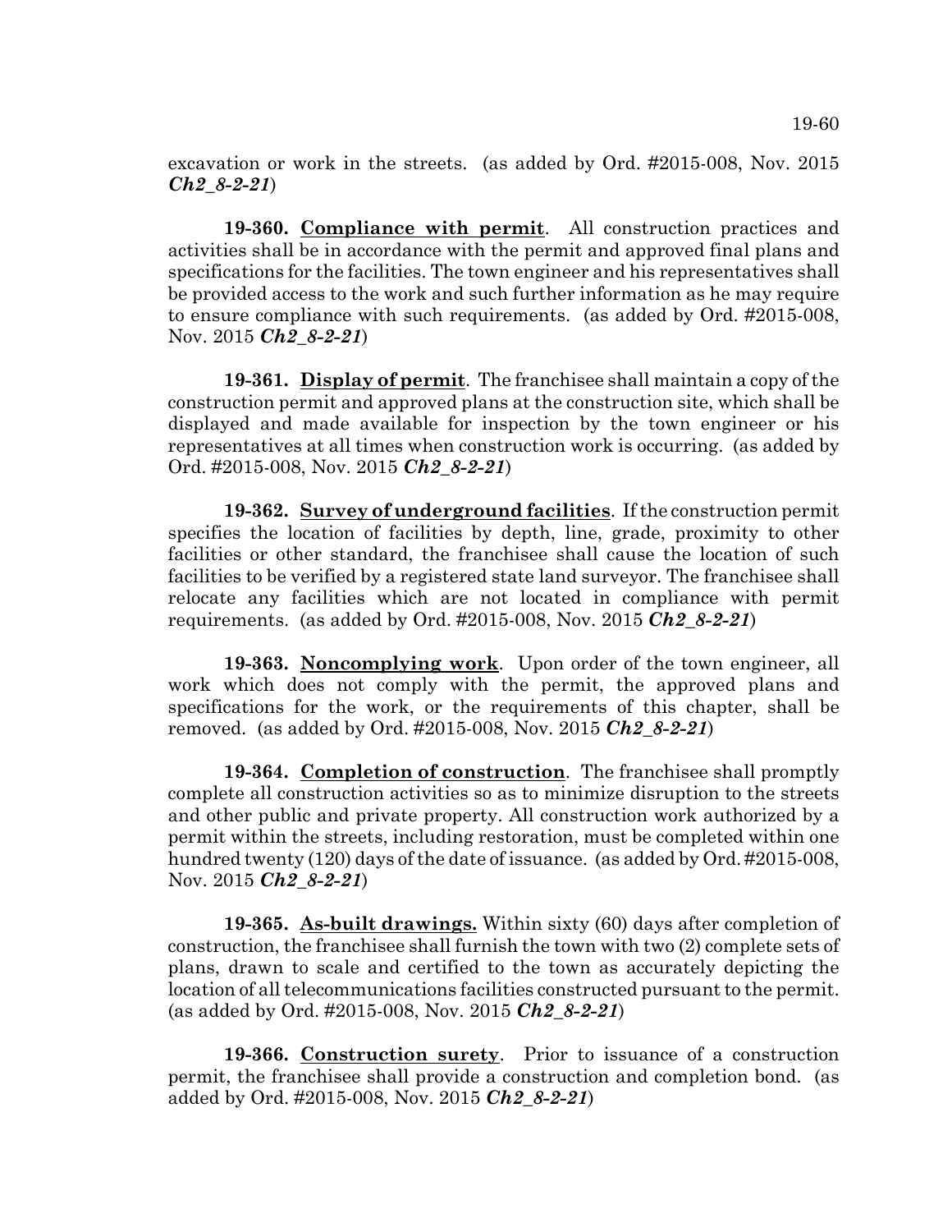excavation or work in the streets. (as added by Ord. #2015-008, Nov. 2015 ***Ch2_8-2-21***)

**19-360. Compliance with permit**. All construction practices and activities shall be in accordance with the permit and approved final plans and specifications for the facilities. The town engineer and his representatives shall be provided access to the work and such further information as he may require to ensure compliance with such requirements. (as added by Ord. #2015-008, Nov. 2015 ***Ch2_8-2-21***)

**19-361. Display of permit**. The franchisee shall maintain a copy of the construction permit and approved plans at the construction site, which shall be displayed and made available for inspection by the town engineer or his representatives at all times when construction work is occurring. (as added by Ord. #2015-008, Nov. 2015 ***Ch2_8-2-21***)

**19-362. Survey of underground facilities**. If the construction permit specifies the location of facilities by depth, line, grade, proximity to other facilities or other standard, the franchisee shall cause the location of such facilities to be verified by a registered state land surveyor. The franchisee shall relocate any facilities which are not located in compliance with permit requirements. (as added by Ord. #2015-008, Nov. 2015 ***Ch2_8-2-21***)

**19-363. Noncomplying work**. Upon order of the town engineer, all work which does not comply with the permit, the approved plans and specifications for the work, or the requirements of this chapter, shall be removed. (as added by Ord. #2015-008, Nov. 2015 ***Ch2_8-2-21***)

**19-364. Completion of construction**. The franchisee shall promptly complete all construction activities so as to minimize disruption to the streets and other public and private property. All construction work authorized by a permit within the streets, including restoration, must be completed within one hundred twenty (120) days of the date of issuance. (as added by Ord. #2015-008, Nov. 2015 ***Ch2_8-2-21***)

**19-365. As-built drawings.** Within sixty (60) days after completion of construction, the franchisee shall furnish the town with two (2) complete sets of plans, drawn to scale and certified to the town as accurately depicting the location of all telecommunications facilities constructed pursuant to the permit. (as added by Ord. #2015-008, Nov. 2015 ***Ch2_8-2-21***)

**19-366. Construction surety**. Prior to issuance of a construction permit, the franchisee shall provide a construction and completion bond. (as added by Ord. #2015-008, Nov. 2015 ***Ch2_8-2-21***)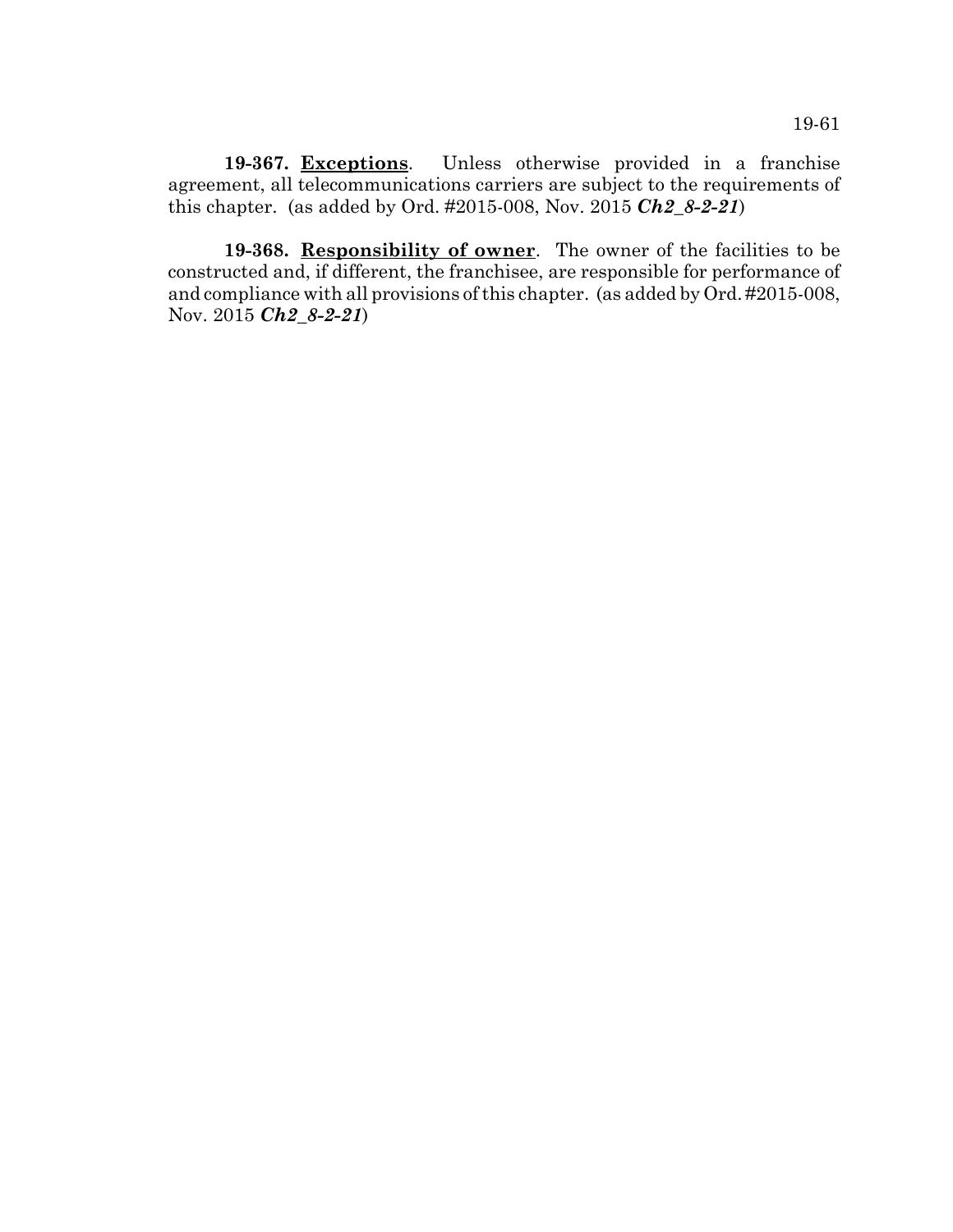**19-367. <u>Exceptions</u>.** Unless otherwise provided in a franchise agreement, all telecommunications carriers are subject to the requirements of this chapter. (as added by Ord. #2015-008, Nov. 2015 ***Ch2_8-2-21***)

**19-368. <u>Responsibility of owner</u>.** The owner of the facilities to be constructed and, if different, the franchisee, are responsible for performance of and compliance with all provisions of this chapter. (as added by Ord. #2015-008, Nov. 2015 ***Ch2_8-2-21***)